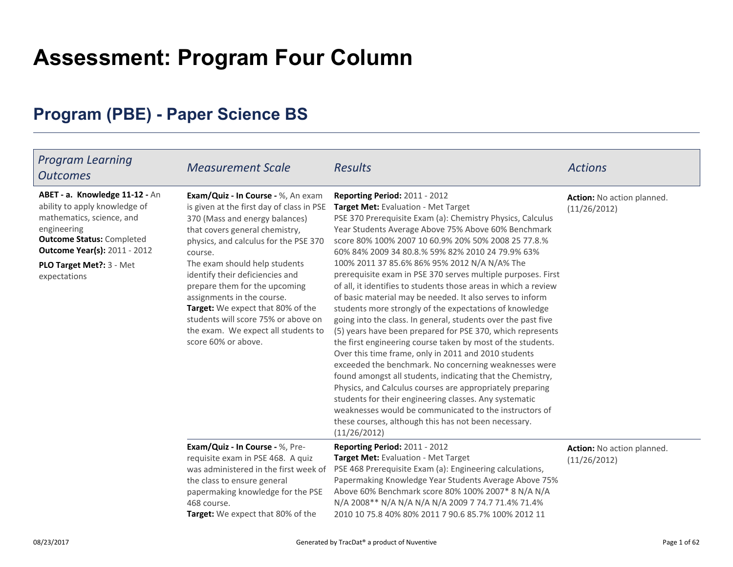# Assessment: Program Four Column

## Program (PBE) - Paper Science BS

| *Program Learning Outcomes* | *Measurement Scale* | *Results* | *Actions* |
|---|---|---|---|
| **ABET - a. Knowledge 11-12 -** An ability to apply knowledge of mathematics, science, and engineering<br>**Outcome Status:** Completed<br>**Outcome Year(s):** 2011 - 2012<br>**PLO Target Met?:** 3 - Met expectations | **Exam/Quiz - In Course -** %, An exam is given at the first day of class in PSE 370 (Mass and energy balances) that covers general chemistry, physics, and calculus for the PSE 370 course.<br>The exam should help students identify their deficiencies and prepare them for the upcoming assignments in the course.<br>**Target:** We expect that 80% of the students will score 75% or above on the exam. We expect all students to score 60% or above. | **Reporting Period:** 2011 - 2012<br>**Target Met:** Evaluation - Met Target<br>PSE 370 Prerequisite Exam (a): Chemistry Physics, Calculus Year Students Average Above 75% Above 60% Benchmark score 80% 100% 2007 10 60.9% 20% 50% 2008 25 77.8.% 60% 84% 2009 34 80.8.% 59% 82% 2010 24 79.9% 63% 100% 2011 37 85.6% 86% 95% 2012 N/A N/A% The prerequisite exam in PSE 370 serves multiple purposes. First of all, it identifies to students those areas in which a review of basic material may be needed. It also serves to inform students more strongly of the expectations of knowledge going into the class. In general, students over the past five (5) years have been prepared for PSE 370, which represents the first engineering course taken by most of the students. Over this time frame, only in 2011 and 2010 students exceeded the benchmark. No concerning weaknesses were found amongst all students, indicating that the Chemistry, Physics, and Calculus courses are appropriately preparing students for their engineering classes. Any systematic weaknesses would be communicated to the instructors of these courses, although this has not been necessary. (11/26/2012) | **Action:** No action planned. (11/26/2012) |
| | **Exam/Quiz - In Course -** %, Pre-requisite exam in PSE 468. A quiz was administered in the first week of the class to ensure general papermaking knowledge for the PSE 468 course.<br>**Target:** We expect that 80% of the | **Reporting Period:** 2011 - 2012<br>**Target Met:** Evaluation - Met Target<br>PSE 468 Prerequisite Exam (a): Engineering calculations, Papermaking Knowledge Year Students Average Above 75% Above 60% Benchmark score 80% 100% 2007* 8 N/A N/A N/A 2008** N/A N/A N/A N/A 2009 7 74.7 71.4% 71.4% 2010 10 75.8 40% 80% 2011 7 90.6 85.7% 100% 2012 11 | **Action:** No action planned. (11/26/2012) |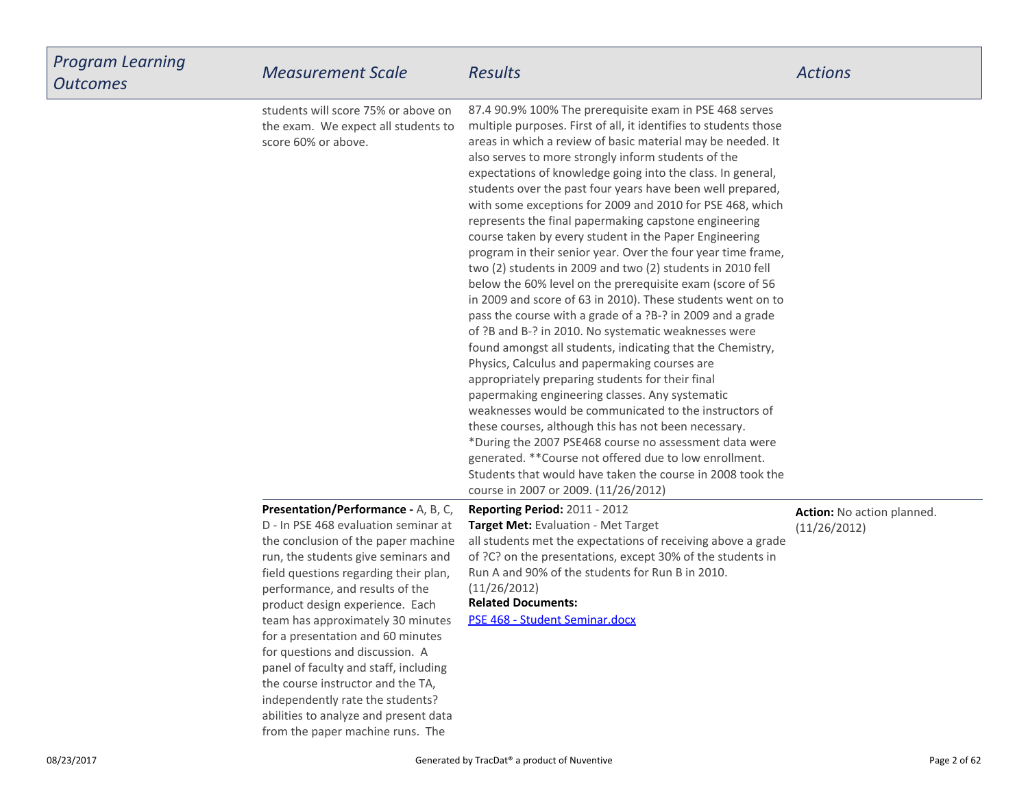| Program Learning Outcomes | Measurement Scale | Results | Actions |
|---|---|---|---|
| | students will score 75% or above on the exam. We expect all students to score 60% or above. | 87.4 90.9% 100% The prerequisite exam in PSE 468 serves multiple purposes. First of all, it identifies to students those areas in which a review of basic material may be needed. It also serves to more strongly inform students of the expectations of knowledge going into the class. In general, students over the past four years have been well prepared, with some exceptions for 2009 and 2010 for PSE 468, which represents the final papermaking capstone engineering course taken by every student in the Paper Engineering program in their senior year. Over the four year time frame, two (2) students in 2009 and two (2) students in 2010 fell below the 60% level on the prerequisite exam (score of 56 in 2009 and score of 63 in 2010). These students went on to pass the course with a grade of a ?B-? in 2009 and a grade of ?B and B-? in 2010. No systematic weaknesses were found amongst all students, indicating that the Chemistry, Physics, Calculus and papermaking courses are appropriately preparing students for their final papermaking engineering classes. Any systematic weaknesses would be communicated to the instructors of these courses, although this has not been necessary. *During the 2007 PSE468 course no assessment data were generated. **Course not offered due to low enrollment. Students that would have taken the course in 2008 took the course in 2007 or 2009. (11/26/2012) | |
| | **Presentation/Performance -** A, B, C, D - In PSE 468 evaluation seminar at the conclusion of the paper machine run, the students give seminars and field questions regarding their plan, performance, and results of the product design experience. Each team has approximately 30 minutes for a presentation and 60 minutes for questions and discussion. A panel of faculty and staff, including the course instructor and the TA, independently rate the students? abilities to analyze and present data from the paper machine runs. The | **Reporting Period:** 2011 - 2012<br>**Target Met:** Evaluation - Met Target<br>all students met the expectations of receiving above a grade of ?C? on the presentations, except 30% of the students in Run A and 90% of the students for Run B in 2010. (11/26/2012)<br>**Related Documents:**<br>PSE 468 - Student Seminar.docx | **Action:** No action planned. (11/26/2012) |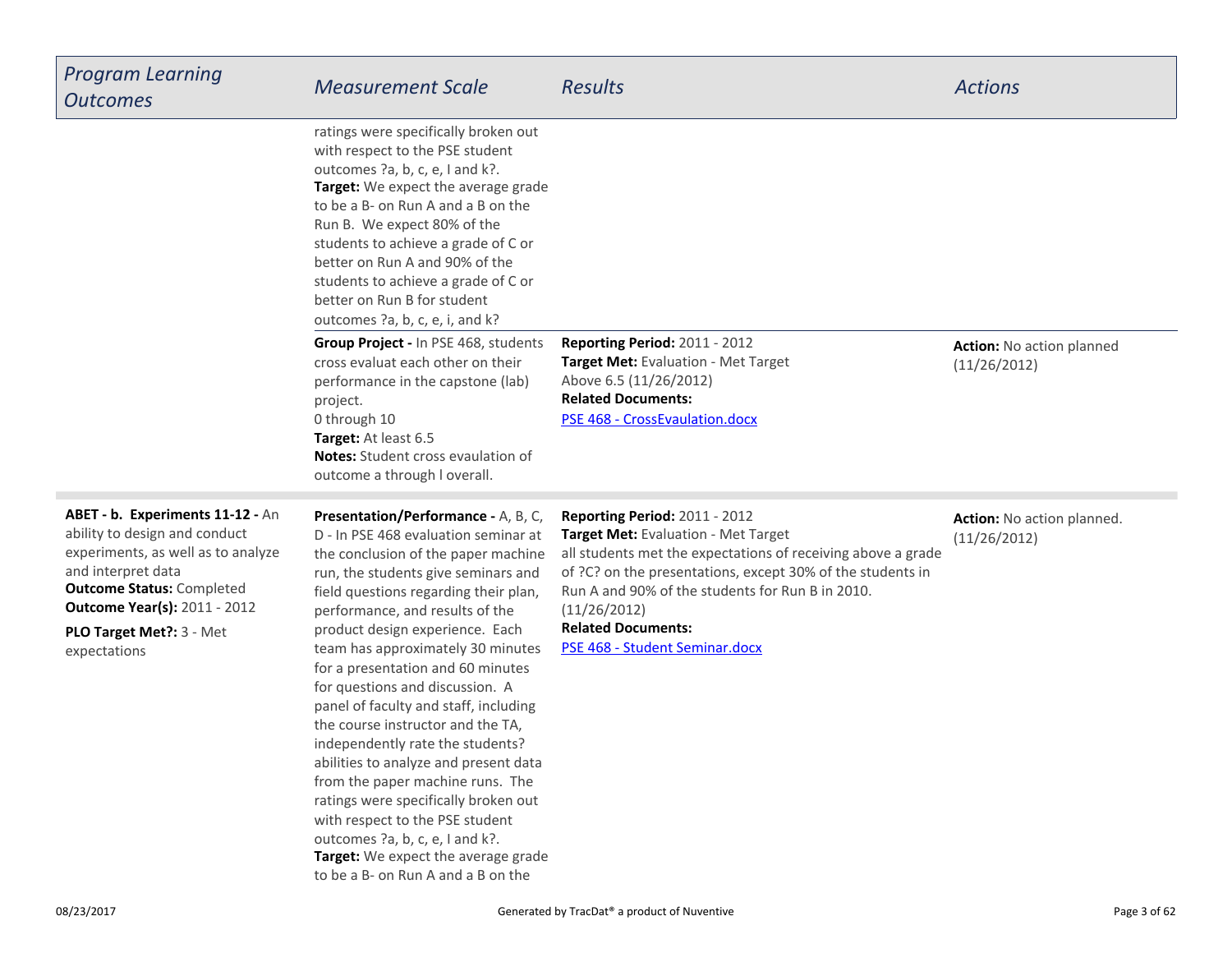| Program Learning Outcomes | Measurement Scale | Results | Actions |
|---|---|---|---|
| | ratings were specifically broken out with respect to the PSE student outcomes ?a, b, c, e, I and k?.<br>**Target:** We expect the average grade to be a B- on Run A and a B on the Run B. We expect 80% of the students to achieve a grade of C or better on Run A and 90% of the students to achieve a grade of C or better on Run B for student outcomes ?a, b, c, e, i, and k? | | |
| | **Group Project -** In PSE 468, students cross evaluat each other on their performance in the capstone (lab) project.<br>0 through 10<br>**Target:** At least 6.5<br>**Notes:** Student cross evaulation of outcome a through l overall. | **Reporting Period:** 2011 - 2012<br>**Target Met:** Evaluation - Met Target<br>Above 6.5 (11/26/2012)<br>**Related Documents:**<br>PSE 468 - CrossEvaulation.docx | **Action:** No action planned (11/26/2012) |
| **ABET - b. Experiments 11-12 -** An ability to design and conduct experiments, as well as to analyze and interpret data<br>**Outcome Status:** Completed<br>**Outcome Year(s):** 2011 - 2012<br>**PLO Target Met?:** 3 - Met expectations | **Presentation/Performance -** A, B, C, D - In PSE 468 evaluation seminar at the conclusion of the paper machine run, the students give seminars and field questions regarding their plan, performance, and results of the product design experience. Each team has approximately 30 minutes for a presentation and 60 minutes for questions and discussion. A panel of faculty and staff, including the course instructor and the TA, independently rate the students? abilities to analyze and present data from the paper machine runs. The ratings were specifically broken out with respect to the PSE student outcomes ?a, b, c, e, I and k?.<br>**Target:** We expect the average grade to be a B- on Run A and a B on the | **Reporting Period:** 2011 - 2012<br>**Target Met:** Evaluation - Met Target<br>all students met the expectations of receiving above a grade of ?C? on the presentations, except 30% of the students in Run A and 90% of the students for Run B in 2010. (11/26/2012)<br>**Related Documents:**<br>PSE 468 - Student Seminar.docx | **Action:** No action planned. (11/26/2012) |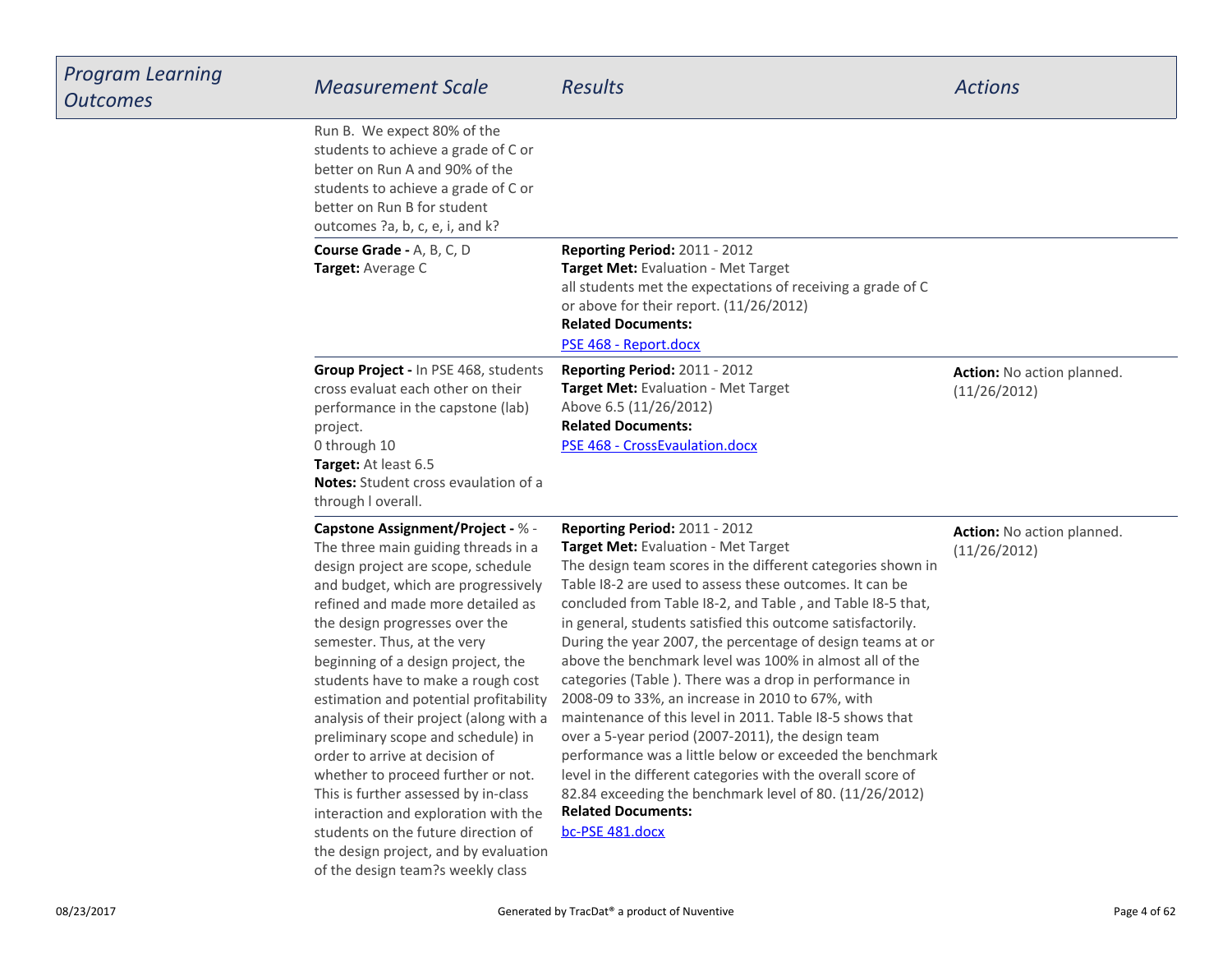| Program Learning Outcomes | Measurement Scale | Results | Actions |
| --- | --- | --- | --- |
| | Run B. We expect 80% of the students to achieve a grade of C or better on Run A and 90% of the students to achieve a grade of C or better on Run B for student outcomes ?a, b, c, e, i, and k? | | |
| | **Course Grade -** A, B, C, D<br>**Target:** Average C | **Reporting Period:** 2011 - 2012<br>**Target Met:** Evaluation - Met Target<br>all students met the expectations of receiving a grade of C or above for their report. (11/26/2012)<br>**Related Documents:**<br>PSE 468 - Report.docx | |
| | **Group Project -** In PSE 468, students cross evaluat each other on their performance in the capstone (lab) project.<br>0 through 10<br>**Target:** At least 6.5<br>**Notes:** Student cross evaulation of a through l overall. | **Reporting Period:** 2011 - 2012<br>**Target Met:** Evaluation - Met Target<br>Above 6.5 (11/26/2012)<br>**Related Documents:**<br>PSE 468 - CrossEvaulation.docx | **Action:** No action planned. (11/26/2012) |
| | **Capstone Assignment/Project -** % - The three main guiding threads in a design project are scope, schedule and budget, which are progressively refined and made more detailed as the design progresses over the semester. Thus, at the very beginning of a design project, the students have to make a rough cost estimation and potential profitability analysis of their project (along with a preliminary scope and schedule) in order to arrive at decision of whether to proceed further or not. This is further assessed by in-class interaction and exploration with the students on the future direction of the design project, and by evaluation of the design team?s weekly class | **Reporting Period:** 2011 - 2012<br>**Target Met:** Evaluation - Met Target<br>The design team scores in the different categories shown in Table I8-2 are used to assess these outcomes. It can be concluded from Table I8-2, and Table , and Table I8-5 that, in general, students satisfied this outcome satisfactorily. During the year 2007, the percentage of design teams at or above the benchmark level was 100% in almost all of the categories (Table ). There was a drop in performance in 2008-09 to 33%, an increase in 2010 to 67%, with maintenance of this level in 2011. Table I8-5 shows that over a 5-year period (2007-2011), the design team performance was a little below or exceeded the benchmark level in the different categories with the overall score of 82.84 exceeding the benchmark level of 80. (11/26/2012)<br>**Related Documents:**<br>bc-PSE 481.docx | **Action:** No action planned. (11/26/2012) |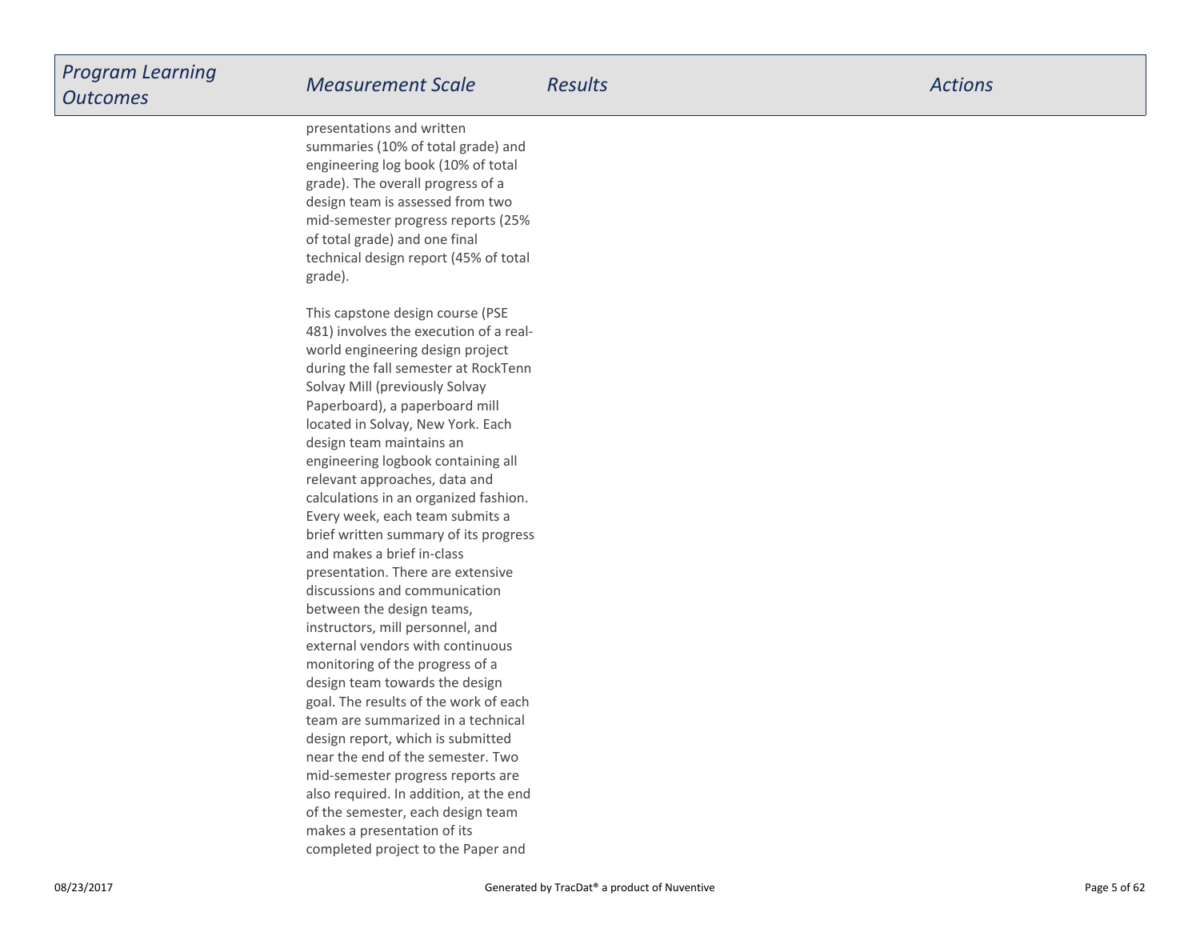| Program Learning Outcomes | Measurement Scale | Results | Actions |
|---|---|---|---|
| | presentations and written summaries (10% of total grade) and engineering log book (10% of total grade). The overall progress of a design team is assessed from two mid-semester progress reports (25% of total grade) and one final technical design report (45% of total grade).<br><br>This capstone design course (PSE 481) involves the execution of a real-world engineering design project during the fall semester at RockTenn Solvay Mill (previously Solvay Paperboard), a paperboard mill located in Solvay, New York. Each design team maintains an engineering logbook containing all relevant approaches, data and calculations in an organized fashion. Every week, each team submits a brief written summary of its progress and makes a brief in-class presentation. There are extensive discussions and communication between the design teams, instructors, mill personnel, and external vendors with continuous monitoring of the progress of a design team towards the design goal. The results of the work of each team are summarized in a technical design report, which is submitted near the end of the semester. Two mid-semester progress reports are also required. In addition, at the end of the semester, each design team makes a presentation of its completed project to the Paper and | | |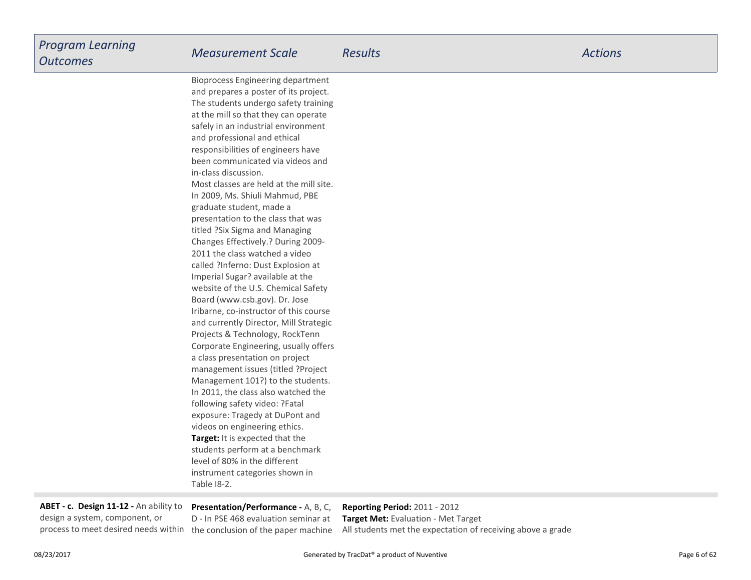| *Program Learning Outcomes* | *Measurement Scale* | *Results* | *Actions* |
|---|---|---|---|
| | Bioprocess Engineering department and prepares a poster of its project. The students undergo safety training at the mill so that they can operate safely in an industrial environment and professional and ethical responsibilities of engineers have been communicated via videos and in-class discussion.<br>Most classes are held at the mill site. In 2009, Ms. Shiuli Mahmud, PBE graduate student, made a presentation to the class that was titled ?Six Sigma and Managing Changes Effectively.? During 2009-2011 the class watched a video called ?Inferno: Dust Explosion at Imperial Sugar? available at the website of the U.S. Chemical Safety Board (www.csb.gov). Dr. Jose Iribarne, co-instructor of this course and currently Director, Mill Strategic Projects & Technology, RockTenn Corporate Engineering, usually offers a class presentation on project management issues (titled ?Project Management 101?) to the students. In 2011, the class also watched the following safety video: ?Fatal exposure: Tragedy at DuPont and videos on engineering ethics.<br>**Target:** It is expected that the students perform at a benchmark level of 80% in the different instrument categories shown in Table I8-2. | | |
| **ABET - c. Design 11-12 -** An ability to design a system, component, or process to meet desired needs within | **Presentation/Performance -** A, B, C, D - In PSE 468 evaluation seminar at the conclusion of the paper machine | **Reporting Period:** 2011 - 2012<br>**Target Met:** Evaluation - Met Target<br>All students met the expectation of receiving above a grade | |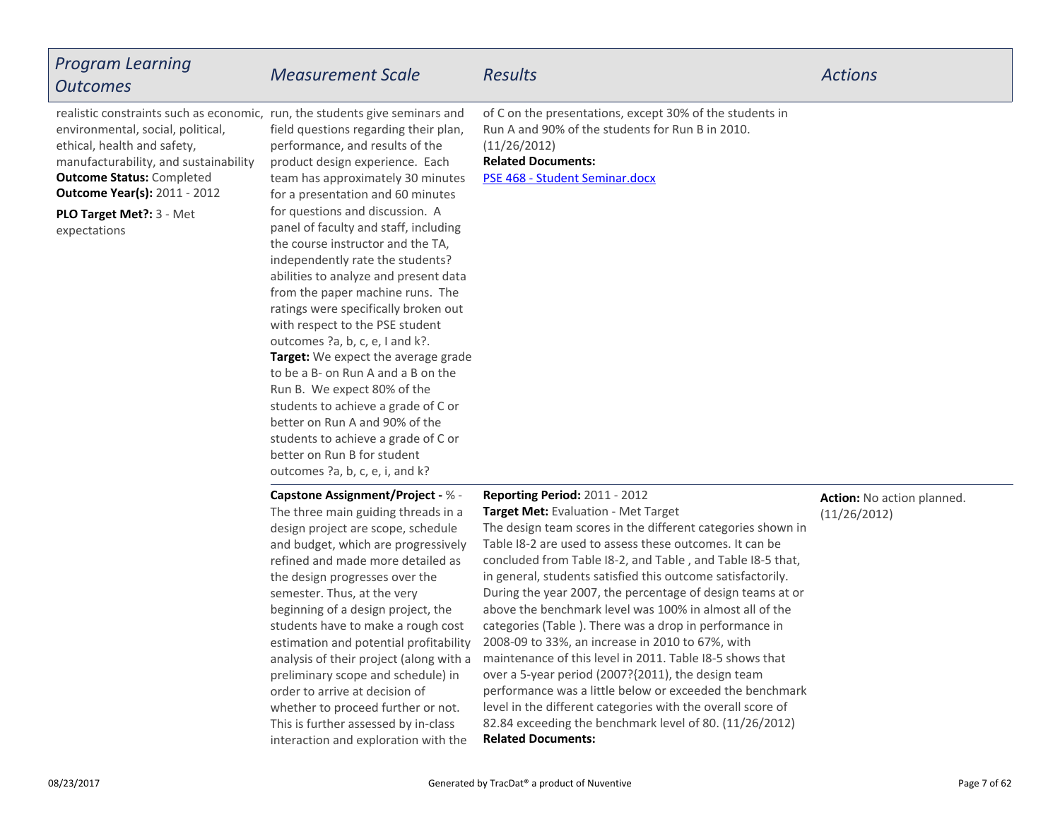| Program Learning Outcomes | Measurement Scale | Results | Actions |
| --- | --- | --- | --- |
| realistic constraints such as economic, environmental, social, political, ethical, health and safety, manufacturability, and sustainability<br>**Outcome Status:** Completed<br>**Outcome Year(s):** 2011 - 2012<br>**PLO Target Met?:** 3 - Met expectations | run, the students give seminars and field questions regarding their plan, performance, and results of the product design experience. Each team has approximately 30 minutes for a presentation and 60 minutes for questions and discussion. A panel of faculty and staff, including the course instructor and the TA, independently rate the students? abilities to analyze and present data from the paper machine runs. The ratings were specifically broken out with respect to the PSE student outcomes ?a, b, c, e, I and k?.<br>**Target:** We expect the average grade to be a B- on Run A and a B on the Run B. We expect 80% of the students to achieve a grade of C or better on Run A and 90% of the students to achieve a grade of C or better on Run B for student outcomes ?a, b, c, e, i, and k? | of C on the presentations, except 30% of the students in Run A and 90% of the students for Run B in 2010. (11/26/2012)<br>**Related Documents:**<br>PSE 468 - Student Seminar.docx | |
| | **Capstone Assignment/Project -** % - The three main guiding threads in a design project are scope, schedule and budget, which are progressively refined and made more detailed as the design progresses over the semester. Thus, at the very beginning of a design project, the students have to make a rough cost estimation and potential profitability analysis of their project (along with a preliminary scope and schedule) in order to arrive at decision of whether to proceed further or not. This is further assessed by in-class interaction and exploration with the | **Reporting Period:** 2011 - 2012<br>**Target Met:** Evaluation - Met Target<br>The design team scores in the different categories shown in Table I8-2 are used to assess these outcomes. It can be concluded from Table I8-2, and Table , and Table I8-5 that, in general, students satisfied this outcome satisfactorily. During the year 2007, the percentage of design teams at or above the benchmark level was 100% in almost all of the categories (Table ). There was a drop in performance in 2008-09 to 33%, an increase in 2010 to 67%, with maintenance of this level in 2011. Table I8-5 shows that over a 5-year period (2007?{2011), the design team performance was a little below or exceeded the benchmark level in the different categories with the overall score of 82.84 exceeding the benchmark level of 80. (11/26/2012)<br>**Related Documents:** | **Action:** No action planned. (11/26/2012) |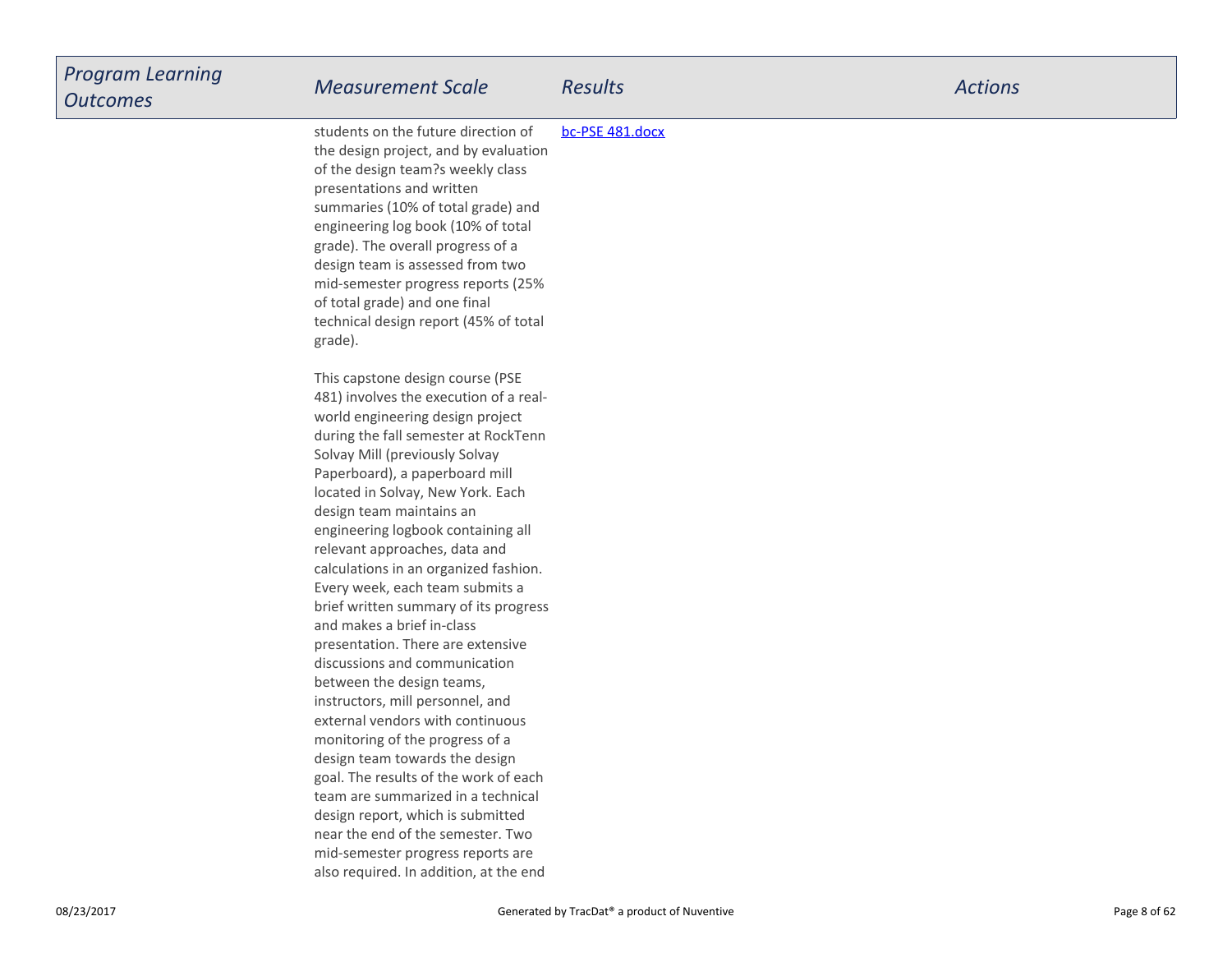| Program Learning Outcomes | Measurement Scale | Results | Actions |
|---|---|---|---|
| | students on the future direction of the design project, and by evaluation of the design team?s weekly class presentations and written summaries (10% of total grade) and engineering log book (10% of total grade). The overall progress of a design team is assessed from two mid-semester progress reports (25% of total grade) and one final technical design report (45% of total grade).<br><br>This capstone design course (PSE 481) involves the execution of a real-world engineering design project during the fall semester at RockTenn Solvay Mill (previously Solvay Paperboard), a paperboard mill located in Solvay, New York. Each design team maintains an engineering logbook containing all relevant approaches, data and calculations in an organized fashion. Every week, each team submits a brief written summary of its progress and makes a brief in-class presentation. There are extensive discussions and communication between the design teams, instructors, mill personnel, and external vendors with continuous monitoring of the progress of a design team towards the design goal. The results of the work of each team are summarized in a technical design report, which is submitted near the end of the semester. Two mid-semester progress reports are also required. In addition, at the end | bc-PSE 481.docx | |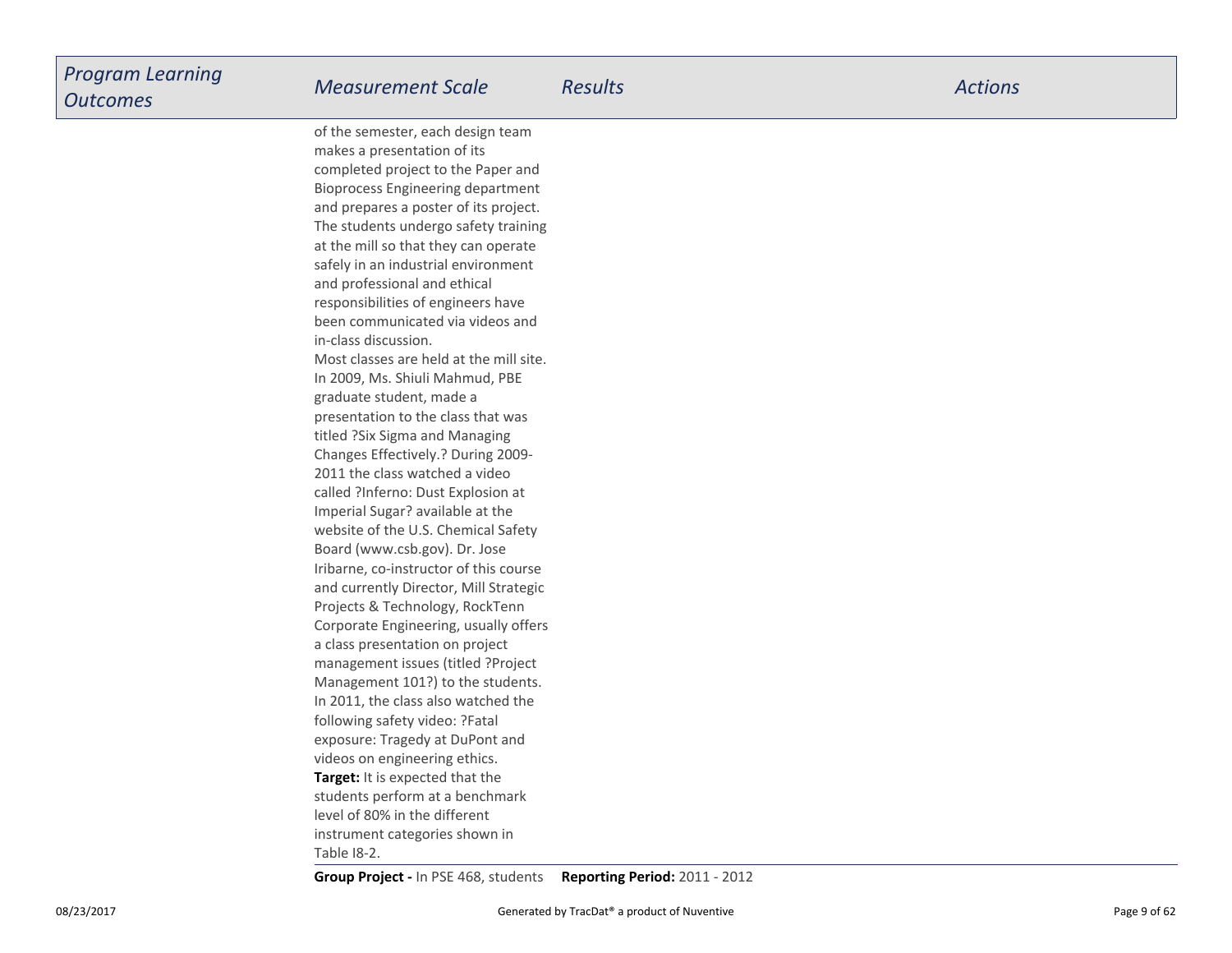| *Program Learning Outcomes* | *Measurement Scale* | *Results* | *Actions* |
|---|---|---|---|
| | of the semester, each design team makes a presentation of its completed project to the Paper and Bioprocess Engineering department and prepares a poster of its project. The students undergo safety training at the mill so that they can operate safely in an industrial environment and professional and ethical responsibilities of engineers have been communicated via videos and in-class discussion. Most classes are held at the mill site. In 2009, Ms. Shiuli Mahmud, PBE graduate student, made a presentation to the class that was titled ?Six Sigma and Managing Changes Effectively.? During 2009-2011 the class watched a video called ?Inferno: Dust Explosion at Imperial Sugar? available at the website of the U.S. Chemical Safety Board (www.csb.gov). Dr. Jose Iribarne, co-instructor of this course and currently Director, Mill Strategic Projects & Technology, RockTenn Corporate Engineering, usually offers a class presentation on project management issues (titled ?Project Management 101?) to the students. In 2011, the class also watched the following safety video: ?Fatal exposure: Tragedy at DuPont and videos on engineering ethics. **Target:** It is expected that the students perform at a benchmark level of 80% in the different instrument categories shown in Table I8-2. | | |
| | **Group Project -** In PSE 468, students | **Reporting Period:** 2011 - 2012 | |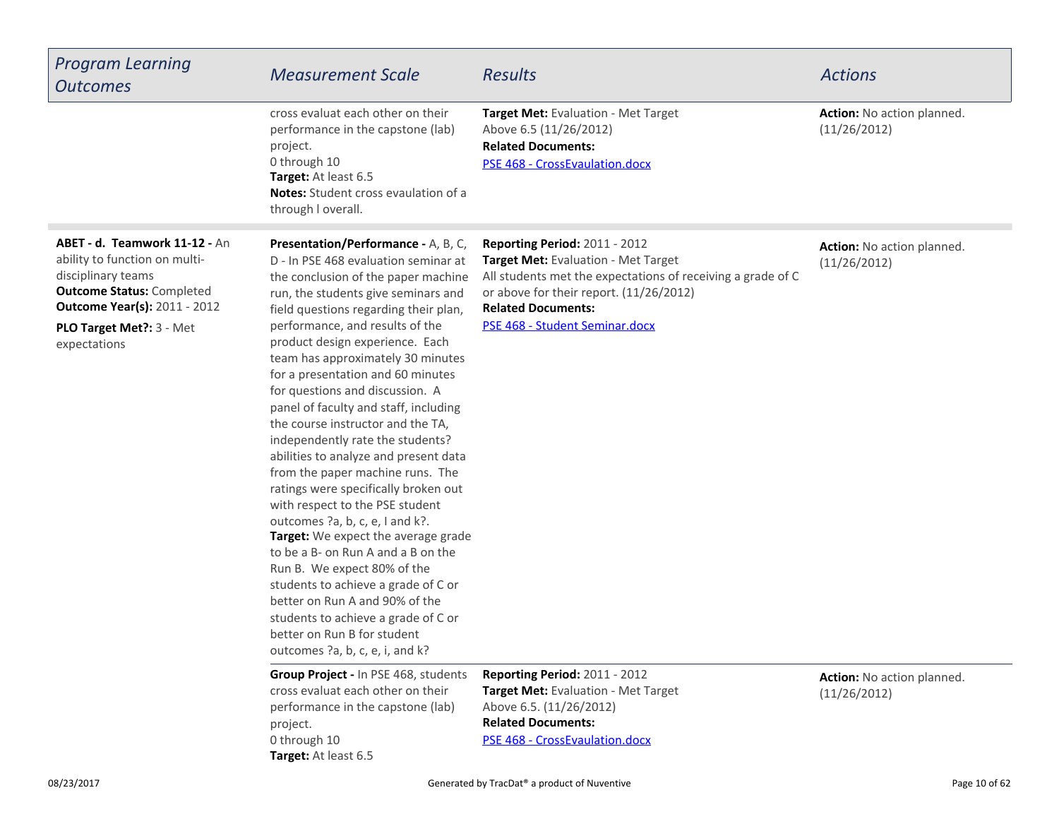| *Program Learning Outcomes* | *Measurement Scale* | *Results* | *Actions* |
|---|---|---|---|
| | cross evaluat each other on their performance in the capstone (lab) project.<br>0 through 10<br>**Target:** At least 6.5<br>**Notes:** Student cross evaulation of a through l overall. | **Target Met:** Evaluation - Met Target<br>Above 6.5 (11/26/2012)<br>**Related Documents:**<br>PSE 468 - CrossEvaulation.docx | **Action:** No action planned. (11/26/2012) |
| **ABET - d. Teamwork 11-12 -** An ability to function on multi-disciplinary teams<br>**Outcome Status:** Completed<br>**Outcome Year(s):** 2011 - 2012<br>**PLO Target Met?:** 3 - Met expectations | **Presentation/Performance -** A, B, C, D - In PSE 468 evaluation seminar at the conclusion of the paper machine run, the students give seminars and field questions regarding their plan, performance, and results of the product design experience. Each team has approximately 30 minutes for a presentation and 60 minutes for questions and discussion. A panel of faculty and staff, including the course instructor and the TA, independently rate the students? abilities to analyze and present data from the paper machine runs. The ratings were specifically broken out with respect to the PSE student outcomes ?a, b, c, e, I and k?.<br>**Target:** We expect the average grade to be a B- on Run A and a B on the Run B. We expect 80% of the students to achieve a grade of C or better on Run A and 90% of the students to achieve a grade of C or better on Run B for student outcomes ?a, b, c, e, i, and k? | **Reporting Period:** 2011 - 2012<br>**Target Met:** Evaluation - Met Target<br>All students met the expectations of receiving a grade of C or above for their report. (11/26/2012)<br>**Related Documents:**<br>PSE 468 - Student Seminar.docx | **Action:** No action planned. (11/26/2012) |
| | **Group Project -** In PSE 468, students cross evaluat each other on their performance in the capstone (lab) project.<br>0 through 10<br>**Target:** At least 6.5 | **Reporting Period:** 2011 - 2012<br>**Target Met:** Evaluation - Met Target<br>Above 6.5. (11/26/2012)<br>**Related Documents:**<br>PSE 468 - CrossEvaulation.docx | **Action:** No action planned. (11/26/2012) |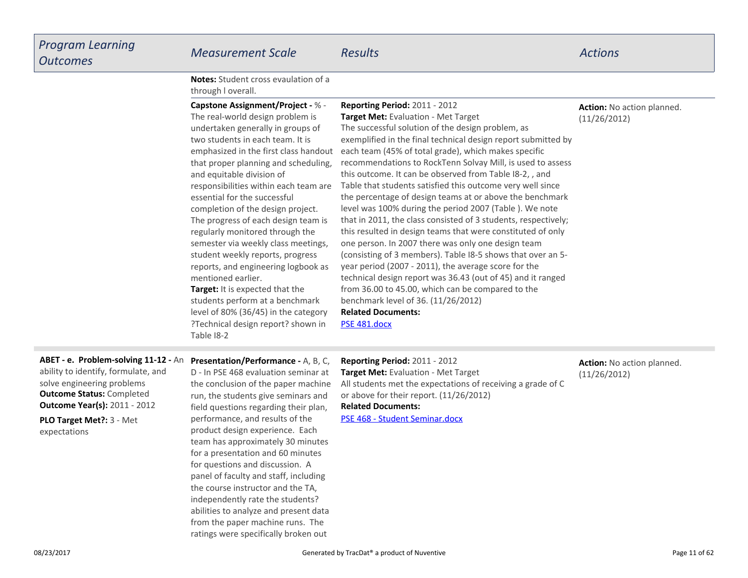| *Program Learning Outcomes* | *Measurement Scale* | *Results* | *Actions* |
|---|---|---|---|
| | **Notes:** Student cross evaulation of a through l overall. | | |
| | **Capstone Assignment/Project -** % - The real-world design problem is undertaken generally in groups of two students in each team. It is emphasized in the first class handout that proper planning and scheduling, and equitable division of responsibilities within each team are essential for the successful completion of the design project. The progress of each design team is regularly monitored through the semester via weekly class meetings, student weekly reports, progress reports, and engineering logbook as mentioned earlier.<br>**Target:** It is expected that the students perform at a benchmark level of 80% (36/45) in the category ?Technical design report? shown in Table I8-2 | **Reporting Period:** 2011 - 2012<br>**Target Met:** Evaluation - Met Target<br>The successful solution of the design problem, as exemplified in the final technical design report submitted by each team (45% of total grade), which makes specific recommendations to RockTenn Solvay Mill, is used to assess this outcome. It can be observed from Table I8-2, , and Table that students satisfied this outcome very well since the percentage of design teams at or above the benchmark level was 100% during the period 2007 (Table ). We note that in 2011, the class consisted of 3 students, respectively; this resulted in design teams that were constituted of only one person. In 2007 there was only one design team (consisting of 3 members). Table I8-5 shows that over an 5-year period (2007 - 2011), the average score for the technical design report was 36.43 (out of 45) and it ranged from 36.00 to 45.00, which can be compared to the benchmark level of 36. (11/26/2012)<br>**Related Documents:**<br>PSE 481.docx | **Action:** No action planned. (11/26/2012) |
| **ABET - e. Problem-solving 11-12 -** An ability to identify, formulate, and solve engineering problems<br>**Outcome Status:** Completed<br>**Outcome Year(s):** 2011 - 2012<br>**PLO Target Met?:** 3 - Met expectations | **Presentation/Performance -** A, B, C, D - In PSE 468 evaluation seminar at the conclusion of the paper machine run, the students give seminars and field questions regarding their plan, performance, and results of the product design experience. Each team has approximately 30 minutes for a presentation and 60 minutes for questions and discussion. A panel of faculty and staff, including the course instructor and the TA, independently rate the students? abilities to analyze and present data from the paper machine runs. The ratings were specifically broken out | **Reporting Period:** 2011 - 2012<br>**Target Met:** Evaluation - Met Target<br>All students met the expectations of receiving a grade of C or above for their report. (11/26/2012)<br>**Related Documents:**<br>PSE 468 - Student Seminar.docx | **Action:** No action planned. (11/26/2012) |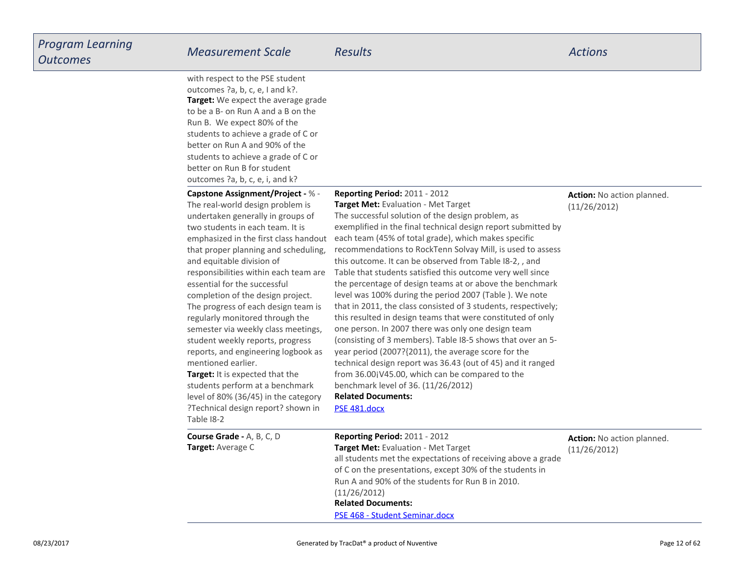| Program Learning Outcomes | Measurement Scale | Results | Actions |
| --- | --- | --- | --- |
| | with respect to the PSE student outcomes ?a, b, c, e, I and k?.<br>**Target:** We expect the average grade to be a B- on Run A and a B on the Run B. We expect 80% of the students to achieve a grade of C or better on Run A and 90% of the students to achieve a grade of C or better on Run B for student outcomes ?a, b, c, e, i, and k? | | |
| | **Capstone Assignment/Project -** % - The real-world design problem is undertaken generally in groups of two students in each team. It is emphasized in the first class handout that proper planning and scheduling, and equitable division of responsibilities within each team are essential for the successful completion of the design project. The progress of each design team is regularly monitored through the semester via weekly class meetings, student weekly reports, progress reports, and engineering logbook as mentioned earlier.<br>**Target:** It is expected that the students perform at a benchmark level of 80% (36/45) in the category ?Technical design report? shown in Table I8-2 | **Reporting Period:** 2011 - 2012<br>**Target Met:** Evaluation - Met Target<br>The successful solution of the design problem, as exemplified in the final technical design report submitted by each team (45% of total grade), which makes specific recommendations to RockTenn Solvay Mill, is used to assess this outcome. It can be observed from Table I8-2, , and Table that students satisfied this outcome very well since the percentage of design teams at or above the benchmark level was 100% during the period 2007 (Table ). We note that in 2011, the class consisted of 3 students, respectively; this resulted in design teams that were constituted of only one person. In 2007 there was only one design team (consisting of 3 members). Table I8-5 shows that over an 5-year period (2007?{2011), the average score for the technical design report was 36.43 (out of 45) and it ranged from 36.00¡V45.00, which can be compared to the benchmark level of 36. (11/26/2012)<br>**Related Documents:**<br>PSE 481.docx | **Action:** No action planned. (11/26/2012) |
| | **Course Grade -** A, B, C, D<br>**Target:** Average C | **Reporting Period:** 2011 - 2012<br>**Target Met:** Evaluation - Met Target<br>all students met the expectations of receiving above a grade of C on the presentations, except 30% of the students in Run A and 90% of the students for Run B in 2010. (11/26/2012)<br>**Related Documents:**<br>PSE 468 - Student Seminar.docx | **Action:** No action planned. (11/26/2012) |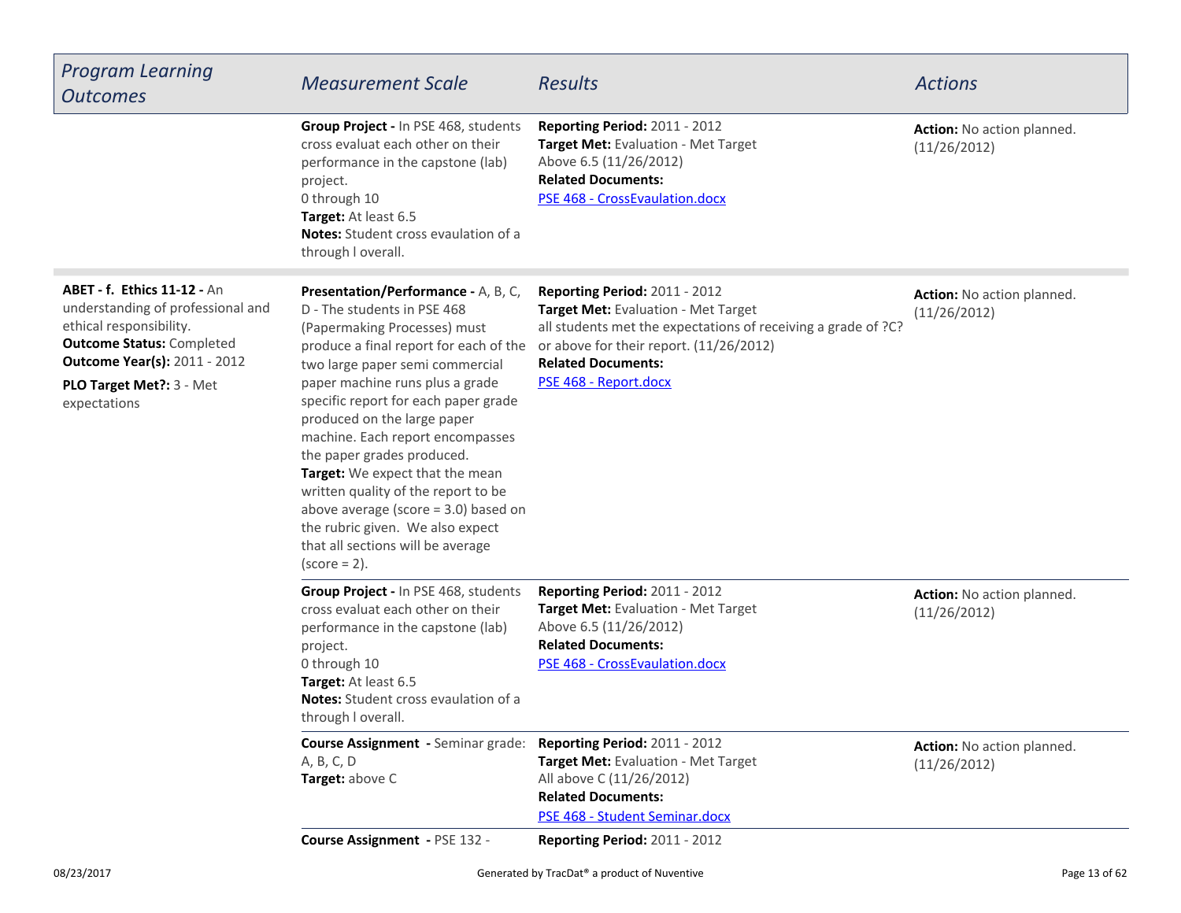| *Program Learning Outcomes* | *Measurement Scale* | *Results* | *Actions* |
|---|---|---|---|
| | **Group Project -** In PSE 468, students cross evaluat each other on their performance in the capstone (lab) project.<br>0 through 10<br>**Target:** At least 6.5<br>**Notes:** Student cross evaulation of a through l overall. | **Reporting Period:** 2011 - 2012<br>**Target Met:** Evaluation - Met Target<br>Above 6.5 (11/26/2012)<br>**Related Documents:**<br>PSE 468 - CrossEvaulation.docx | **Action:** No action planned. (11/26/2012) |
| **ABET - f. Ethics 11-12 -** An understanding of professional and ethical responsibility.<br>**Outcome Status:** Completed<br>**Outcome Year(s):** 2011 - 2012<br>**PLO Target Met?:** 3 - Met expectations | **Presentation/Performance -** A, B, C, D - The students in PSE 468 (Papermaking Processes) must produce a final report for each of the two large paper semi commercial paper machine runs plus a grade specific report for each paper grade produced on the large paper machine. Each report encompasses the paper grades produced.<br>**Target:** We expect that the mean written quality of the report to be above average (score = 3.0) based on the rubric given. We also expect that all sections will be average (score = 2). | **Reporting Period:** 2011 - 2012<br>**Target Met:** Evaluation - Met Target<br>all students met the expectations of receiving a grade of ?C? or above for their report. (11/26/2012)<br>**Related Documents:**<br>PSE 468 - Report.docx | **Action:** No action planned. (11/26/2012) |
| | **Group Project -** In PSE 468, students cross evaluat each other on their performance in the capstone (lab) project.<br>0 through 10<br>**Target:** At least 6.5<br>**Notes:** Student cross evaulation of a through l overall. | **Reporting Period:** 2011 - 2012<br>**Target Met:** Evaluation - Met Target<br>Above 6.5 (11/26/2012)<br>**Related Documents:**<br>PSE 468 - CrossEvaulation.docx | **Action:** No action planned. (11/26/2012) |
| | **Course Assignment -** Seminar grade: A, B, C, D<br>**Target:** above C | **Reporting Period:** 2011 - 2012<br>**Target Met:** Evaluation - Met Target<br>All above C (11/26/2012)<br>**Related Documents:**<br>PSE 468 - Student Seminar.docx | **Action:** No action planned. (11/26/2012) |
| | **Course Assignment -** PSE 132 - | **Reporting Period:** 2011 - 2012 | |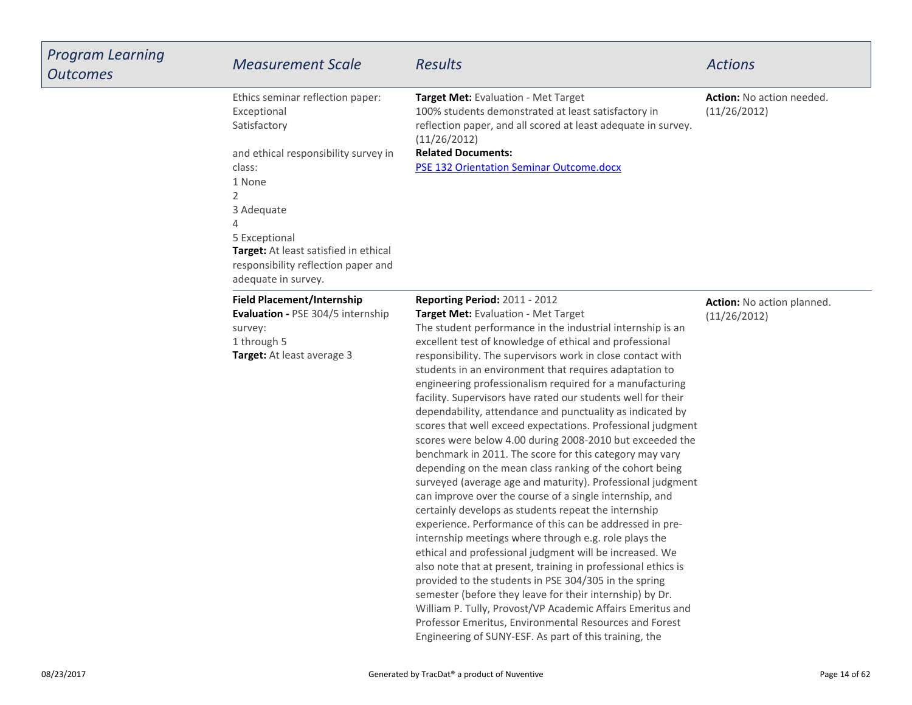| *Program Learning Outcomes* | *Measurement Scale* | *Results* | *Actions* |
|---|---|---|---|
| | Ethics seminar reflection paper:<br>Exceptional<br>Satisfactory<br><br>and ethical responsibility survey in class:<br>1 None<br>2<br>3 Adequate<br>4<br>5 Exceptional<br>**Target:** At least satisfied in ethical responsibility reflection paper and adequate in survey. | **Target Met:** Evaluation - Met Target<br>100% students demonstrated at least satisfactory in reflection paper, and all scored at least adequate in survey. (11/26/2012)<br>**Related Documents:**<br>[PSE 132 Orientation Seminar Outcome.docx]() | **Action:** No action needed. (11/26/2012) |
| | **Field Placement/Internship Evaluation -** PSE 304/5 internship survey:<br>1 through 5<br>**Target:** At least average 3 | **Reporting Period:** 2011 - 2012<br>**Target Met:** Evaluation - Met Target<br>The student performance in the industrial internship is an excellent test of knowledge of ethical and professional responsibility. The supervisors work in close contact with students in an environment that requires adaptation to engineering professionalism required for a manufacturing facility. Supervisors have rated our students well for their dependability, attendance and punctuality as indicated by scores that well exceed expectations. Professional judgment scores were below 4.00 during 2008-2010 but exceeded the benchmark in 2011. The score for this category may vary depending on the mean class ranking of the cohort being surveyed (average age and maturity). Professional judgment can improve over the course of a single internship, and certainly develops as students repeat the internship experience. Performance of this can be addressed in pre-internship meetings where through e.g. role plays the ethical and professional judgment will be increased. We also note that at present, training in professional ethics is provided to the students in PSE 304/305 in the spring semester (before they leave for their internship) by Dr. William P. Tully, Provost/VP Academic Affairs Emeritus and Professor Emeritus, Environmental Resources and Forest Engineering of SUNY-ESF. As part of this training, the | **Action:** No action planned. (11/26/2012) |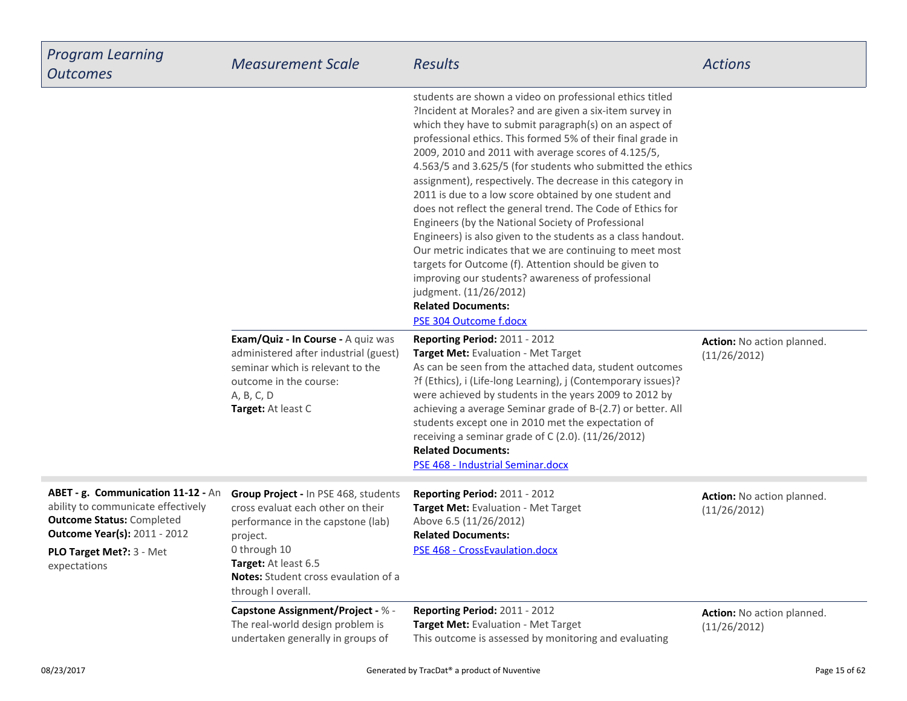| Program Learning Outcomes | Measurement Scale | Results | Actions |
| --- | --- | --- | --- |
| | | students are shown a video on professional ethics titled ?Incident at Morales? and are given a six-item survey in which they have to submit paragraph(s) on an aspect of professional ethics. This formed 5% of their final grade in 2009, 2010 and 2011 with average scores of 4.125/5, 4.563/5 and 3.625/5 (for students who submitted the ethics assignment), respectively. The decrease in this category in 2011 is due to a low score obtained by one student and does not reflect the general trend. The Code of Ethics for Engineers (by the National Society of Professional Engineers) is also given to the students as a class handout. Our metric indicates that we are continuing to meet most targets for Outcome (f). Attention should be given to improving our students? awareness of professional judgment. (11/26/2012)<br>**Related Documents:**<br>PSE 304 Outcome f.docx | |
| | **Exam/Quiz - In Course -** A quiz was administered after industrial (guest) seminar which is relevant to the outcome in the course:<br>A, B, C, D<br>**Target:** At least C | **Reporting Period:** 2011 - 2012<br>**Target Met:** Evaluation - Met Target<br>As can be seen from the attached data, student outcomes ?f (Ethics), i (Life-long Learning), j (Contemporary issues)? were achieved by students in the years 2009 to 2012 by achieving a average Seminar grade of B-(2.7) or better. All students except one in 2010 met the expectation of receiving a seminar grade of C (2.0). (11/26/2012)<br>**Related Documents:**<br>PSE 468 - Industrial Seminar.docx | **Action:** No action planned. (11/26/2012) |
| **ABET - g. Communication 11-12 -** An ability to communicate effectively<br>**Outcome Status:** Completed<br>**Outcome Year(s):** 2011 - 2012<br>**PLO Target Met?:** 3 - Met expectations | **Group Project -** In PSE 468, students cross evaluat each other on their performance in the capstone (lab) project.<br>0 through 10<br>**Target:** At least 6.5<br>**Notes:** Student cross evaulation of a through l overall. | **Reporting Period:** 2011 - 2012<br>**Target Met:** Evaluation - Met Target<br>Above 6.5 (11/26/2012)<br>**Related Documents:**<br>PSE 468 - CrossEvaulation.docx | **Action:** No action planned. (11/26/2012) |
| | **Capstone Assignment/Project -** % - The real-world design problem is undertaken generally in groups of | **Reporting Period:** 2011 - 2012<br>**Target Met:** Evaluation - Met Target<br>This outcome is assessed by monitoring and evaluating | **Action:** No action planned. (11/26/2012) |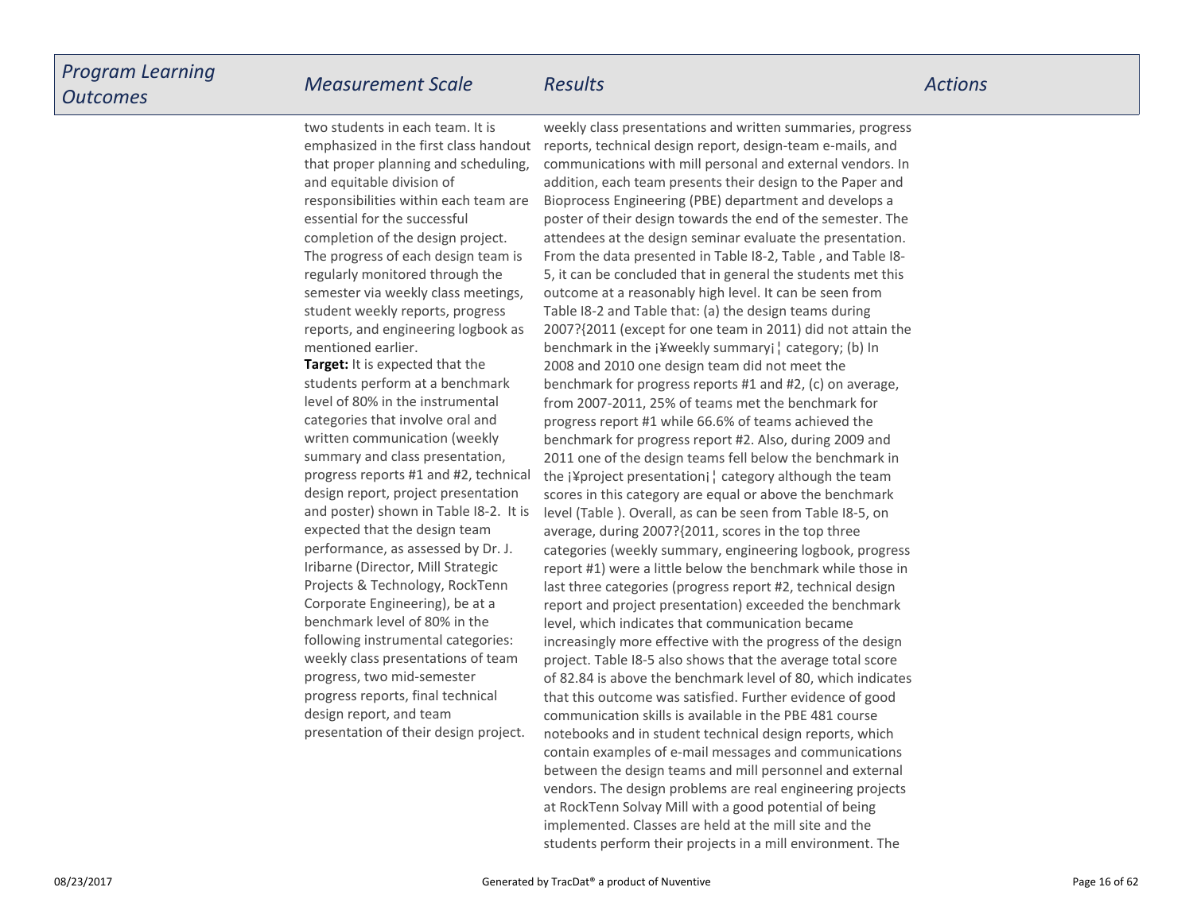| Program Learning Outcomes | Measurement Scale | Results | Actions |
| --- | --- | --- | --- |
| | two students in each team. It is emphasized in the first class handout that proper planning and scheduling, and equitable division of responsibilities within each team are essential for the successful completion of the design project. The progress of each design team is regularly monitored through the semester via weekly class meetings, student weekly reports, progress reports, and engineering logbook as mentioned earlier.<br>**Target:** It is expected that the students perform at a benchmark level of 80% in the instrumental categories that involve oral and written communication (weekly summary and class presentation, progress reports #1 and #2, technical design report, project presentation and poster) shown in Table I8-2. It is expected that the design team performance, as assessed by Dr. J. Iribarne (Director, Mill Strategic Projects & Technology, RockTenn Corporate Engineering), be at a benchmark level of 80% in the following instrumental categories: weekly class presentations of team progress, two mid-semester progress reports, final technical design report, and team presentation of their design project. | weekly class presentations and written summaries, progress reports, technical design report, design-team e-mails, and communications with mill personal and external vendors. In addition, each team presents their design to the Paper and Bioprocess Engineering (PBE) department and develops a poster of their design towards the end of the semester. The attendees at the design seminar evaluate the presentation. From the data presented in Table I8-2, Table , and Table I8-5, it can be concluded that in general the students met this outcome at a reasonably high level. It can be seen from Table I8-2 and Table that: (a) the design teams during 2007?{2011 (except for one team in 2011) did not attain the benchmark in the ¡¥weekly summary¡¦ category; (b) In 2008 and 2010 one design team did not meet the benchmark for progress reports #1 and #2, (c) on average, from 2007-2011, 25% of teams met the benchmark for progress report #1 while 66.6% of teams achieved the benchmark for progress report #2. Also, during 2009 and 2011 one of the design teams fell below the benchmark in the ¡¥project presentation¡¦ category although the team scores in this category are equal or above the benchmark level (Table ). Overall, as can be seen from Table I8-5, on average, during 2007?{2011, scores in the top three categories (weekly summary, engineering logbook, progress report #1) were a little below the benchmark while those in last three categories (progress report #2, technical design report and project presentation) exceeded the benchmark level, which indicates that communication became increasingly more effective with the progress of the design project. Table I8-5 also shows that the average total score of 82.84 is above the benchmark level of 80, which indicates that this outcome was satisfied. Further evidence of good communication skills is available in the PBE 481 course notebooks and in student technical design reports, which contain examples of e-mail messages and communications between the design teams and mill personnel and external vendors. The design problems are real engineering projects at RockTenn Solvay Mill with a good potential of being implemented. Classes are held at the mill site and the students perform their projects in a mill environment. The | |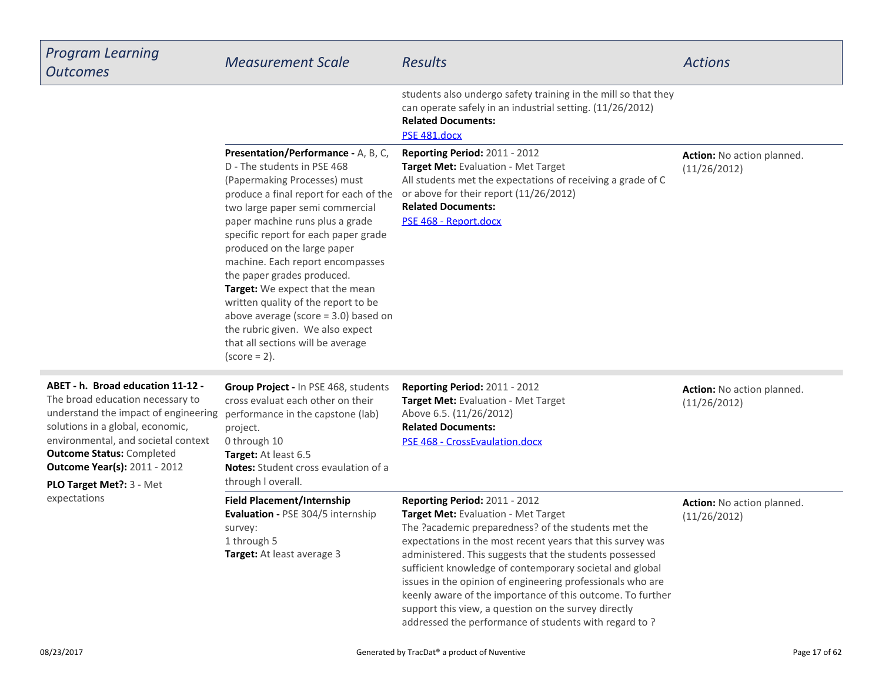| *Program Learning Outcomes* | *Measurement Scale* | *Results* | *Actions* |
|---|---|---|---|
| | | students also undergo safety training in the mill so that they can operate safely in an industrial setting. (11/26/2012)<br>**Related Documents:**<br>PSE 481.docx | |
| | **Presentation/Performance -** A, B, C, D - The students in PSE 468 (Papermaking Processes) must produce a final report for each of the two large paper semi commercial paper machine runs plus a grade specific report for each paper grade produced on the large paper machine. Each report encompasses the paper grades produced.<br>**Target:** We expect that the mean written quality of the report to be above average (score = 3.0) based on the rubric given. We also expect that all sections will be average (score = 2). | **Reporting Period:** 2011 - 2012<br>**Target Met:** Evaluation - Met Target<br>All students met the expectations of receiving a grade of C or above for their report (11/26/2012)<br>**Related Documents:**<br>PSE 468 - Report.docx | **Action:** No action planned. (11/26/2012) |
| **ABET - h. Broad education 11-12 -** The broad education necessary to understand the impact of engineering solutions in a global, economic, environmental, and societal context<br>**Outcome Status:** Completed<br>**Outcome Year(s):** 2011 - 2012<br>**PLO Target Met?:** 3 - Met expectations | **Group Project -** In PSE 468, students cross evaluat each other on their performance in the capstone (lab) project.<br>0 through 10<br>**Target:** At least 6.5<br>**Notes:** Student cross evaulation of a through l overall. | **Reporting Period:** 2011 - 2012<br>**Target Met:** Evaluation - Met Target<br>Above 6.5. (11/26/2012)<br>**Related Documents:**<br>PSE 468 - CrossEvaulation.docx | **Action:** No action planned. (11/26/2012) |
| | **Field Placement/Internship Evaluation -** PSE 304/5 internship survey:<br>1 through 5<br>**Target:** At least average 3 | **Reporting Period:** 2011 - 2012<br>**Target Met:** Evaluation - Met Target<br>The ?academic preparedness? of the students met the expectations in the most recent years that this survey was administered. This suggests that the students possessed sufficient knowledge of contemporary societal and global issues in the opinion of engineering professionals who are keenly aware of the importance of this outcome. To further support this view, a question on the survey directly addressed the performance of students with regard to ? | **Action:** No action planned. (11/26/2012) |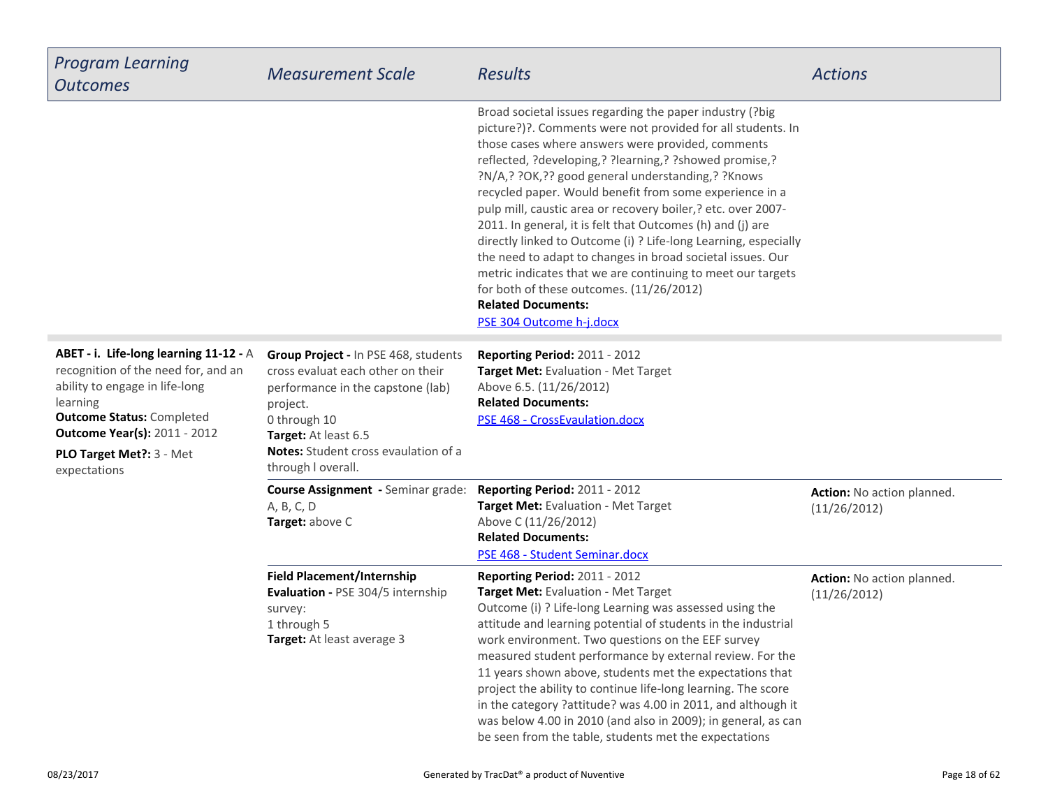| *Program Learning Outcomes* | *Measurement Scale* | *Results* | *Actions* |
|---|---|---|---|
| | | Broad societal issues regarding the paper industry (?big picture?)?. Comments were not provided for all students. In those cases where answers were provided, comments reflected, ?developing,? ?learning,? ?showed promise,? ?N/A,? ?OK,?? good general understanding,? ?Knows recycled paper. Would benefit from some experience in a pulp mill, caustic area or recovery boiler,? etc. over 2007-2011. In general, it is felt that Outcomes (h) and (j) are directly linked to Outcome (i) ? Life-long Learning, especially the need to adapt to changes in broad societal issues. Our metric indicates that we are continuing to meet our targets for both of these outcomes. (11/26/2012)<br>**Related Documents:**<br>PSE 304 Outcome h-j.docx | |
| **ABET - i. Life-long learning 11-12 -** A recognition of the need for, and an ability to engage in life-long learning<br>**Outcome Status:** Completed<br>**Outcome Year(s):** 2011 - 2012<br>**PLO Target Met?:** 3 - Met expectations | **Group Project -** In PSE 468, students cross evaluat each other on their performance in the capstone (lab) project.<br>0 through 10<br>**Target:** At least 6.5<br>**Notes:** Student cross evaulation of a through l overall. | **Reporting Period:** 2011 - 2012<br>**Target Met:** Evaluation - Met Target<br>Above 6.5. (11/26/2012)<br>**Related Documents:**<br>PSE 468 - CrossEvaulation.docx | |
| | **Course Assignment -** Seminar grade: A, B, C, D<br>**Target:** above C | **Reporting Period:** 2011 - 2012<br>**Target Met:** Evaluation - Met Target<br>Above C (11/26/2012)<br>**Related Documents:**<br>PSE 468 - Student Seminar.docx | **Action:** No action planned. (11/26/2012) |
| | **Field Placement/Internship Evaluation -** PSE 304/5 internship survey:<br>1 through 5<br>**Target:** At least average 3 | **Reporting Period:** 2011 - 2012<br>**Target Met:** Evaluation - Met Target<br>Outcome (i) ? Life-long Learning was assessed using the attitude and learning potential of students in the industrial work environment. Two questions on the EEF survey measured student performance by external review. For the 11 years shown above, students met the expectations that project the ability to continue life-long learning. The score in the category ?attitude? was 4.00 in 2011, and although it was below 4.00 in 2010 (and also in 2009); in general, as can be seen from the table, students met the expectations | **Action:** No action planned. (11/26/2012) |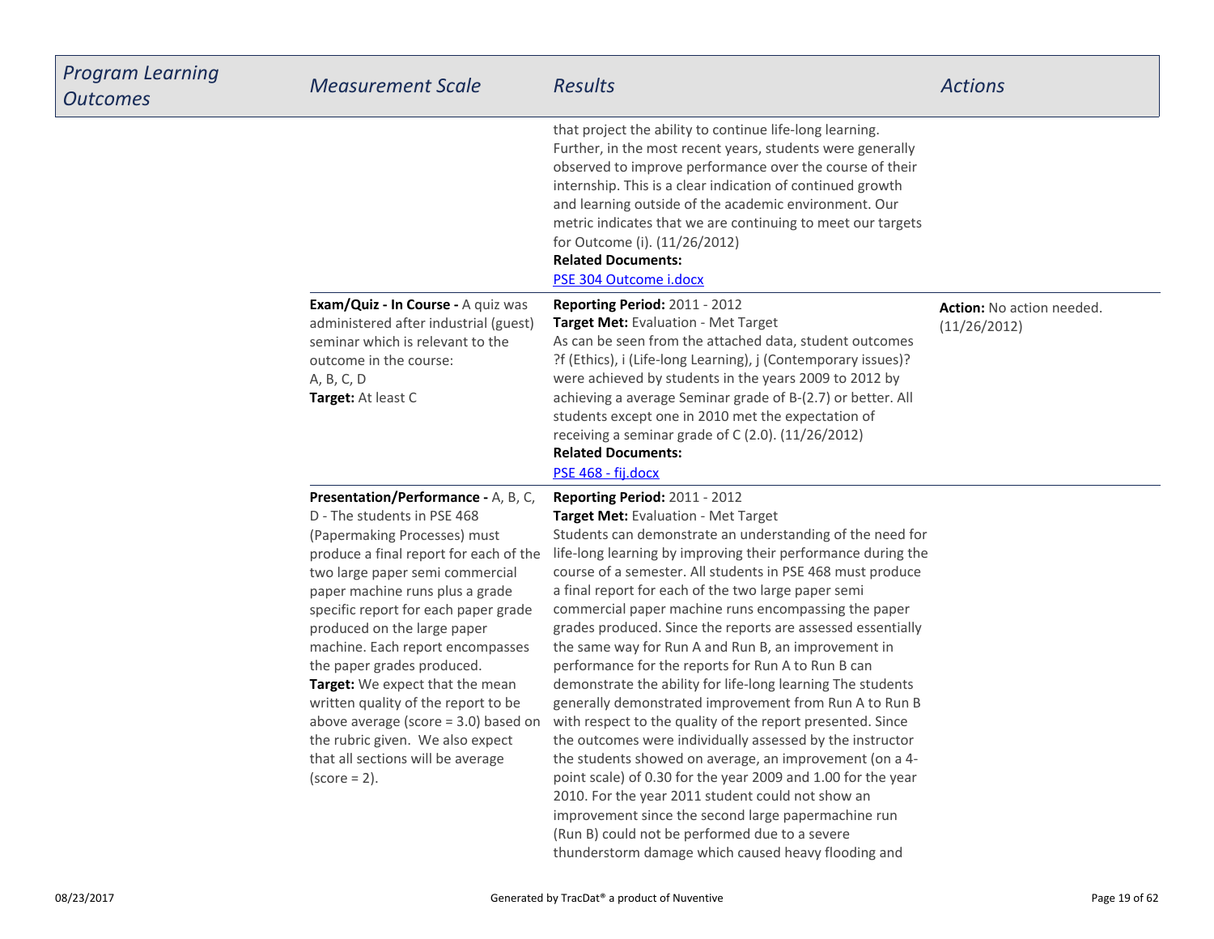| *Program Learning Outcomes* | *Measurement Scale* | *Results* | *Actions* |
|---|---|---|---|
| | | that project the ability to continue life-long learning. Further, in the most recent years, students were generally observed to improve performance over the course of their internship. This is a clear indication of continued growth and learning outside of the academic environment. Our metric indicates that we are continuing to meet our targets for Outcome (i). (11/26/2012)<br>**Related Documents:**<br>PSE 304 Outcome i.docx | |
| | **Exam/Quiz - In Course -** A quiz was administered after industrial (guest) seminar which is relevant to the outcome in the course:<br>A, B, C, D<br>**Target:** At least C | **Reporting Period:** 2011 - 2012<br>**Target Met:** Evaluation - Met Target<br>As can be seen from the attached data, student outcomes ?f (Ethics), i (Life-long Learning), j (Contemporary issues)? were achieved by students in the years 2009 to 2012 by achieving a average Seminar grade of B-(2.7) or better. All students except one in 2010 met the expectation of receiving a seminar grade of C (2.0). (11/26/2012)<br>**Related Documents:**<br>PSE 468 - fij.docx | **Action:** No action needed. (11/26/2012) |
| | **Presentation/Performance -** A, B, C, D - The students in PSE 468 (Papermaking Processes) must produce a final report for each of the two large paper semi commercial paper machine runs plus a grade specific report for each paper grade produced on the large paper machine. Each report encompasses the paper grades produced.<br>**Target:** We expect that the mean written quality of the report to be above average (score = 3.0) based on the rubric given. We also expect that all sections will be average (score = 2). | **Reporting Period:** 2011 - 2012<br>**Target Met:** Evaluation - Met Target<br>Students can demonstrate an understanding of the need for life-long learning by improving their performance during the course of a semester. All students in PSE 468 must produce a final report for each of the two large paper semi commercial paper machine runs encompassing the paper grades produced. Since the reports are assessed essentially the same way for Run A and Run B, an improvement in performance for the reports for Run A to Run B can demonstrate the ability for life-long learning The students generally demonstrated improvement from Run A to Run B with respect to the quality of the report presented. Since the outcomes were individually assessed by the instructor the students showed on average, an improvement (on a 4-point scale) of 0.30 for the year 2009 and 1.00 for the year 2010. For the year 2011 student could not show an improvement since the second large papermachine run (Run B) could not be performed due to a severe thunderstorm damage which caused heavy flooding and | |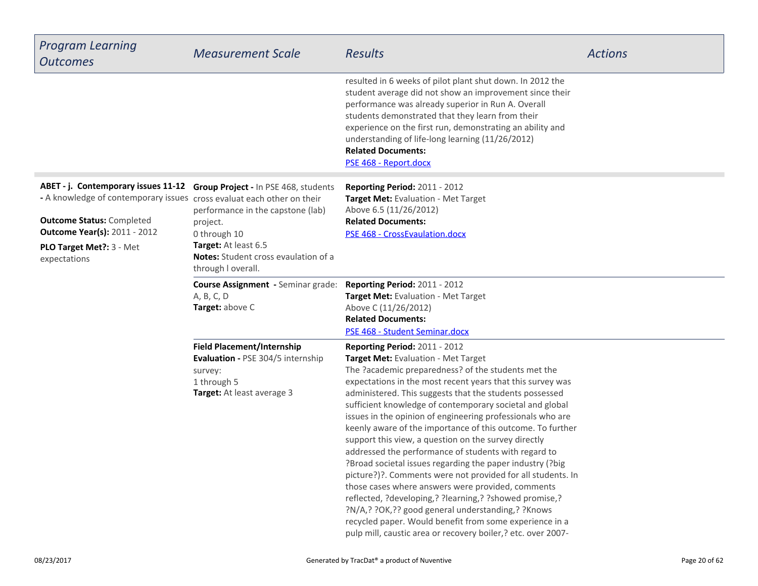| *Program Learning Outcomes* | *Measurement Scale* | *Results* | *Actions* |
| --- | --- | --- | --- |
| | | resulted in 6 weeks of pilot plant shut down. In 2012 the student average did not show an improvement since their performance was already superior in Run A. Overall students demonstrated that they learn from their experience on the first run, demonstrating an ability and understanding of life-long learning (11/26/2012)<br>**Related Documents:**<br>PSE 468 - Report.docx | |
| **ABET - j. Contemporary issues 11-12 -** A knowledge of contemporary issues<br><br>**Outcome Status:** Completed<br>**Outcome Year(s):** 2011 - 2012<br>**PLO Target Met?:** 3 - Met expectations | **Group Project -** In PSE 468, students cross evaluat each other on their performance in the capstone (lab) project.<br>0 through 10<br>**Target:** At least 6.5<br>**Notes:** Student cross evaulation of a through l overall. | **Reporting Period:** 2011 - 2012<br>**Target Met:** Evaluation - Met Target<br>Above 6.5 (11/26/2012)<br>**Related Documents:**<br>PSE 468 - CrossEvaulation.docx | |
| | **Course Assignment -** Seminar grade: A, B, C, D<br>**Target:** above C | **Reporting Period:** 2011 - 2012<br>**Target Met:** Evaluation - Met Target<br>Above C (11/26/2012)<br>**Related Documents:**<br>PSE 468 - Student Seminar.docx | |
| | **Field Placement/Internship Evaluation -** PSE 304/5 internship survey:<br>1 through 5<br>**Target:** At least average 3 | **Reporting Period:** 2011 - 2012<br>**Target Met:** Evaluation - Met Target<br>The ?academic preparedness? of the students met the expectations in the most recent years that this survey was administered. This suggests that the students possessed sufficient knowledge of contemporary societal and global issues in the opinion of engineering professionals who are keenly aware of the importance of this outcome. To further support this view, a question on the survey directly addressed the performance of students with regard to ?Broad societal issues regarding the paper industry (?big picture?)?. Comments were not provided for all students. In those cases where answers were provided, comments reflected, ?developing,? ?learning,? ?showed promise,? ?N/A,? ?OK,?? good general understanding,? ?Knows recycled paper. Would benefit from some experience in a pulp mill, caustic area or recovery boiler,? etc. over 2007- | |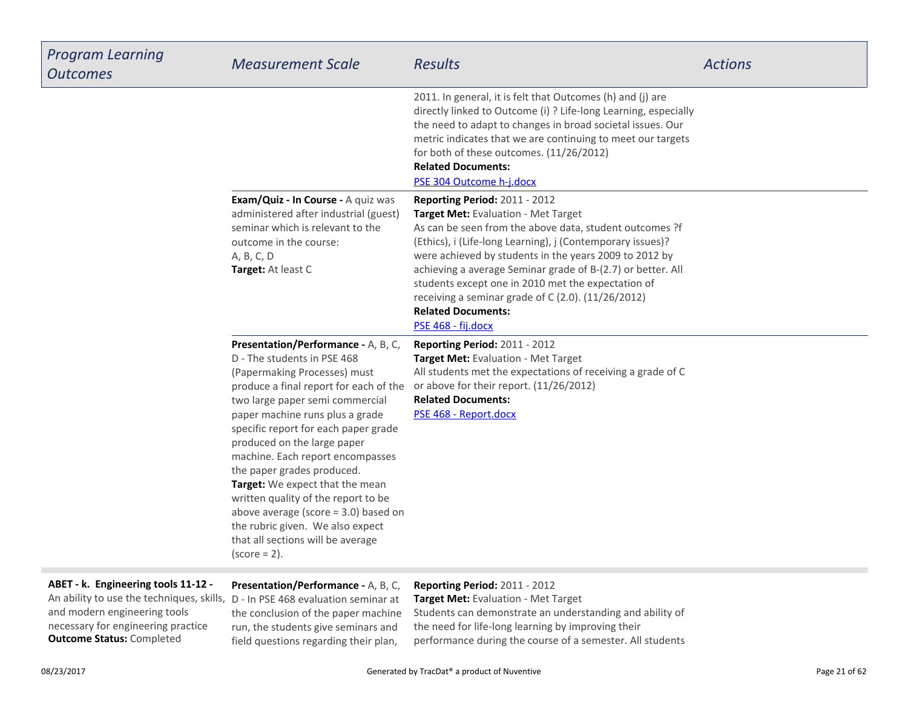| *Program Learning Outcomes* | *Measurement Scale* | *Results* | *Actions* |
|---|---|---|---|
| | | 2011. In general, it is felt that Outcomes (h) and (j) are directly linked to Outcome (i) ? Life-long Learning, especially the need to adapt to changes in broad societal issues. Our metric indicates that we are continuing to meet our targets for both of these outcomes. (11/26/2012)<br>**Related Documents:**<br>PSE 304 Outcome h-j.docx | |
| | **Exam/Quiz - In Course -** A quiz was administered after industrial (guest) seminar which is relevant to the outcome in the course:<br>A, B, C, D<br>**Target:** At least C | **Reporting Period:** 2011 - 2012<br>**Target Met:** Evaluation - Met Target<br>As can be seen from the above data, student outcomes ?f (Ethics), i (Life-long Learning), j (Contemporary issues)? were achieved by students in the years 2009 to 2012 by achieving a average Seminar grade of B-(2.7) or better. All students except one in 2010 met the expectation of receiving a seminar grade of C (2.0). (11/26/2012)<br>**Related Documents:**<br>PSE 468 - fij.docx | |
| | **Presentation/Performance -** A, B, C, D - The students in PSE 468 (Papermaking Processes) must produce a final report for each of the two large paper semi commercial paper machine runs plus a grade specific report for each paper grade produced on the large paper machine. Each report encompasses the paper grades produced.<br>**Target:** We expect that the mean written quality of the report to be above average (score = 3.0) based on the rubric given. We also expect that all sections will be average (score = 2). | **Reporting Period:** 2011 - 2012<br>**Target Met:** Evaluation - Met Target<br>All students met the expectations of receiving a grade of C or above for their report. (11/26/2012)<br>**Related Documents:**<br>PSE 468 - Report.docx | |
| **ABET - k. Engineering tools 11-12 -** An ability to use the techniques, skills, and modern engineering tools necessary for engineering practice<br>**Outcome Status:** Completed | **Presentation/Performance -** A, B, C, D - In PSE 468 evaluation seminar at the conclusion of the paper machine run, the students give seminars and field questions regarding their plan, | **Reporting Period:** 2011 - 2012<br>**Target Met:** Evaluation - Met Target<br>Students can demonstrate an understanding and ability of the need for life-long learning by improving their performance during the course of a semester. All students | |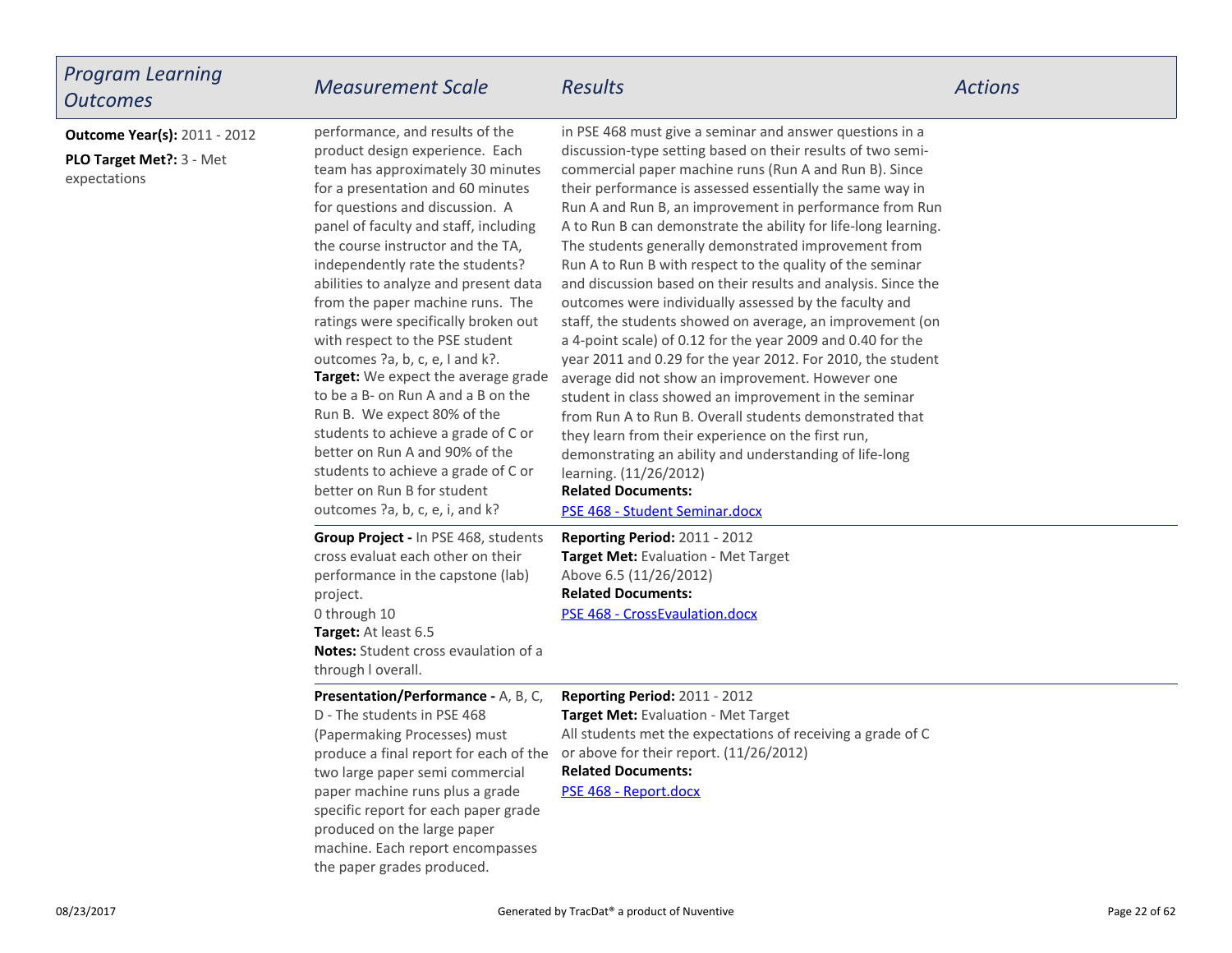| *Program Learning Outcomes* | *Measurement Scale* | *Results* | *Actions* |
|---|---|---|---|
| **Outcome Year(s):** 2011 - 2012<br>**PLO Target Met?:** 3 - Met expectations | performance, and results of the product design experience. Each team has approximately 30 minutes for a presentation and 60 minutes for questions and discussion. A panel of faculty and staff, including the course instructor and the TA, independently rate the students? abilities to analyze and present data from the paper machine runs. The ratings were specifically broken out with respect to the PSE student outcomes ?a, b, c, e, I and k?.<br>**Target:** We expect the average grade to be a B- on Run A and a B on the Run B. We expect 80% of the students to achieve a grade of C or better on Run A and 90% of the students to achieve a grade of C or better on Run B for student outcomes ?a, b, c, e, i, and k? | in PSE 468 must give a seminar and answer questions in a discussion-type setting based on their results of two semi-commercial paper machine runs (Run A and Run B). Since their performance is assessed essentially the same way in Run A and Run B, an improvement in performance from Run A to Run B can demonstrate the ability for life-long learning. The students generally demonstrated improvement from Run A to Run B with respect to the quality of the seminar and discussion based on their results and analysis. Since the outcomes were individually assessed by the faculty and staff, the students showed on average, an improvement (on a 4-point scale) of 0.12 for the year 2009 and 0.40 for the year 2011 and 0.29 for the year 2012. For 2010, the student average did not show an improvement. However one student in class showed an improvement in the seminar from Run A to Run B. Overall students demonstrated that they learn from their experience on the first run, demonstrating an ability and understanding of life-long learning. (11/26/2012)<br>**Related Documents:**<br>PSE 468 - Student Seminar.docx | |
| | **Group Project -** In PSE 468, students cross evaluat each other on their performance in the capstone (lab) project.<br>0 through 10<br>**Target:** At least 6.5<br>**Notes:** Student cross evaulation of a through l overall. | **Reporting Period:** 2011 - 2012<br>**Target Met:** Evaluation - Met Target<br>Above 6.5 (11/26/2012)<br>**Related Documents:**<br>PSE 468 - CrossEvaulation.docx | |
| | **Presentation/Performance -** A, B, C, D - The students in PSE 468 (Papermaking Processes) must produce a final report for each of the two large paper semi commercial paper machine runs plus a grade specific report for each paper grade produced on the large paper machine. Each report encompasses the paper grades produced. | **Reporting Period:** 2011 - 2012<br>**Target Met:** Evaluation - Met Target<br>All students met the expectations of receiving a grade of C or above for their report. (11/26/2012)<br>**Related Documents:**<br>PSE 468 - Report.docx | |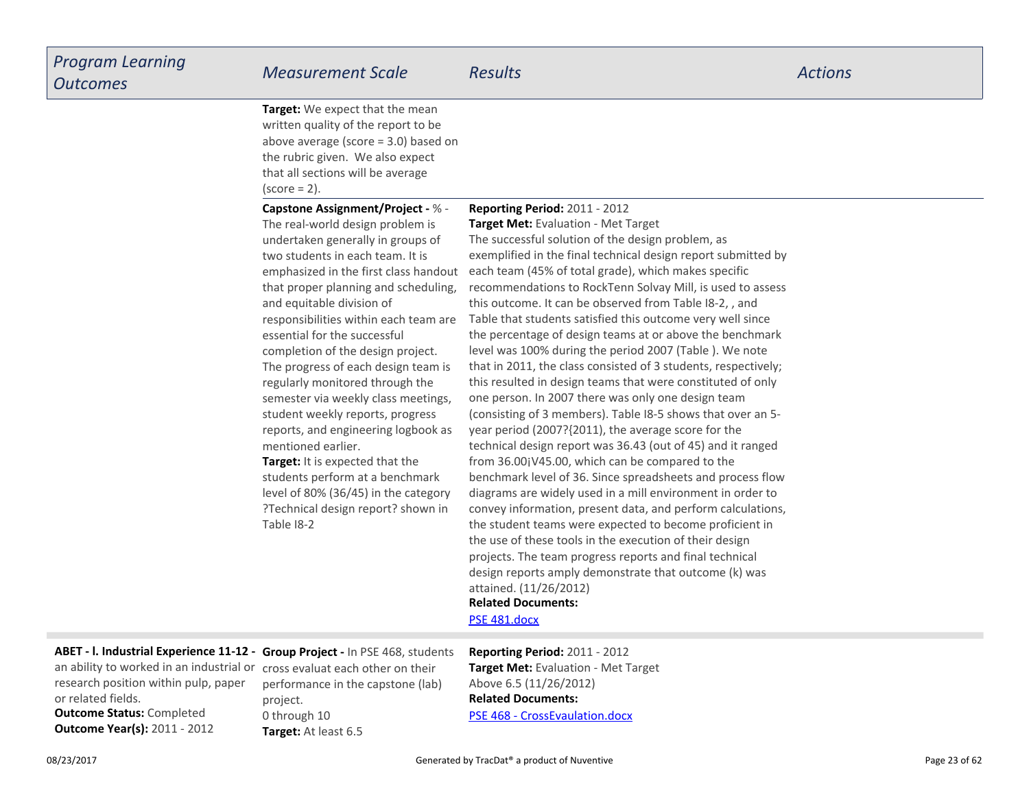| *Program Learning Outcomes* | *Measurement Scale* | *Results* | *Actions* |
|---|---|---|---|
| | **Target:** We expect that the mean written quality of the report to be above average (score = 3.0) based on the rubric given. We also expect that all sections will be average (score = 2). | | |
| | **Capstone Assignment/Project -** % - The real-world design problem is undertaken generally in groups of two students in each team. It is emphasized in the first class handout that proper planning and scheduling, and equitable division of responsibilities within each team are essential for the successful completion of the design project. The progress of each design team is regularly monitored through the semester via weekly class meetings, student weekly reports, progress reports, and engineering logbook as mentioned earlier.<br>**Target:** It is expected that the students perform at a benchmark level of 80% (36/45) in the category ?Technical design report? shown in Table I8-2 | **Reporting Period:** 2011 - 2012<br>**Target Met:** Evaluation - Met Target<br>The successful solution of the design problem, as exemplified in the final technical design report submitted by each team (45% of total grade), which makes specific recommendations to RockTenn Solvay Mill, is used to assess this outcome. It can be observed from Table I8-2, , and Table that students satisfied this outcome very well since the percentage of design teams at or above the benchmark level was 100% during the period 2007 (Table ). We note that in 2011, the class consisted of 3 students, respectively; this resulted in design teams that were constituted of only one person. In 2007 there was only one design team (consisting of 3 members). Table I8-5 shows that over an 5-year period (2007?{2011), the average score for the technical design report was 36.43 (out of 45) and it ranged from 36.00¡V45.00, which can be compared to the benchmark level of 36. Since spreadsheets and process flow diagrams are widely used in a mill environment in order to convey information, present data, and perform calculations, the student teams were expected to become proficient in the use of these tools in the execution of their design projects. The team progress reports and final technical design reports amply demonstrate that outcome (k) was attained. (11/26/2012)<br>**Related Documents:**<br>PSE 481.docx | |
| **ABET - l. Industrial Experience 11-12 -** an ability to worked in an industrial or research position within pulp, paper or related fields.<br>**Outcome Status:** Completed<br>**Outcome Year(s):** 2011 - 2012 | **Group Project -** In PSE 468, students cross evaluat each other on their performance in the capstone (lab) project.<br>0 through 10<br>**Target:** At least 6.5 | **Reporting Period:** 2011 - 2012<br>**Target Met:** Evaluation - Met Target<br>Above 6.5 (11/26/2012)<br>**Related Documents:**<br>PSE 468 - CrossEvaulation.docx | |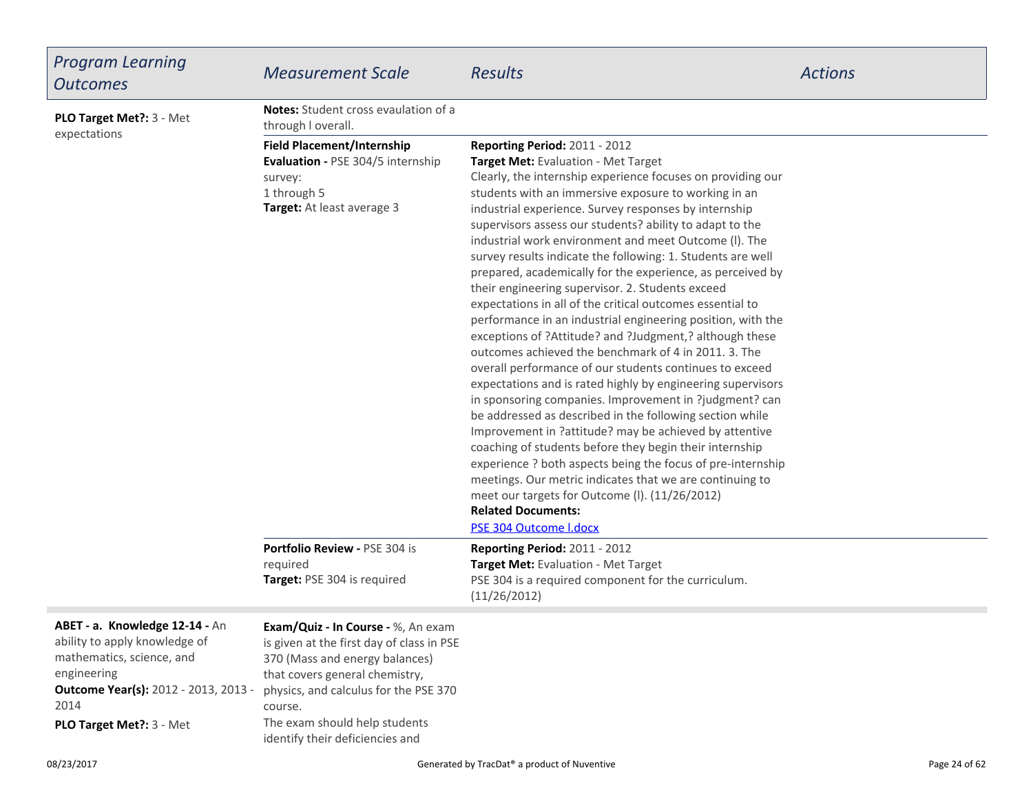| *Program Learning Outcomes* | *Measurement Scale* | *Results* | *Actions* |
| --- | --- | --- | --- |
| **PLO Target Met?:** 3 - Met expectations | **Notes:** Student cross evaulation of a through l overall. | | |
| | **Field Placement/Internship Evaluation -** PSE 304/5 internship survey:<br>1 through 5<br>**Target:** At least average 3 | **Reporting Period:** 2011 - 2012<br>**Target Met:** Evaluation - Met Target<br>Clearly, the internship experience focuses on providing our students with an immersive exposure to working in an industrial experience. Survey responses by internship supervisors assess our students? ability to adapt to the industrial work environment and meet Outcome (l). The survey results indicate the following: 1. Students are well prepared, academically for the experience, as perceived by their engineering supervisor. 2. Students exceed expectations in all of the critical outcomes essential to performance in an industrial engineering position, with the exceptions of ?Attitude? and ?Judgment,? although these outcomes achieved the benchmark of 4 in 2011. 3. The overall performance of our students continues to exceed expectations and is rated highly by engineering supervisors in sponsoring companies. Improvement in ?judgment? can be addressed as described in the following section while Improvement in ?attitude? may be achieved by attentive coaching of students before they begin their internship experience ? both aspects being the focus of pre-internship meetings. Our metric indicates that we are continuing to meet our targets for Outcome (l). (11/26/2012)<br>**Related Documents:**<br>PSE 304 Outcome l.docx | |
| | **Portfolio Review -** PSE 304 is required<br>**Target:** PSE 304 is required | **Reporting Period:** 2011 - 2012<br>**Target Met:** Evaluation - Met Target<br>PSE 304 is a required component for the curriculum. (11/26/2012) | |
| **ABET - a. Knowledge 12-14 -** An ability to apply knowledge of mathematics, science, and engineering<br>**Outcome Year(s):** 2012 - 2013, 2013 - 2014<br>**PLO Target Met?:** 3 - Met | **Exam/Quiz - In Course -** %, An exam is given at the first day of class in PSE 370 (Mass and energy balances) that covers general chemistry, physics, and calculus for the PSE 370 course.<br>The exam should help students identify their deficiencies and | | |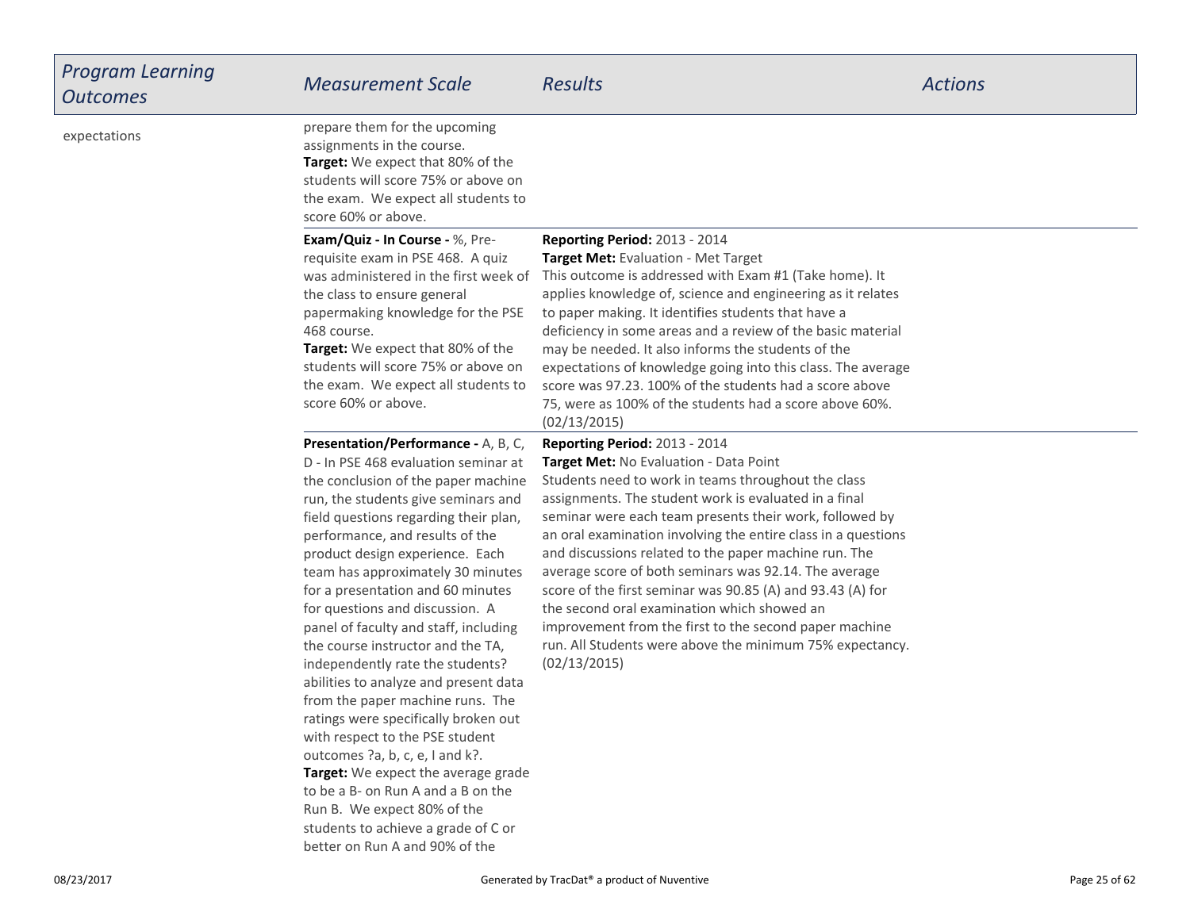| Program Learning Outcomes | Measurement Scale | Results | Actions |
| --- | --- | --- | --- |
| expectations | prepare them for the upcoming assignments in the course.<br>**Target:** We expect that 80% of the students will score 75% or above on the exam. We expect all students to score 60% or above. | | |
| | **Exam/Quiz - In Course -** %, Pre-requisite exam in PSE 468. A quiz was administered in the first week of the class to ensure general papermaking knowledge for the PSE 468 course.<br>**Target:** We expect that 80% of the students will score 75% or above on the exam. We expect all students to score 60% or above. | **Reporting Period:** 2013 - 2014<br>**Target Met:** Evaluation - Met Target<br>This outcome is addressed with Exam #1 (Take home). It applies knowledge of, science and engineering as it relates to paper making. It identifies students that have a deficiency in some areas and a review of the basic material may be needed. It also informs the students of the expectations of knowledge going into this class. The average score was 97.23. 100% of the students had a score above 75, were as 100% of the students had a score above 60%. (02/13/2015) | |
| | **Presentation/Performance -** A, B, C, D - In PSE 468 evaluation seminar at the conclusion of the paper machine run, the students give seminars and field questions regarding their plan, performance, and results of the product design experience. Each team has approximately 30 minutes for a presentation and 60 minutes for questions and discussion. A panel of faculty and staff, including the course instructor and the TA, independently rate the students? abilities to analyze and present data from the paper machine runs. The ratings were specifically broken out with respect to the PSE student outcomes ?a, b, c, e, I and k?.<br>**Target:** We expect the average grade to be a B- on Run A and a B on the Run B. We expect 80% of the students to achieve a grade of C or better on Run A and 90% of the | **Reporting Period:** 2013 - 2014<br>**Target Met:** No Evaluation - Data Point<br>Students need to work in teams throughout the class assignments. The student work is evaluated in a final seminar were each team presents their work, followed by an oral examination involving the entire class in a questions and discussions related to the paper machine run. The average score of both seminars was 92.14. The average score of the first seminar was 90.85 (A) and 93.43 (A) for the second oral examination which showed an improvement from the first to the second paper machine run. All Students were above the minimum 75% expectancy. (02/13/2015) | |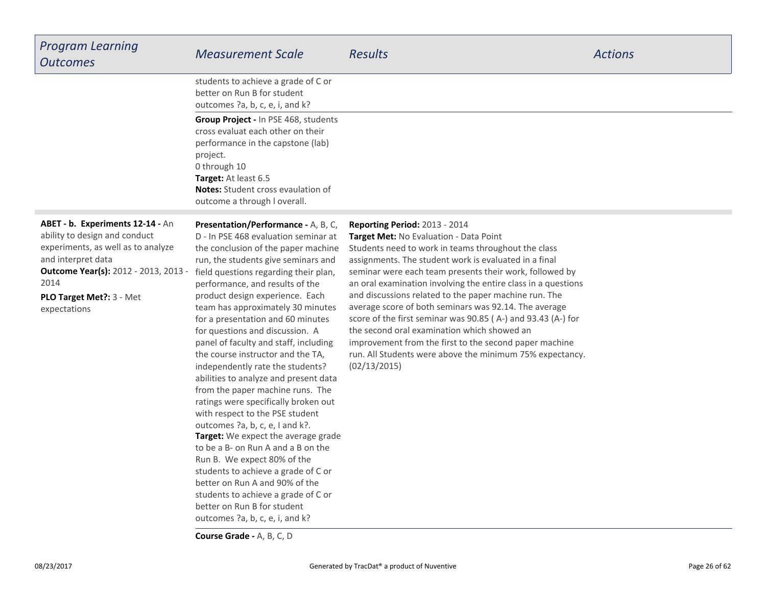| *Program Learning Outcomes* | *Measurement Scale* | *Results* | *Actions* |
|---|---|---|---|
| | students to achieve a grade of C or better on Run B for student outcomes ?a, b, c, e, i, and k? | | |
| | **Group Project -** In PSE 468, students cross evaluat each other on their performance in the capstone (lab) project.<br>0 through 10<br>**Target:** At least 6.5<br>**Notes:** Student cross evaulation of outcome a through l overall. | | |
| **ABET - b. Experiments 12-14 -** An ability to design and conduct experiments, as well as to analyze and interpret data<br>**Outcome Year(s):** 2012 - 2013, 2013 - 2014<br>**PLO Target Met?:** 3 - Met expectations | **Presentation/Performance -** A, B, C, D - In PSE 468 evaluation seminar at the conclusion of the paper machine run, the students give seminars and field questions regarding their plan, performance, and results of the product design experience. Each team has approximately 30 minutes for a presentation and 60 minutes for questions and discussion. A panel of faculty and staff, including the course instructor and the TA, independently rate the students? abilities to analyze and present data from the paper machine runs. The ratings were specifically broken out with respect to the PSE student outcomes ?a, b, c, e, I and k?.<br>**Target:** We expect the average grade to be a B- on Run A and a B on the Run B. We expect 80% of the students to achieve a grade of C or better on Run A and 90% of the students to achieve a grade of C or better on Run B for student outcomes ?a, b, c, e, i, and k? | **Reporting Period:** 2013 - 2014<br>**Target Met:** No Evaluation - Data Point<br>Students need to work in teams throughout the class assignments. The student work is evaluated in a final seminar were each team presents their work, followed by an oral examination involving the entire class in a questions and discussions related to the paper machine run. The average score of both seminars was 92.14. The average score of the first seminar was 90.85 ( A-) and 93.43 (A-) for the second oral examination which showed an improvement from the first to the second paper machine run. All Students were above the minimum 75% expectancy.<br>(02/13/2015) | |
| | **Course Grade -** A, B, C, D | | |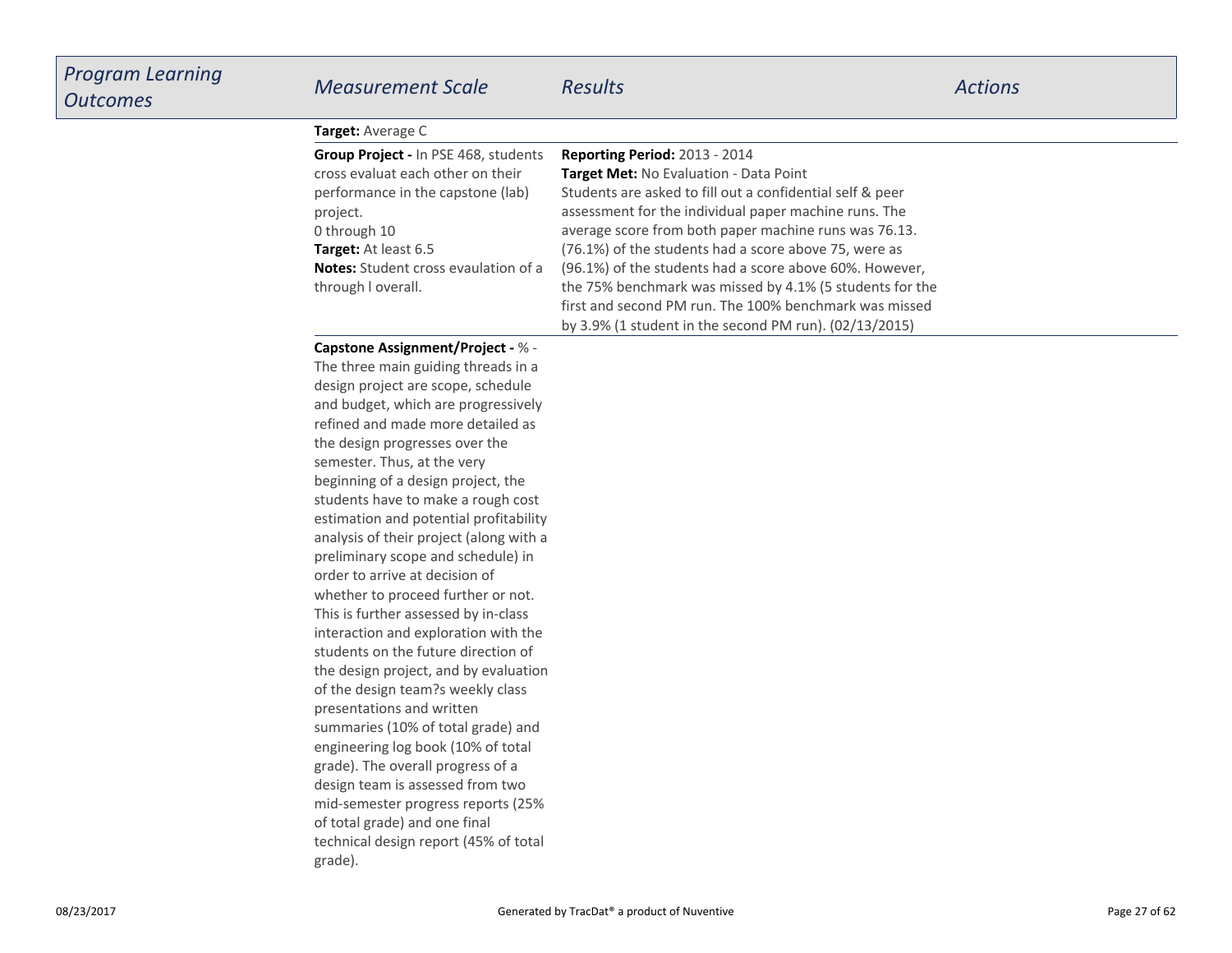| Program Learning Outcomes | Measurement Scale | Results | Actions |
|---|---|---|---|
| | **Target:** Average C | | |
| | **Group Project -** In PSE 468, students cross evaluat each other on their performance in the capstone (lab) project.<br>0 through 10<br>**Target:** At least 6.5<br>**Notes:** Student cross evaulation of a through l overall. | **Reporting Period:** 2013 - 2014<br>**Target Met:** No Evaluation - Data Point<br>Students are asked to fill out a confidential self & peer assessment for the individual paper machine runs. The average score from both paper machine runs was 76.13. (76.1%) of the students had a score above 75, were as (96.1%) of the students had a score above 60%. However, the 75% benchmark was missed by 4.1% (5 students for the first and second PM run. The 100% benchmark was missed by 3.9% (1 student in the second PM run). (02/13/2015) | |
| | **Capstone Assignment/Project -** % - The three main guiding threads in a design project are scope, schedule and budget, which are progressively refined and made more detailed as the design progresses over the semester. Thus, at the very beginning of a design project, the students have to make a rough cost estimation and potential profitability analysis of their project (along with a preliminary scope and schedule) in order to arrive at decision of whether to proceed further or not. This is further assessed by in-class interaction and exploration with the students on the future direction of the design project, and by evaluation of the design team?s weekly class presentations and written summaries (10% of total grade) and engineering log book (10% of total grade). The overall progress of a design team is assessed from two mid-semester progress reports (25% of total grade) and one final technical design report (45% of total grade). | | |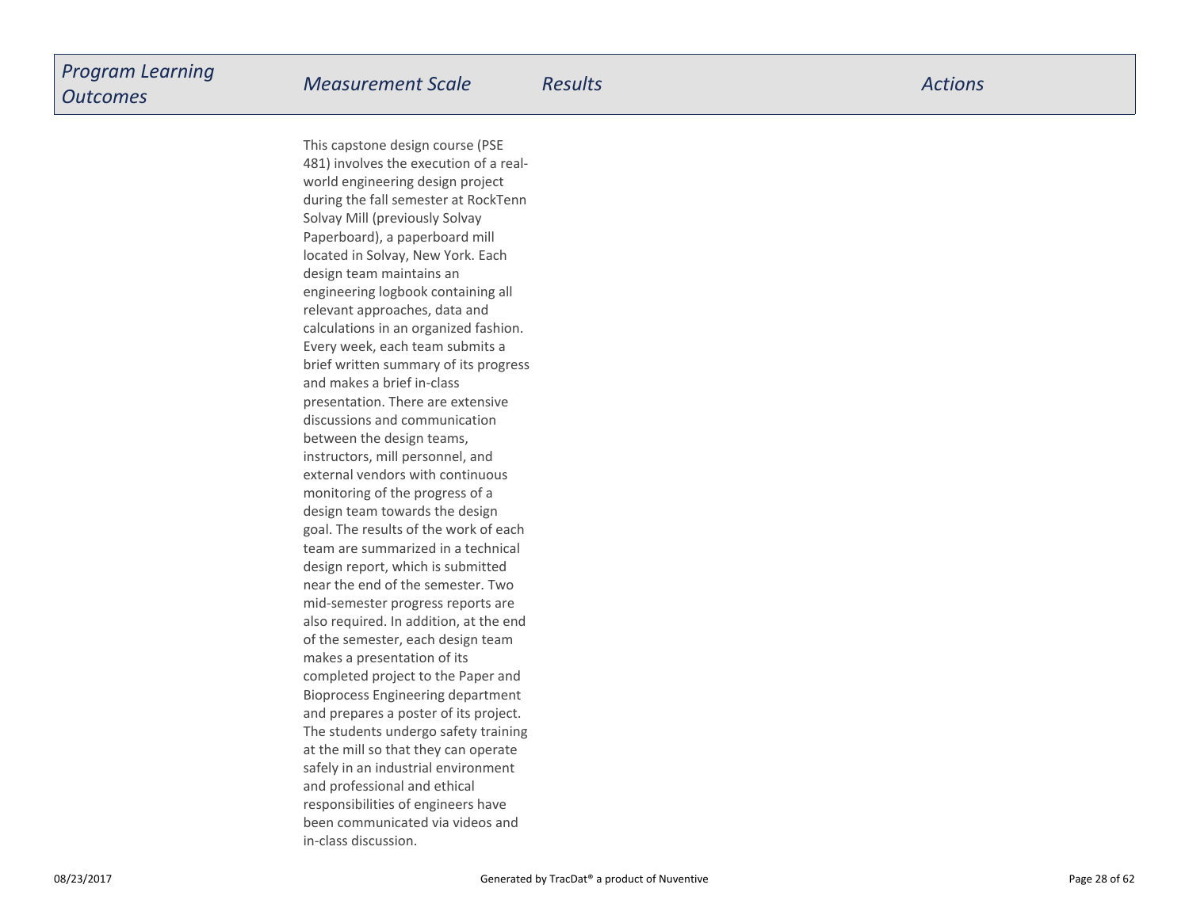| *Program Learning Outcomes* | *Measurement Scale* | *Results* | *Actions* |
|---|---|---|---|
| | This capstone design course (PSE 481) involves the execution of a real-world engineering design project during the fall semester at RockTenn Solvay Mill (previously Solvay Paperboard), a paperboard mill located in Solvay, New York. Each design team maintains an engineering logbook containing all relevant approaches, data and calculations in an organized fashion. Every week, each team submits a brief written summary of its progress and makes a brief in-class presentation. There are extensive discussions and communication between the design teams, instructors, mill personnel, and external vendors with continuous monitoring of the progress of a design team towards the design goal. The results of the work of each team are summarized in a technical design report, which is submitted near the end of the semester. Two mid-semester progress reports are also required. In addition, at the end of the semester, each design team makes a presentation of its completed project to the Paper and Bioprocess Engineering department and prepares a poster of its project. The students undergo safety training at the mill so that they can operate safely in an industrial environment and professional and ethical responsibilities of engineers have been communicated via videos and in-class discussion. | | |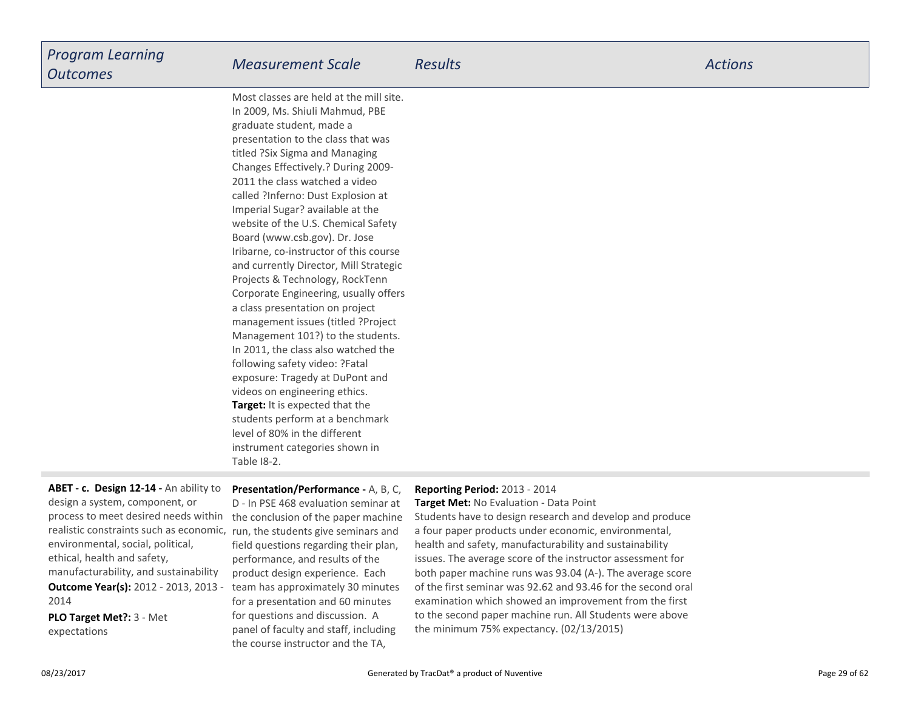| Program Learning Outcomes | Measurement Scale | Results | Actions |
|---|---|---|---|
| | Most classes are held at the mill site. In 2009, Ms. Shiuli Mahmud, PBE graduate student, made a presentation to the class that was titled ?Six Sigma and Managing Changes Effectively.? During 2009-2011 the class watched a video called ?Inferno: Dust Explosion at Imperial Sugar? available at the website of the U.S. Chemical Safety Board (www.csb.gov). Dr. Jose Iribarne, co-instructor of this course and currently Director, Mill Strategic Projects & Technology, RockTenn Corporate Engineering, usually offers a class presentation on project management issues (titled ?Project Management 101?) to the students. In 2011, the class also watched the following safety video: ?Fatal exposure: Tragedy at DuPont and videos on engineering ethics.<br>**Target:** It is expected that the students perform at a benchmark level of 80% in the different instrument categories shown in Table I8-2. | | |
| **ABET - c. Design 12-14 -** An ability to design a system, component, or process to meet desired needs within realistic constraints such as economic, environmental, social, political, ethical, health and safety, manufacturability, and sustainability<br>**Outcome Year(s):** 2012 - 2013, 2013 - 2014<br>**PLO Target Met?:** 3 - Met expectations | **Presentation/Performance -** A, B, C, D - In PSE 468 evaluation seminar at the conclusion of the paper machine run, the students give seminars and field questions regarding their plan, performance, and results of the product design experience. Each team has approximately 30 minutes for a presentation and 60 minutes for questions and discussion. A panel of faculty and staff, including the course instructor and the TA, | **Reporting Period:** 2013 - 2014<br>**Target Met:** No Evaluation - Data Point<br>Students have to design research and develop and produce a four paper products under economic, environmental, health and safety, manufacturability and sustainability issues. The average score of the instructor assessment for both paper machine runs was 93.04 (A-). The average score of the first seminar was 92.62 and 93.46 for the second oral examination which showed an improvement from the first to the second paper machine run. All Students were above the minimum 75% expectancy. (02/13/2015) | |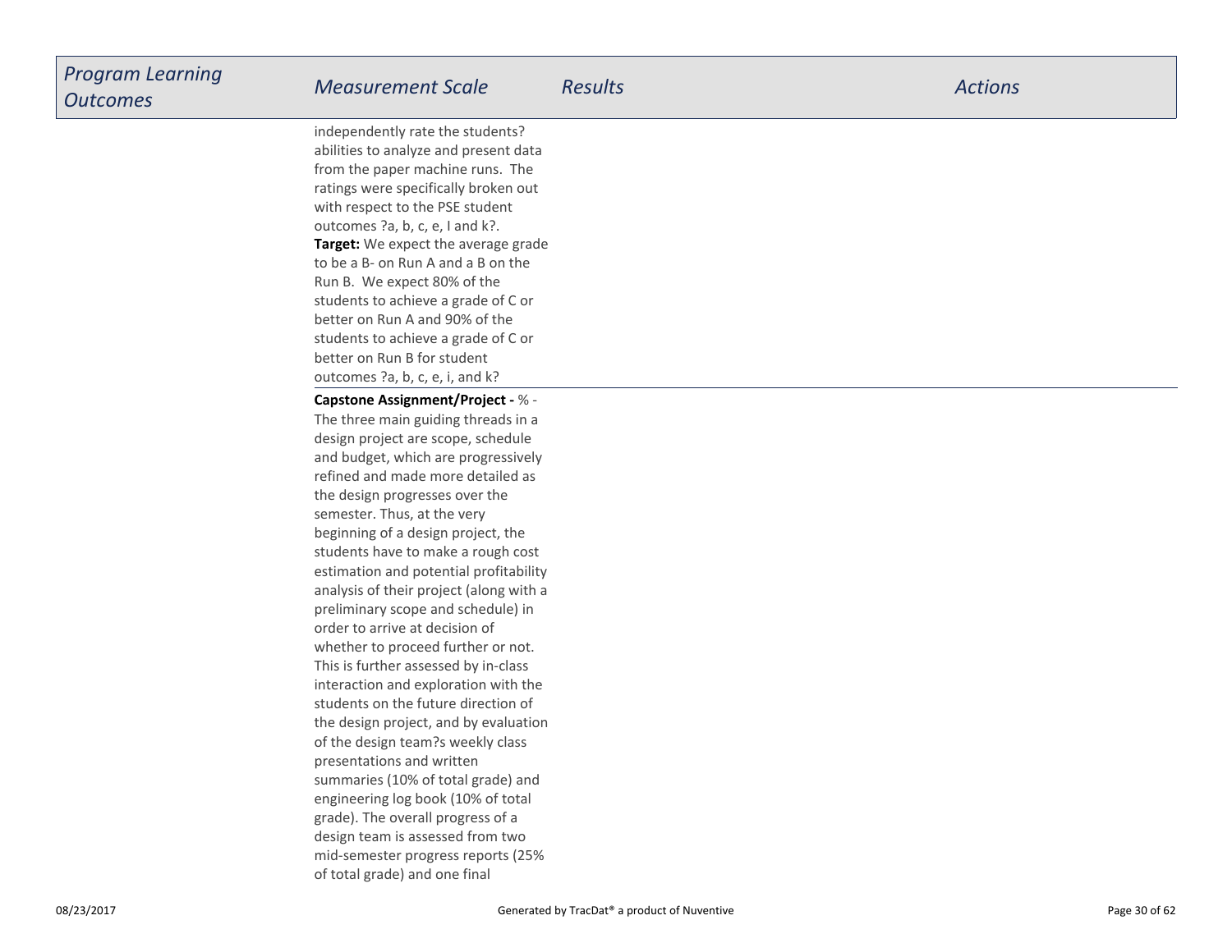| Program Learning Outcomes | Measurement Scale | Results | Actions |
| --- | --- | --- | --- |
| | independently rate the students? abilities to analyze and present data from the paper machine runs. The ratings were specifically broken out with respect to the PSE student outcomes ?a, b, c, e, I and k?.<br>**Target:** We expect the average grade to be a B- on Run A and a B on the Run B. We expect 80% of the students to achieve a grade of C or better on Run A and 90% of the students to achieve a grade of C or better on Run B for student outcomes ?a, b, c, e, i, and k? | | |
| | **Capstone Assignment/Project -** % - The three main guiding threads in a design project are scope, schedule and budget, which are progressively refined and made more detailed as the design progresses over the semester. Thus, at the very beginning of a design project, the students have to make a rough cost estimation and potential profitability analysis of their project (along with a preliminary scope and schedule) in order to arrive at decision of whether to proceed further or not. This is further assessed by in-class interaction and exploration with the students on the future direction of the design project, and by evaluation of the design team?s weekly class presentations and written summaries (10% of total grade) and engineering log book (10% of total grade). The overall progress of a design team is assessed from two mid-semester progress reports (25% of total grade) and one final | | |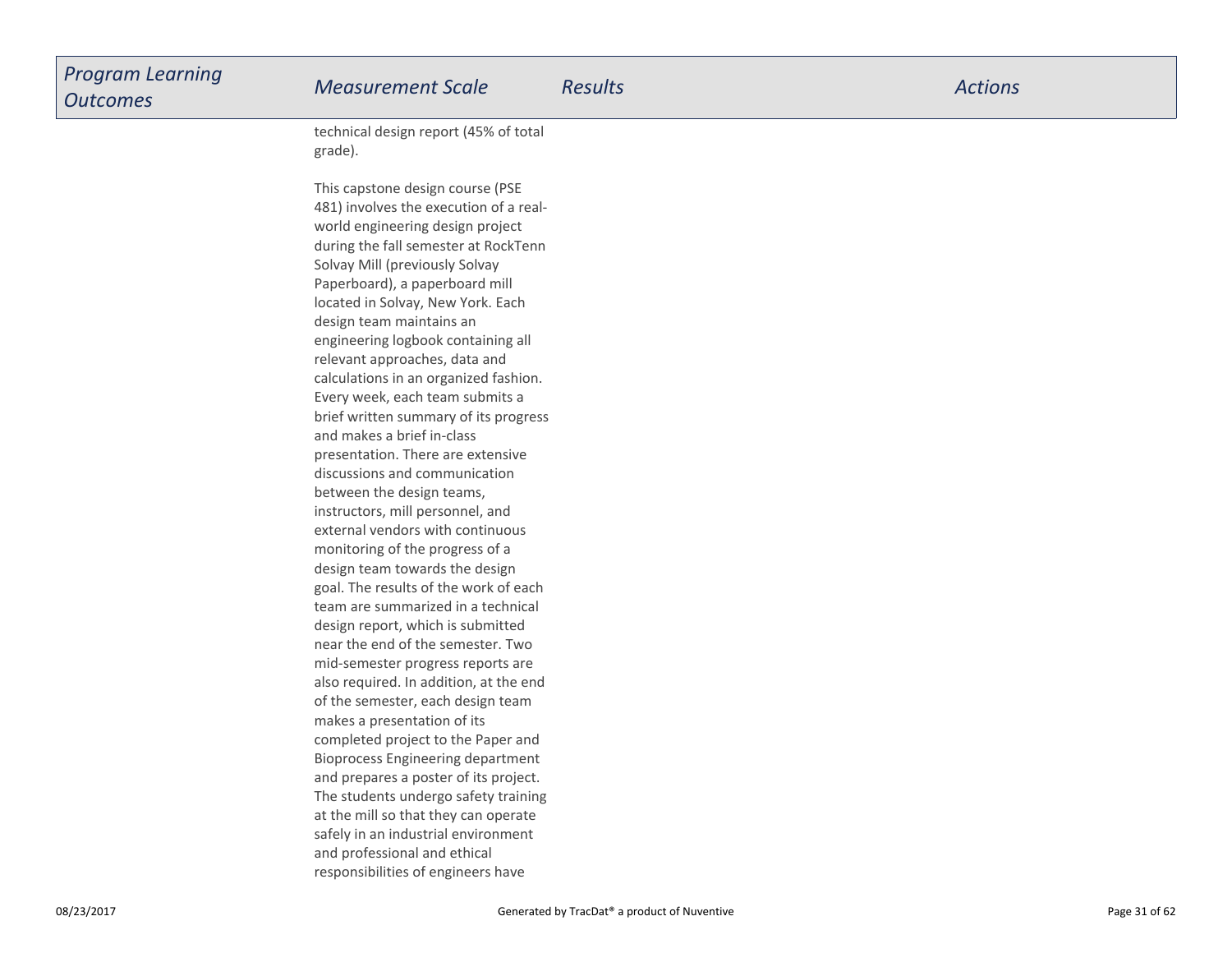| Program Learning Outcomes | Measurement Scale | Results | Actions |
| --- | --- | --- | --- |
| | technical design report (45% of total grade).<br><br>This capstone design course (PSE 481) involves the execution of a real-world engineering design project during the fall semester at RockTenn Solvay Mill (previously Solvay Paperboard), a paperboard mill located in Solvay, New York. Each design team maintains an engineering logbook containing all relevant approaches, data and calculations in an organized fashion. Every week, each team submits a brief written summary of its progress and makes a brief in-class presentation. There are extensive discussions and communication between the design teams, instructors, mill personnel, and external vendors with continuous monitoring of the progress of a design team towards the design goal. The results of the work of each team are summarized in a technical design report, which is submitted near the end of the semester. Two mid-semester progress reports are also required. In addition, at the end of the semester, each design team makes a presentation of its completed project to the Paper and Bioprocess Engineering department and prepares a poster of its project. The students undergo safety training at the mill so that they can operate safely in an industrial environment and professional and ethical responsibilities of engineers have | | |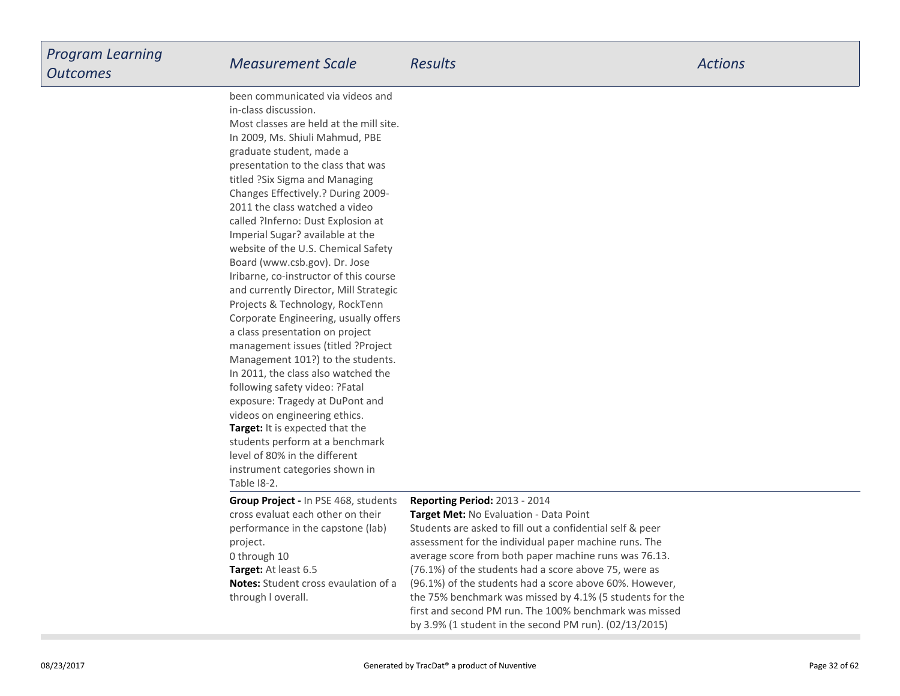| *Program Learning Outcomes* | *Measurement Scale* | *Results* | *Actions* |
| --- | --- | --- | --- |
| | been communicated via videos and in-class discussion.<br>Most classes are held at the mill site. In 2009, Ms. Shiuli Mahmud, PBE graduate student, made a presentation to the class that was titled ?Six Sigma and Managing Changes Effectively.? During 2009-2011 the class watched a video called ?Inferno: Dust Explosion at Imperial Sugar? available at the website of the U.S. Chemical Safety Board (www.csb.gov). Dr. Jose Iribarne, co-instructor of this course and currently Director, Mill Strategic Projects & Technology, RockTenn Corporate Engineering, usually offers a class presentation on project management issues (titled ?Project Management 101?) to the students. In 2011, the class also watched the following safety video: ?Fatal exposure: Tragedy at DuPont and videos on engineering ethics.<br>**Target:** It is expected that the students perform at a benchmark level of 80% in the different instrument categories shown in Table I8-2. | | |
| | **Group Project -** In PSE 468, students cross evaluat each other on their performance in the capstone (lab) project.<br>0 through 10<br>**Target:** At least 6.5<br>**Notes:** Student cross evaulation of a through l overall. | **Reporting Period:** 2013 - 2014<br>**Target Met:** No Evaluation - Data Point<br>Students are asked to fill out a confidential self & peer assessment for the individual paper machine runs. The average score from both paper machine runs was 76.13. (76.1%) of the students had a score above 75, were as (96.1%) of the students had a score above 60%. However, the 75% benchmark was missed by 4.1% (5 students for the first and second PM run. The 100% benchmark was missed by 3.9% (1 student in the second PM run). (02/13/2015) | |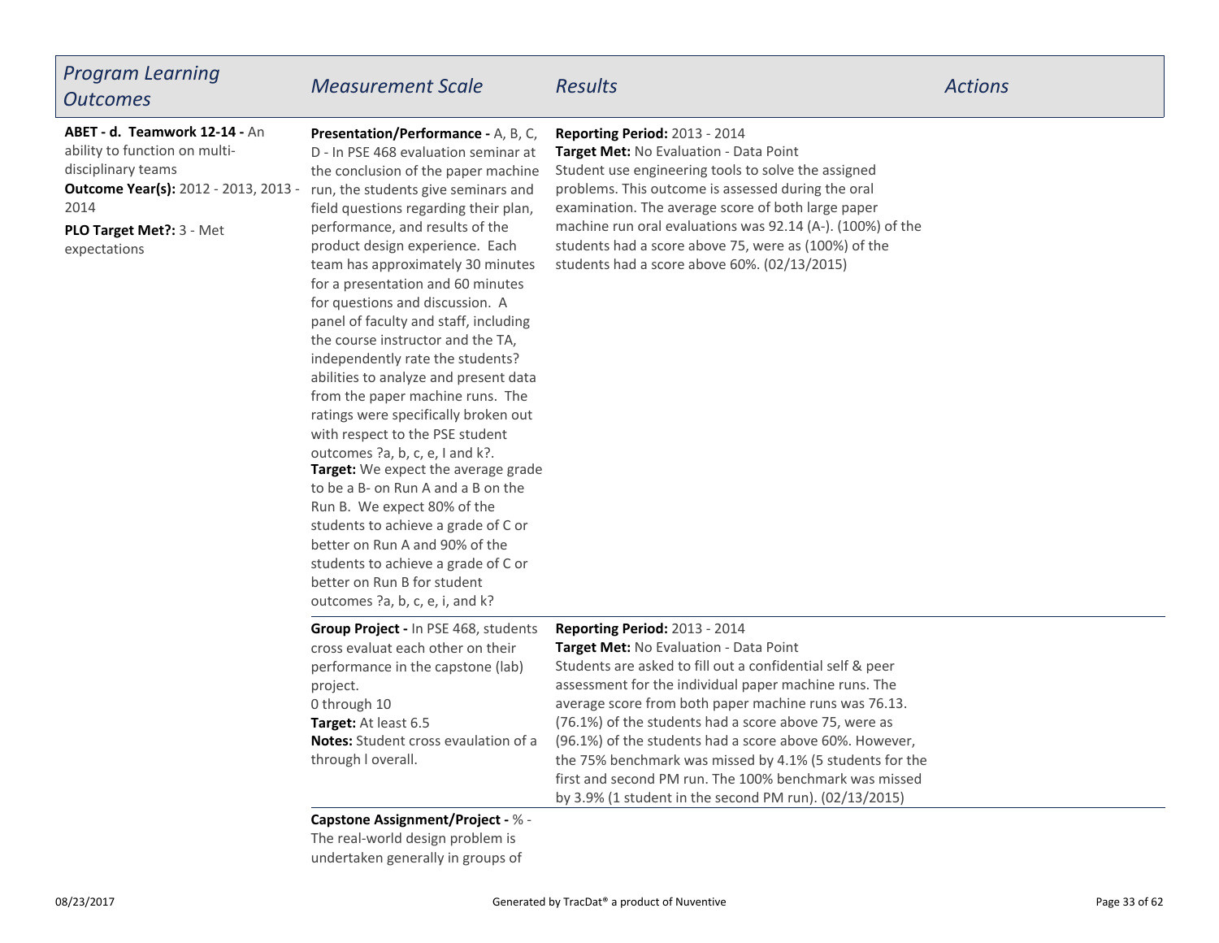| *Program Learning Outcomes* | *Measurement Scale* | *Results* | *Actions* |
|---|---|---|---|
| **ABET - d. Teamwork 12-14 -** An ability to function on multi-disciplinary teams<br>**Outcome Year(s):** 2012 - 2013, 2013 - 2014<br>**PLO Target Met?:** 3 - Met expectations | **Presentation/Performance -** A, B, C, D - In PSE 468 evaluation seminar at the conclusion of the paper machine run, the students give seminars and field questions regarding their plan, performance, and results of the product design experience. Each team has approximately 30 minutes for a presentation and 60 minutes for questions and discussion. A panel of faculty and staff, including the course instructor and the TA, independently rate the students? abilities to analyze and present data from the paper machine runs. The ratings were specifically broken out with respect to the PSE student outcomes ?a, b, c, e, I and k?.<br>**Target:** We expect the average grade to be a B- on Run A and a B on the Run B. We expect 80% of the students to achieve a grade of C or better on Run A and 90% of the students to achieve a grade of C or better on Run B for student outcomes ?a, b, c, e, i, and k? | **Reporting Period:** 2013 - 2014<br>**Target Met:** No Evaluation - Data Point<br>Student use engineering tools to solve the assigned problems. This outcome is assessed during the oral examination. The average score of both large paper machine run oral evaluations was 92.14 (A-). (100%) of the students had a score above 75, were as (100%) of the students had a score above 60%. (02/13/2015) | |
| | **Group Project -** In PSE 468, students cross evaluat each other on their performance in the capstone (lab) project.<br>0 through 10<br>**Target:** At least 6.5<br>**Notes:** Student cross evaulation of a through l overall. | **Reporting Period:** 2013 - 2014<br>**Target Met:** No Evaluation - Data Point<br>Students are asked to fill out a confidential self & peer assessment for the individual paper machine runs. The average score from both paper machine runs was 76.13. (76.1%) of the students had a score above 75, were as (96.1%) of the students had a score above 60%. However, the 75% benchmark was missed by 4.1% (5 students for the first and second PM run. The 100% benchmark was missed by 3.9% (1 student in the second PM run). (02/13/2015) | |
| | **Capstone Assignment/Project -** % - The real-world design problem is undertaken generally in groups of | | |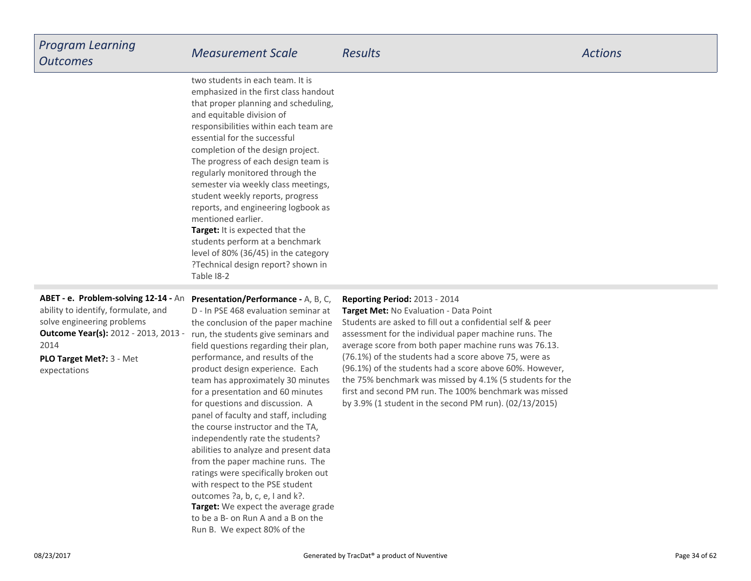| Program Learning Outcomes | Measurement Scale | Results | Actions |
|---|---|---|---|
| | two students in each team. It is emphasized in the first class handout that proper planning and scheduling, and equitable division of responsibilities within each team are essential for the successful completion of the design project. The progress of each design team is regularly monitored through the semester via weekly class meetings, student weekly reports, progress reports, and engineering logbook as mentioned earlier.<br>**Target:** It is expected that the students perform at a benchmark level of 80% (36/45) in the category ?Technical design report? shown in Table I8-2 | | |
| **ABET - e. Problem-solving 12-14 -** An ability to identify, formulate, and solve engineering problems<br>**Outcome Year(s):** 2012 - 2013, 2013 - 2014<br>**PLO Target Met?:** 3 - Met expectations | **Presentation/Performance -** A, B, C, D - In PSE 468 evaluation seminar at the conclusion of the paper machine run, the students give seminars and field questions regarding their plan, performance, and results of the product design experience. Each team has approximately 30 minutes for a presentation and 60 minutes for questions and discussion. A panel of faculty and staff, including the course instructor and the TA, independently rate the students? abilities to analyze and present data from the paper machine runs. The ratings were specifically broken out with respect to the PSE student outcomes ?a, b, c, e, I and k?.<br>**Target:** We expect the average grade to be a B- on Run A and a B on the Run B. We expect 80% of the | **Reporting Period:** 2013 - 2014<br>**Target Met:** No Evaluation - Data Point<br>Students are asked to fill out a confidential self & peer assessment for the individual paper machine runs. The average score from both paper machine runs was 76.13. (76.1%) of the students had a score above 75, were as (96.1%) of the students had a score above 60%. However, the 75% benchmark was missed by 4.1% (5 students for the first and second PM run. The 100% benchmark was missed by 3.9% (1 student in the second PM run). (02/13/2015) | |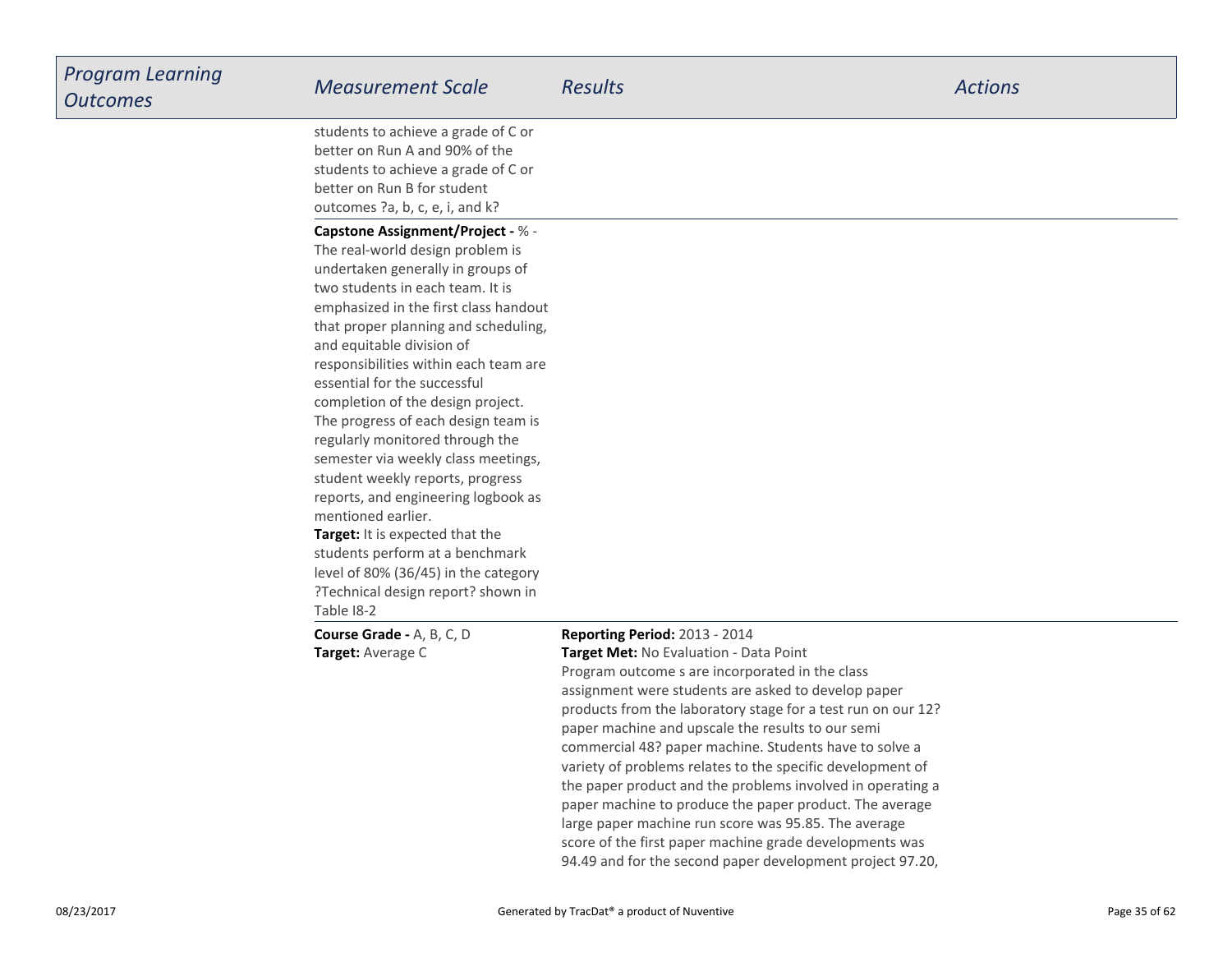| *Program Learning Outcomes* | *Measurement Scale* | *Results* | *Actions* |
|---|---|---|---|
| | students to achieve a grade of C or better on Run A and 90% of the students to achieve a grade of C or better on Run B for student outcomes ?a, b, c, e, i, and k? | | |
| | **Capstone Assignment/Project -** % - The real-world design problem is undertaken generally in groups of two students in each team. It is emphasized in the first class handout that proper planning and scheduling, and equitable division of responsibilities within each team are essential for the successful completion of the design project. The progress of each design team is regularly monitored through the semester via weekly class meetings, student weekly reports, progress reports, and engineering logbook as mentioned earlier. **Target:** It is expected that the students perform at a benchmark level of 80% (36/45) in the category ?Technical design report? shown in Table I8-2 | | |
| | **Course Grade -** A, B, C, D **Target:** Average C | **Reporting Period:** 2013 - 2014 **Target Met:** No Evaluation - Data Point Program outcome s are incorporated in the class assignment were students are asked to develop paper products from the laboratory stage for a test run on our 12? paper machine and upscale the results to our semi commercial 48? paper machine. Students have to solve a variety of problems relates to the specific development of the paper product and the problems involved in operating a paper machine to produce the paper product. The average large paper machine run score was 95.85. The average score of the first paper machine grade developments was 94.49 and for the second paper development project 97.20, | |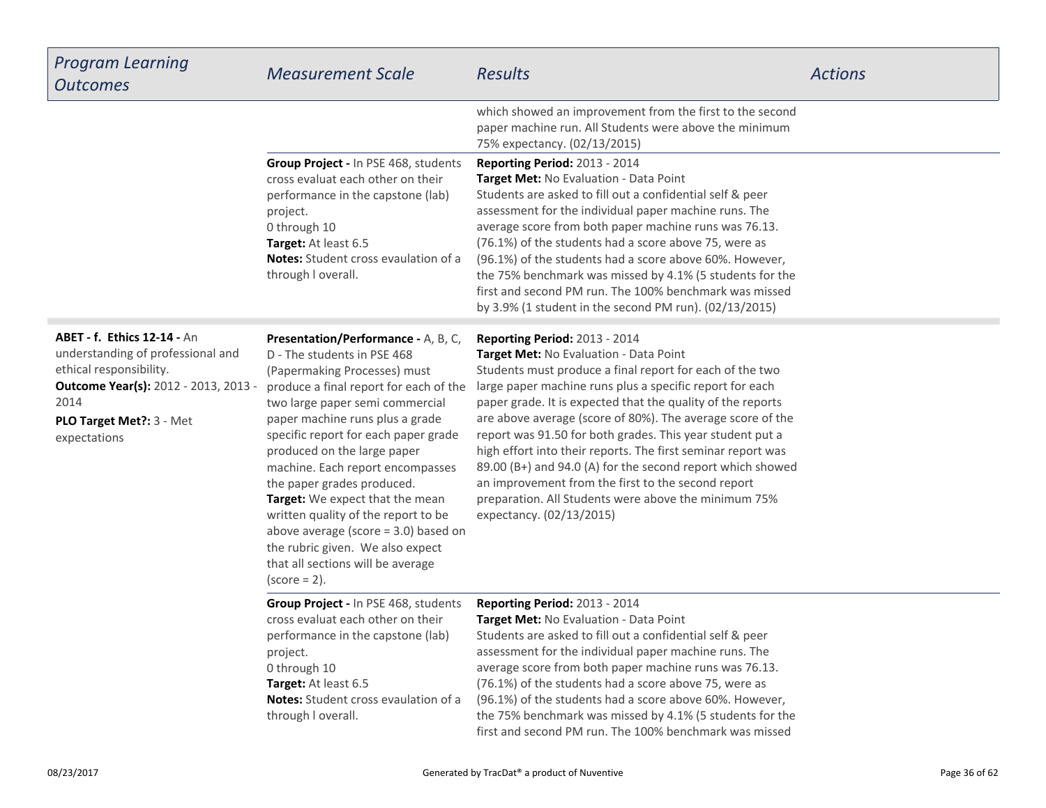| Program Learning Outcomes | Measurement Scale | Results | Actions |
| --- | --- | --- | --- |
| | | which showed an improvement from the first to the second paper machine run. All Students were above the minimum 75% expectancy. (02/13/2015) | |
| | **Group Project -** In PSE 468, students cross evaluat each other on their performance in the capstone (lab) project.<br>0 through 10<br>**Target:** At least 6.5<br>**Notes:** Student cross evaulation of a through l overall. | **Reporting Period:** 2013 - 2014<br>**Target Met:** No Evaluation - Data Point<br>Students are asked to fill out a confidential self & peer assessment for the individual paper machine runs. The average score from both paper machine runs was 76.13. (76.1%) of the students had a score above 75, were as (96.1%) of the students had a score above 60%. However, the 75% benchmark was missed by 4.1% (5 students for the first and second PM run. The 100% benchmark was missed by 3.9% (1 student in the second PM run). (02/13/2015) | |
| **ABET - f. Ethics 12-14 -** An understanding of professional and ethical responsibility.<br>**Outcome Year(s):** 2012 - 2013, 2013 - 2014<br>**PLO Target Met?:** 3 - Met expectations | **Presentation/Performance -** A, B, C, D - The students in PSE 468 (Papermaking Processes) must produce a final report for each of the two large paper semi commercial paper machine runs plus a grade specific report for each paper grade produced on the large paper machine. Each report encompasses the paper grades produced.<br>**Target:** We expect that the mean written quality of the report to be above average (score = 3.0) based on the rubric given. We also expect that all sections will be average (score = 2). | **Reporting Period:** 2013 - 2014<br>**Target Met:** No Evaluation - Data Point<br>Students must produce a final report for each of the two large paper machine runs plus a specific report for each paper grade. It is expected that the quality of the reports are above average (score of 80%). The average score of the report was 91.50 for both grades. This year student put a high effort into their reports. The first seminar report was 89.00 (B+) and 94.0 (A) for the second report which showed an improvement from the first to the second report preparation. All Students were above the minimum 75% expectancy. (02/13/2015) | |
| | **Group Project -** In PSE 468, students cross evaluat each other on their performance in the capstone (lab) project.<br>0 through 10<br>**Target:** At least 6.5<br>**Notes:** Student cross evaulation of a through l overall. | **Reporting Period:** 2013 - 2014<br>**Target Met:** No Evaluation - Data Point<br>Students are asked to fill out a confidential self & peer assessment for the individual paper machine runs. The average score from both paper machine runs was 76.13. (76.1%) of the students had a score above 75, were as (96.1%) of the students had a score above 60%. However, the 75% benchmark was missed by 4.1% (5 students for the first and second PM run. The 100% benchmark was missed | |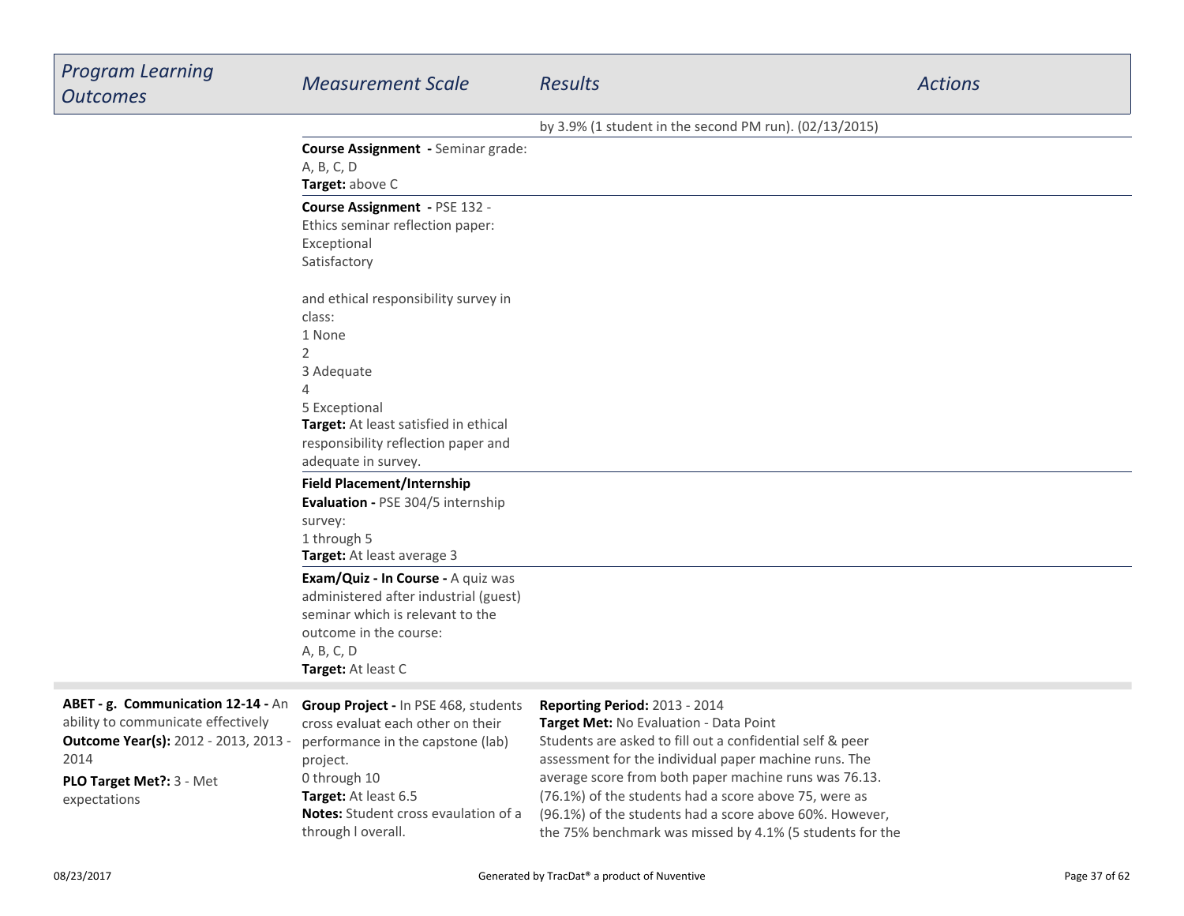| Program Learning Outcomes | Measurement Scale | Results | Actions |
|---|---|---|---|
| | | by 3.9% (1 student in the second PM run). (02/13/2015) | |
| | **Course Assignment -** Seminar grade:<br>A, B, C, D<br>**Target:** above C | | |
| | **Course Assignment -** PSE 132 - Ethics seminar reflection paper:<br>Exceptional<br>Satisfactory<br><br>and ethical responsibility survey in class:<br>1 None<br>2<br>3 Adequate<br>4<br>5 Exceptional<br>**Target:** At least satisfied in ethical responsibility reflection paper and adequate in survey. | | |
| | **Field Placement/Internship Evaluation -** PSE 304/5 internship survey:<br>1 through 5<br>**Target:** At least average 3 | | |
| | **Exam/Quiz - In Course -** A quiz was administered after industrial (guest) seminar which is relevant to the outcome in the course:<br>A, B, C, D<br>**Target:** At least C | | |
| **ABET - g. Communication 12-14 -** An ability to communicate effectively<br>**Outcome Year(s):** 2012 - 2013, 2013 - 2014<br>**PLO Target Met?:** 3 - Met expectations | **Group Project -** In PSE 468, students cross evaluat each other on their performance in the capstone (lab) project.<br>0 through 10<br>**Target:** At least 6.5<br>**Notes:** Student cross evaulation of a through l overall. | **Reporting Period:** 2013 - 2014<br>**Target Met:** No Evaluation - Data Point<br>Students are asked to fill out a confidential self & peer assessment for the individual paper machine runs. The average score from both paper machine runs was 76.13. (76.1%) of the students had a score above 75, were as (96.1%) of the students had a score above 60%. However, the 75% benchmark was missed by 4.1% (5 students for the | |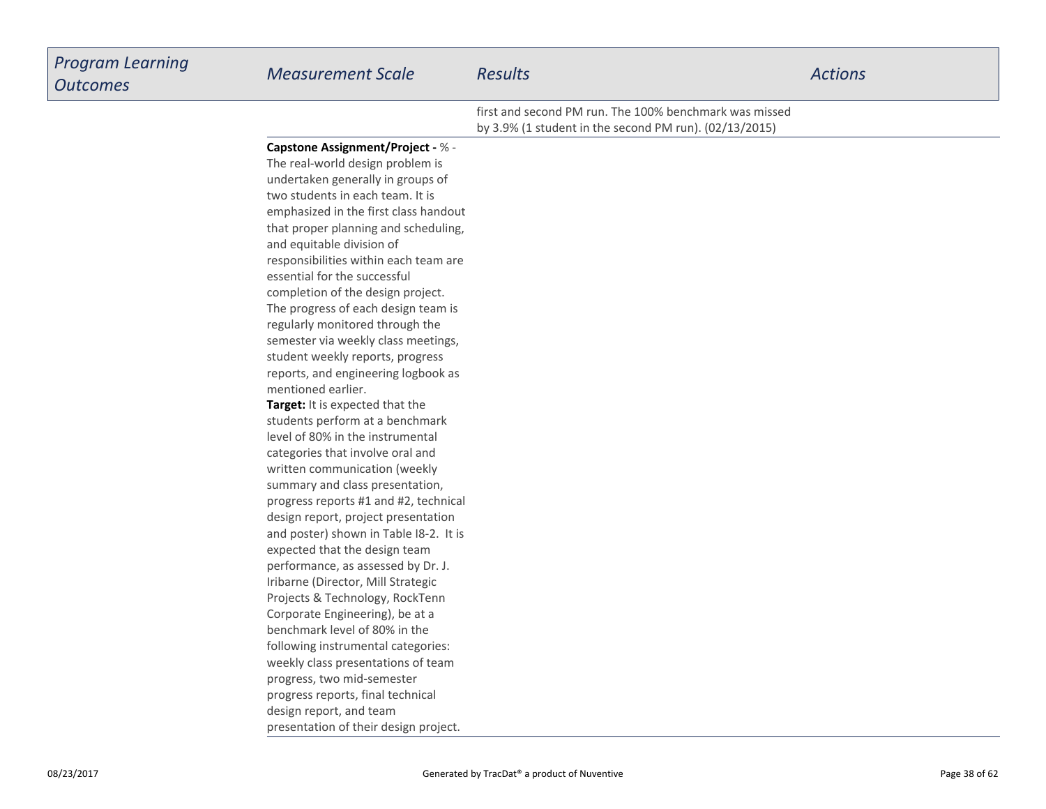| Program Learning Outcomes | Measurement Scale | Results | Actions |
| --- | --- | --- | --- |
| | | first and second PM run. The 100% benchmark was missed by 3.9% (1 student in the second PM run). (02/13/2015) | |
| | **Capstone Assignment/Project -** % - The real-world design problem is undertaken generally in groups of two students in each team. It is emphasized in the first class handout that proper planning and scheduling, and equitable division of responsibilities within each team are essential for the successful completion of the design project. The progress of each design team is regularly monitored through the semester via weekly class meetings, student weekly reports, progress reports, and engineering logbook as mentioned earlier.<br>**Target:** It is expected that the students perform at a benchmark level of 80% in the instrumental categories that involve oral and written communication (weekly summary and class presentation, progress reports #1 and #2, technical design report, project presentation and poster) shown in Table I8-2. It is expected that the design team performance, as assessed by Dr. J. Iribarne (Director, Mill Strategic Projects & Technology, RockTenn Corporate Engineering), be at a benchmark level of 80% in the following instrumental categories: weekly class presentations of team progress, two mid-semester progress reports, final technical design report, and team presentation of their design project. | | |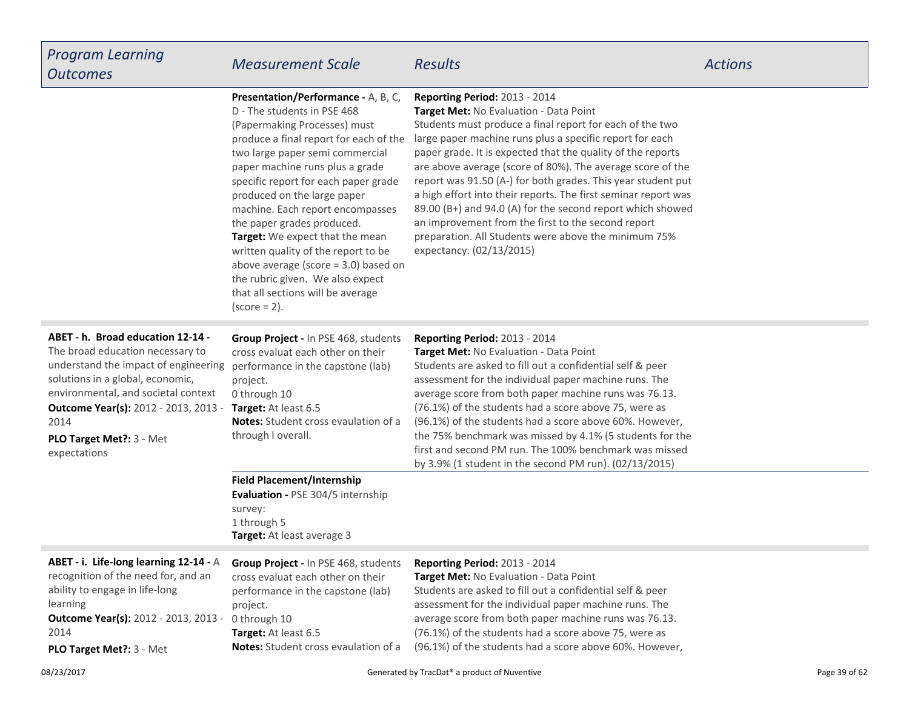| Program Learning Outcomes | Measurement Scale | Results | Actions |
|---|---|---|---|
| | **Presentation/Performance -** A, B, C, D - The students in PSE 468 (Papermaking Processes) must produce a final report for each of the two large paper semi commercial paper machine runs plus a grade specific report for each paper grade produced on the large paper machine. Each report encompasses the paper grades produced.<br>**Target:** We expect that the mean written quality of the report to be above average (score = 3.0) based on the rubric given. We also expect that all sections will be average (score = 2). | **Reporting Period:** 2013 - 2014<br>**Target Met:** No Evaluation - Data Point<br>Students must produce a final report for each of the two large paper machine runs plus a specific report for each paper grade. It is expected that the quality of the reports are above average (score of 80%). The average score of the report was 91.50 (A-) for both grades. This year student put a high effort into their reports. The first seminar report was 89.00 (B+) and 94.0 (A) for the second report which showed an improvement from the first to the second report preparation. All Students were above the minimum 75% expectancy. (02/13/2015) | |
| **ABET - h. Broad education 12-14 -** The broad education necessary to understand the impact of engineering solutions in a global, economic, environmental, and societal context<br>**Outcome Year(s):** 2012 - 2013, 2013 - 2014<br>**PLO Target Met?:** 3 - Met expectations | **Group Project -** In PSE 468, students cross evaluat each other on their performance in the capstone (lab) project.<br>0 through 10<br>**Target:** At least 6.5<br>**Notes:** Student cross evaulation of a through l overall. | **Reporting Period:** 2013 - 2014<br>**Target Met:** No Evaluation - Data Point<br>Students are asked to fill out a confidential self & peer assessment for the individual paper machine runs. The average score from both paper machine runs was 76.13. (76.1%) of the students had a score above 75, were as (96.1%) of the students had a score above 60%. However, the 75% benchmark was missed by 4.1% (5 students for the first and second PM run. The 100% benchmark was missed by 3.9% (1 student in the second PM run). (02/13/2015) | |
| | **Field Placement/Internship Evaluation -** PSE 304/5 internship survey:<br>1 through 5<br>**Target:** At least average 3 | | |
| **ABET - i. Life-long learning 12-14 -** A recognition of the need for, and an ability to engage in life-long learning<br>**Outcome Year(s):** 2012 - 2013, 2013 - 2014<br>**PLO Target Met?:** 3 - Met | **Group Project -** In PSE 468, students cross evaluat each other on their performance in the capstone (lab) project.<br>0 through 10<br>**Target:** At least 6.5<br>**Notes:** Student cross evaulation of a | **Reporting Period:** 2013 - 2014<br>**Target Met:** No Evaluation - Data Point<br>Students are asked to fill out a confidential self & peer assessment for the individual paper machine runs. The average score from both paper machine runs was 76.13. (76.1%) of the students had a score above 75, were as (96.1%) of the students had a score above 60%. However, | |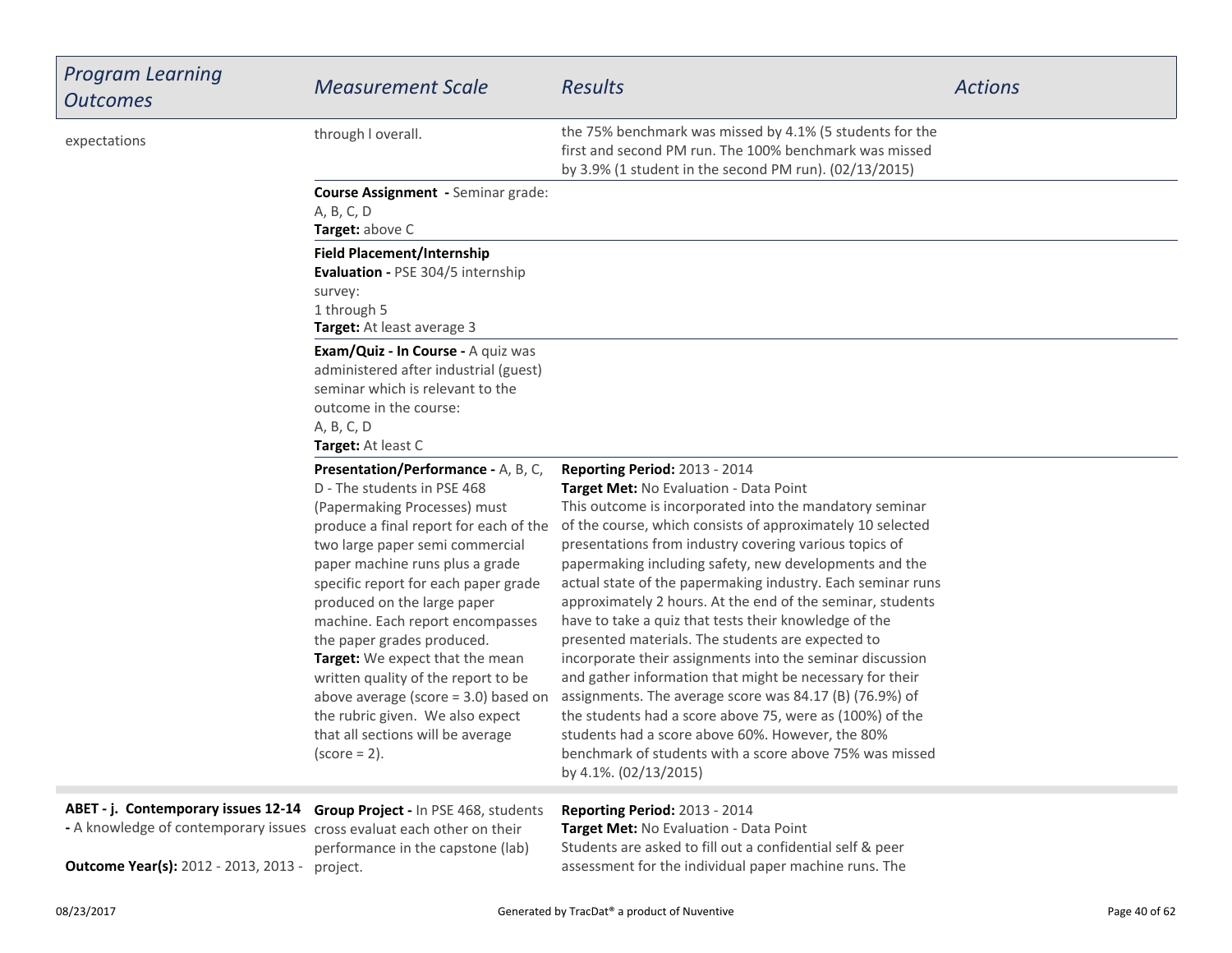| *Program Learning Outcomes* | *Measurement Scale* | *Results* | *Actions* |
|---|---|---|---|
| expectations | through I overall. | the 75% benchmark was missed by 4.1% (5 students for the first and second PM run. The 100% benchmark was missed by 3.9% (1 student in the second PM run). (02/13/2015) | |
| | **Course Assignment -** Seminar grade: A, B, C, D<br>**Target:** above C | | |
| | **Field Placement/Internship Evaluation -** PSE 304/5 internship survey:<br>1 through 5<br>**Target:** At least average 3 | | |
| | **Exam/Quiz - In Course -** A quiz was administered after industrial (guest) seminar which is relevant to the outcome in the course:<br>A, B, C, D<br>**Target:** At least C | | |
| | **Presentation/Performance -** A, B, C, D - The students in PSE 468 (Papermaking Processes) must produce a final report for each of the two large paper semi commercial paper machine runs plus a grade specific report for each paper grade produced on the large paper machine. Each report encompasses the paper grades produced.<br>**Target:** We expect that the mean written quality of the report to be above average (score = 3.0) based on the rubric given. We also expect that all sections will be average (score = 2). | **Reporting Period:** 2013 - 2014<br>**Target Met:** No Evaluation - Data Point<br>This outcome is incorporated into the mandatory seminar of the course, which consists of approximately 10 selected presentations from industry covering various topics of papermaking including safety, new developments and the actual state of the papermaking industry. Each seminar runs approximately 2 hours. At the end of the seminar, students have to take a quiz that tests their knowledge of the presented materials. The students are expected to incorporate their assignments into the seminar discussion and gather information that might be necessary for their assignments. The average score was 84.17 (B) (76.9%) of the students had a score above 75, were as (100%) of the students had a score above 60%. However, the 80% benchmark of students with a score above 75% was missed by 4.1%. (02/13/2015) | |
| **ABET - j. Contemporary issues 12-14 -** A knowledge of contemporary issues<br><br>**Outcome Year(s):** 2012 - 2013, 2013 - | **Group Project -** In PSE 468, students cross evaluat each other on their performance in the capstone (lab) project. | **Reporting Period:** 2013 - 2014<br>**Target Met:** No Evaluation - Data Point<br>Students are asked to fill out a confidential self & peer assessment for the individual paper machine runs. The | |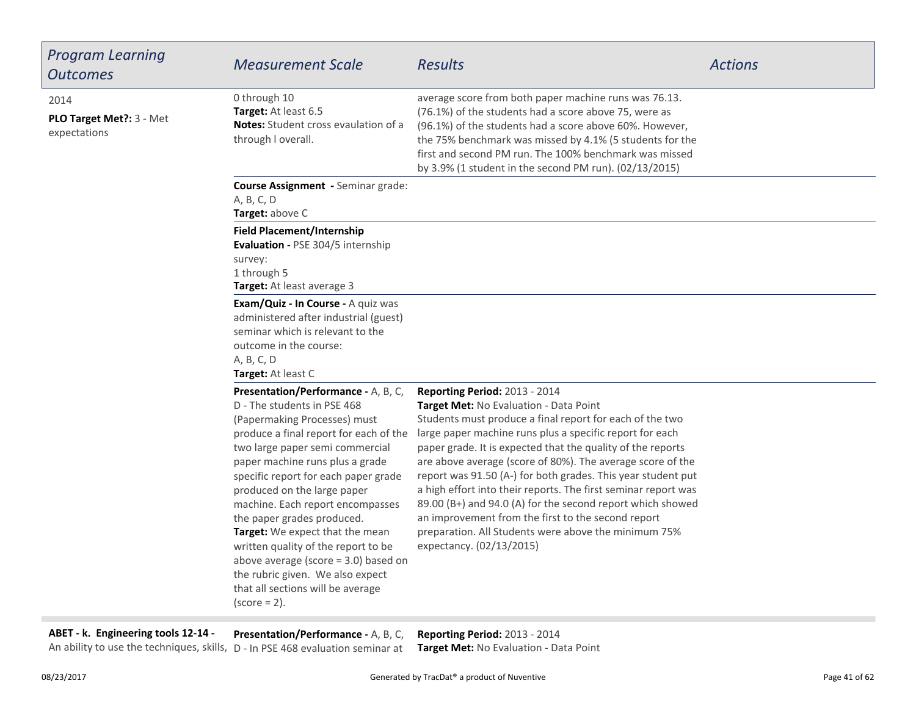| *Program Learning Outcomes* | *Measurement Scale* | *Results* | *Actions* |
|---|---|---|---|
| 2014<br>**PLO Target Met?:** 3 - Met expectations | 0 through 10<br>**Target:** At least 6.5<br>**Notes:** Student cross evaulation of a through l overall. | average score from both paper machine runs was 76.13. (76.1%) of the students had a score above 75, were as (96.1%) of the students had a score above 60%. However, the 75% benchmark was missed by 4.1% (5 students for the first and second PM run. The 100% benchmark was missed by 3.9% (1 student in the second PM run). (02/13/2015) | |
| | **Course Assignment -** Seminar grade: A, B, C, D<br>**Target:** above C | | |
| | **Field Placement/Internship Evaluation -** PSE 304/5 internship survey:<br>1 through 5<br>**Target:** At least average 3 | | |
| | **Exam/Quiz - In Course -** A quiz was administered after industrial (guest) seminar which is relevant to the outcome in the course:<br>A, B, C, D<br>**Target:** At least C | | |
| | **Presentation/Performance -** A, B, C, D - The students in PSE 468 (Papermaking Processes) must produce a final report for each of the two large paper semi commercial paper machine runs plus a grade specific report for each paper grade produced on the large paper machine. Each report encompasses the paper grades produced.<br>**Target:** We expect that the mean written quality of the report to be above average (score = 3.0) based on the rubric given. We also expect that all sections will be average (score = 2). | **Reporting Period:** 2013 - 2014<br>**Target Met:** No Evaluation - Data Point<br>Students must produce a final report for each of the two large paper machine runs plus a specific report for each paper grade. It is expected that the quality of the reports are above average (score of 80%). The average score of the report was 91.50 (A-) for both grades. This year student put a high effort into their reports. The first seminar report was 89.00 (B+) and 94.0 (A) for the second report which showed an improvement from the first to the second report preparation. All Students were above the minimum 75% expectancy. (02/13/2015) | |
| **ABET - k. Engineering tools 12-14 -** An ability to use the techniques, skills, | **Presentation/Performance -** A, B, C, D - In PSE 468 evaluation seminar at | **Reporting Period:** 2013 - 2014<br>**Target Met:** No Evaluation - Data Point | |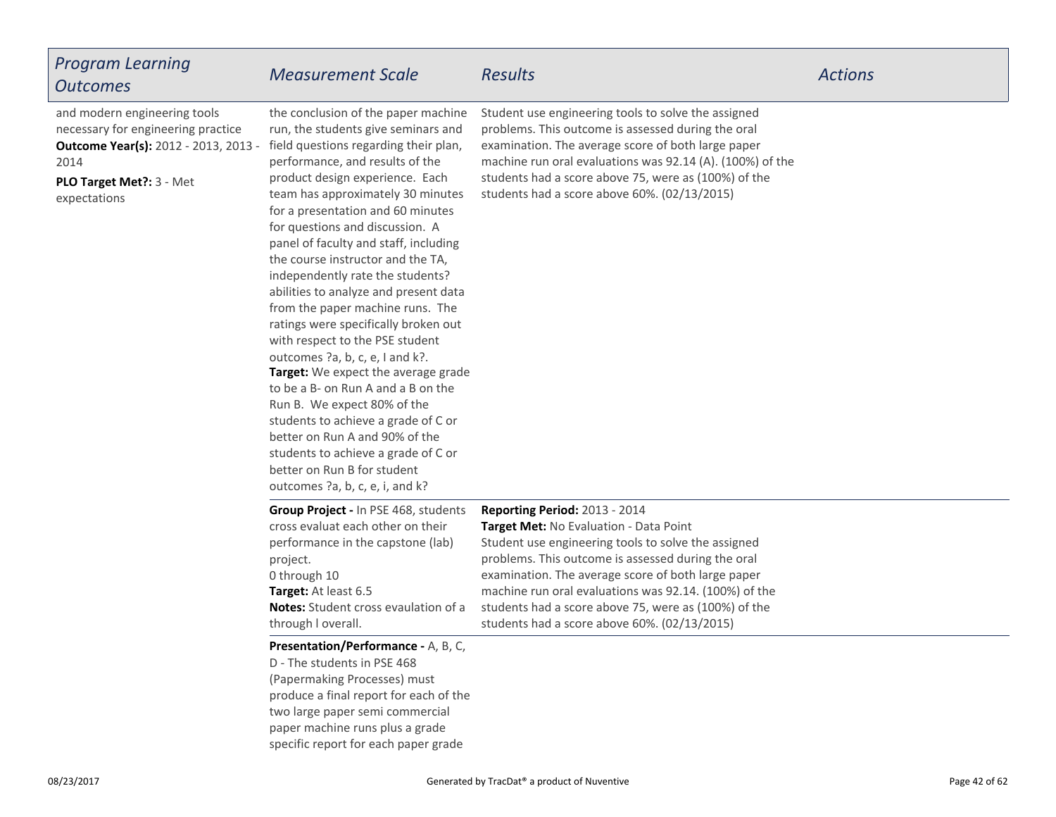| *Program Learning Outcomes* | *Measurement Scale* | *Results* | *Actions* |
|---|---|---|---|
| and modern engineering tools necessary for engineering practice<br>**Outcome Year(s):** 2012 - 2013, 2013 - 2014<br>**PLO Target Met?:** 3 - Met expectations | the conclusion of the paper machine run, the students give seminars and field questions regarding their plan, performance, and results of the product design experience. Each team has approximately 30 minutes for a presentation and 60 minutes for questions and discussion. A panel of faculty and staff, including the course instructor and the TA, independently rate the students? abilities to analyze and present data from the paper machine runs. The ratings were specifically broken out with respect to the PSE student outcomes ?a, b, c, e, I and k?.<br>**Target:** We expect the average grade to be a B- on Run A and a B on the Run B. We expect 80% of the students to achieve a grade of C or better on Run A and 90% of the students to achieve a grade of C or better on Run B for student outcomes ?a, b, c, e, i, and k? | Student use engineering tools to solve the assigned problems. This outcome is assessed during the oral examination. The average score of both large paper machine run oral evaluations was 92.14 (A). (100%) of the students had a score above 75, were as (100%) of the students had a score above 60%. (02/13/2015) | |
| | **Group Project -** In PSE 468, students cross evaluat each other on their performance in the capstone (lab) project.<br>0 through 10<br>**Target:** At least 6.5<br>**Notes:** Student cross evaulation of a through l overall. | **Reporting Period:** 2013 - 2014<br>**Target Met:** No Evaluation - Data Point<br>Student use engineering tools to solve the assigned problems. This outcome is assessed during the oral examination. The average score of both large paper machine run oral evaluations was 92.14. (100%) of the students had a score above 75, were as (100%) of the students had a score above 60%. (02/13/2015) | |
| | **Presentation/Performance -** A, B, C, D - The students in PSE 468 (Papermaking Processes) must produce a final report for each of the two large paper semi commercial paper machine runs plus a grade specific report for each paper grade | | |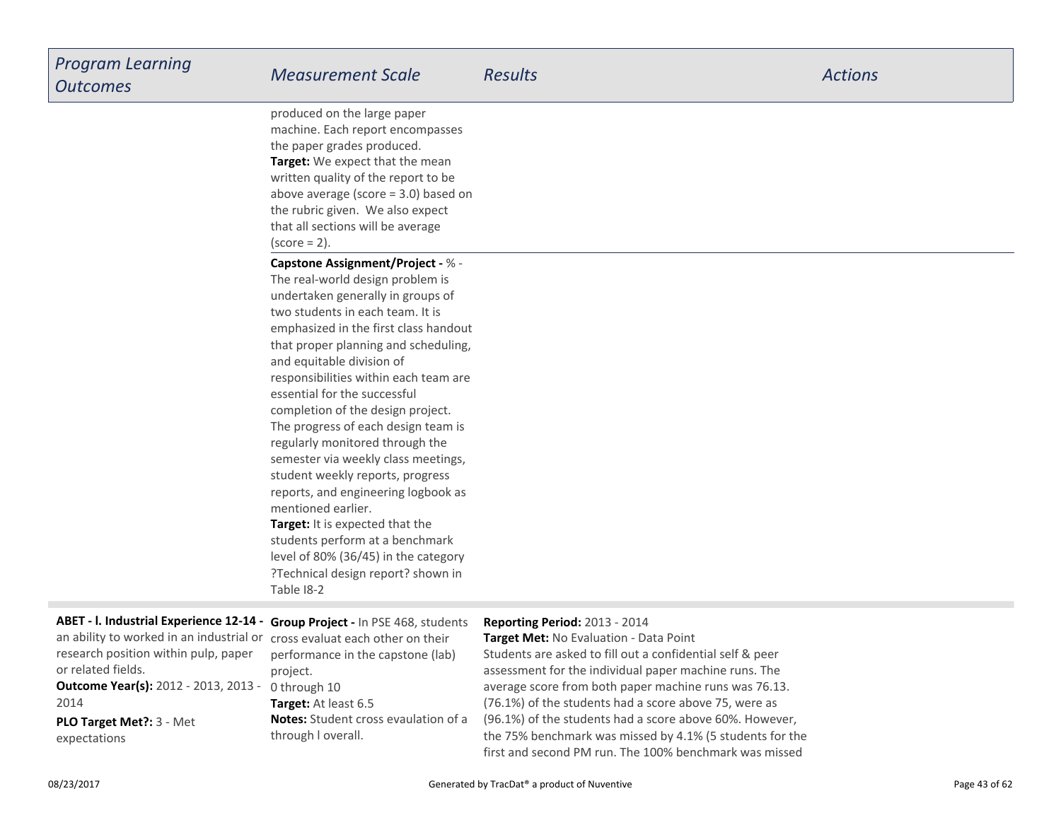| Program Learning Outcomes | Measurement Scale | Results | Actions |
|---|---|---|---|
| | produced on the large paper machine. Each report encompasses the paper grades produced.<br>**Target:** We expect that the mean written quality of the report to be above average (score = 3.0) based on the rubric given. We also expect that all sections will be average (score = 2). | | |
| | **Capstone Assignment/Project -** % - The real-world design problem is undertaken generally in groups of two students in each team. It is emphasized in the first class handout that proper planning and scheduling, and equitable division of responsibilities within each team are essential for the successful completion of the design project. The progress of each design team is regularly monitored through the semester via weekly class meetings, student weekly reports, progress reports, and engineering logbook as mentioned earlier.<br>**Target:** It is expected that the students perform at a benchmark level of 80% (36/45) in the category ?Technical design report? shown in Table I8-2 | | |
| **ABET - l. Industrial Experience 12-14 -** an ability to worked in an industrial or research position within pulp, paper or related fields.<br>**Outcome Year(s):** 2012 - 2013, 2013 - 2014<br>**PLO Target Met?:** 3 - Met expectations | **Group Project -** In PSE 468, students cross evaluat each other on their performance in the capstone (lab) project.<br>0 through 10<br>**Target:** At least 6.5<br>**Notes:** Student cross evaulation of a through l overall. | **Reporting Period:** 2013 - 2014<br>**Target Met:** No Evaluation - Data Point<br>Students are asked to fill out a confidential self & peer assessment for the individual paper machine runs. The average score from both paper machine runs was 76.13. (76.1%) of the students had a score above 75, were as (96.1%) of the students had a score above 60%. However, the 75% benchmark was missed by 4.1% (5 students for the first and second PM run. The 100% benchmark was missed | |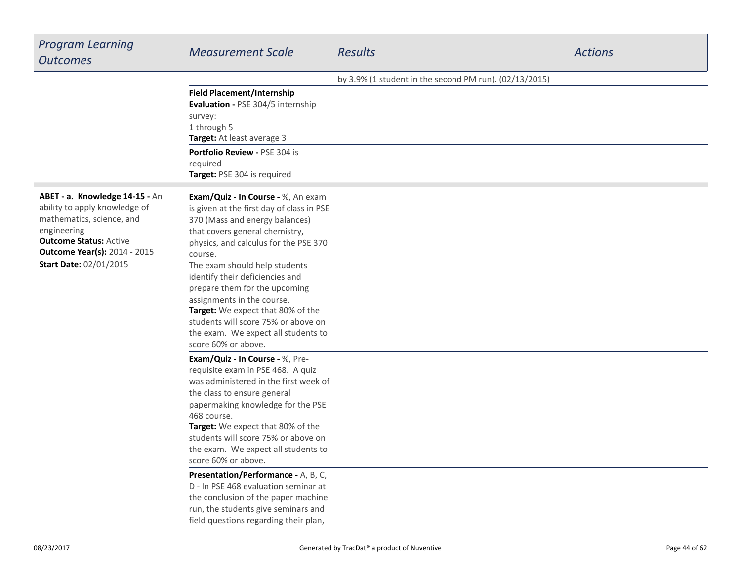| Program Learning Outcomes | Measurement Scale | Results | Actions |
|---|---|---|---|
| | | by 3.9% (1 student in the second PM run). (02/13/2015) | |
| | **Field Placement/Internship Evaluation -** PSE 304/5 internship survey: 1 through 5 **Target:** At least average 3 | | |
| | **Portfolio Review -** PSE 304 is required **Target:** PSE 304 is required | | |
| **ABET - a. Knowledge 14-15 -** An ability to apply knowledge of mathematics, science, and engineering **Outcome Status:** Active **Outcome Year(s):** 2014 - 2015 **Start Date:** 02/01/2015 | **Exam/Quiz - In Course -** %, An exam is given at the first day of class in PSE 370 (Mass and energy balances) that covers general chemistry, physics, and calculus for the PSE 370 course. The exam should help students identify their deficiencies and prepare them for the upcoming assignments in the course. **Target:** We expect that 80% of the students will score 75% or above on the exam. We expect all students to score 60% or above. | | |
| | **Exam/Quiz - In Course -** %, Pre-requisite exam in PSE 468. A quiz was administered in the first week of the class to ensure general papermaking knowledge for the PSE 468 course. **Target:** We expect that 80% of the students will score 75% or above on the exam. We expect all students to score 60% or above. | | |
| | **Presentation/Performance -** A, B, C, D - In PSE 468 evaluation seminar at the conclusion of the paper machine run, the students give seminars and field questions regarding their plan, | | |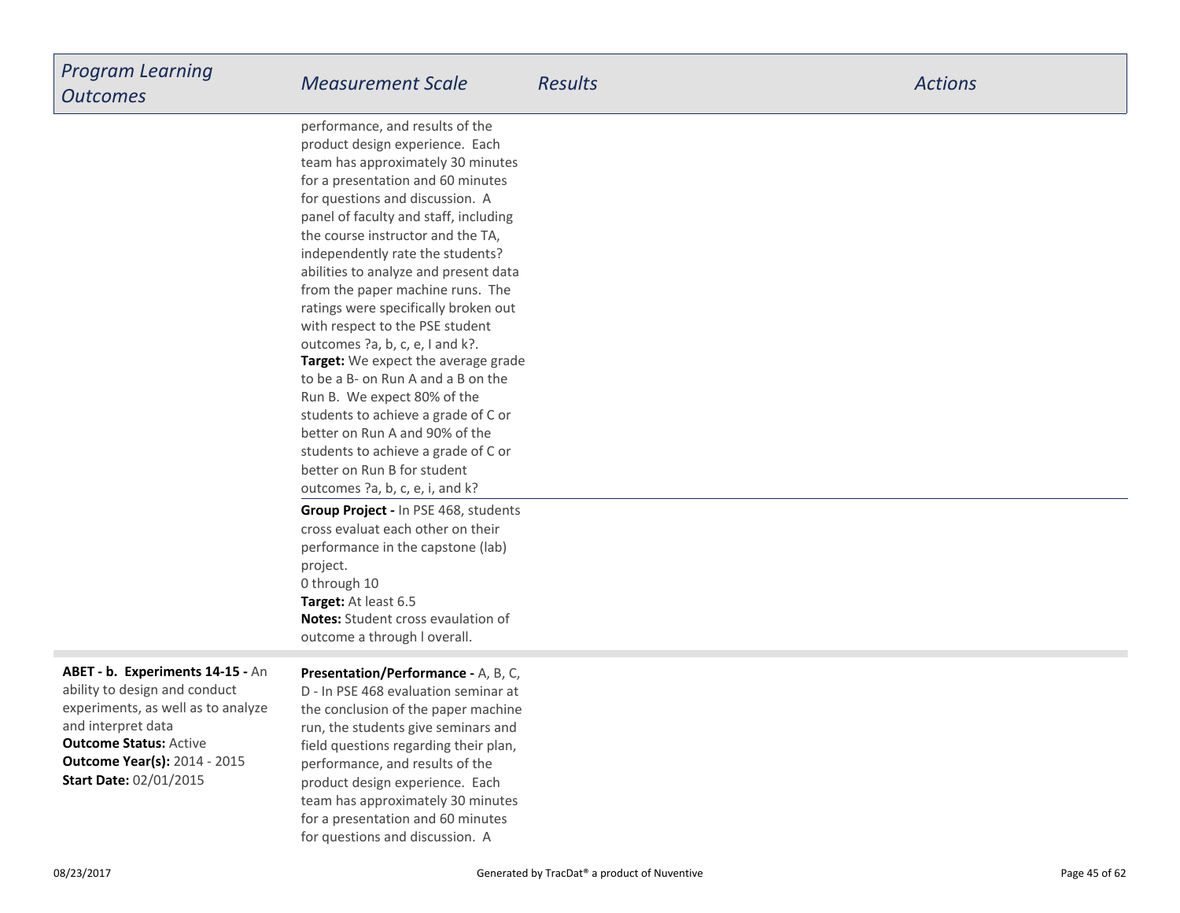| Program Learning Outcomes | Measurement Scale | Results | Actions |
| --- | --- | --- | --- |
| | performance, and results of the product design experience. Each team has approximately 30 minutes for a presentation and 60 minutes for questions and discussion. A panel of faculty and staff, including the course instructor and the TA, independently rate the students? abilities to analyze and present data from the paper machine runs. The ratings were specifically broken out with respect to the PSE student outcomes ?a, b, c, e, I and k?.<br>**Target:** We expect the average grade to be a B- on Run A and a B on the Run B. We expect 80% of the students to achieve a grade of C or better on Run A and 90% of the students to achieve a grade of C or better on Run B for student outcomes ?a, b, c, e, i, and k? | | |
| | **Group Project -** In PSE 468, students cross evaluat each other on their performance in the capstone (lab) project.<br>0 through 10<br>**Target:** At least 6.5<br>**Notes:** Student cross evaulation of outcome a through l overall. | | |
| **ABET - b. Experiments 14-15 -** An ability to design and conduct experiments, as well as to analyze and interpret data<br>**Outcome Status:** Active<br>**Outcome Year(s):** 2014 - 2015<br>**Start Date:** 02/01/2015 | **Presentation/Performance -** A, B, C, D - In PSE 468 evaluation seminar at the conclusion of the paper machine run, the students give seminars and field questions regarding their plan, performance, and results of the product design experience. Each team has approximately 30 minutes for a presentation and 60 minutes for questions and discussion. A | | |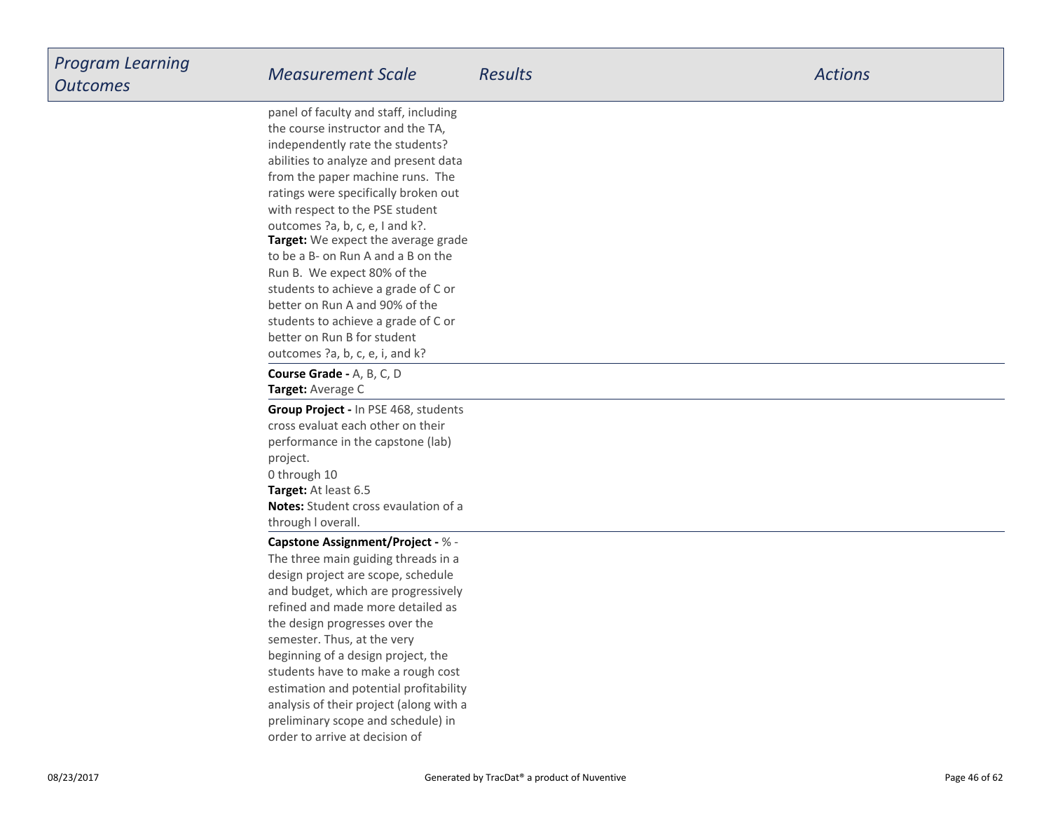| *Program Learning Outcomes* | *Measurement Scale* | *Results* | *Actions* |
| --- | --- | --- | --- |
| | panel of faculty and staff, including the course instructor and the TA, independently rate the students? abilities to analyze and present data from the paper machine runs. The ratings were specifically broken out with respect to the PSE student outcomes ?a, b, c, e, I and k?.<br>**Target:** We expect the average grade to be a B- on Run A and a B on the Run B. We expect 80% of the students to achieve a grade of C or better on Run A and 90% of the students to achieve a grade of C or better on Run B for student outcomes ?a, b, c, e, i, and k? | | |
| | **Course Grade -** A, B, C, D<br>**Target:** Average C | | |
| | **Group Project -** In PSE 468, students cross evaluat each other on their performance in the capstone (lab) project.<br>0 through 10<br>**Target:** At least 6.5<br>**Notes:** Student cross evaulation of a through l overall. | | |
| | **Capstone Assignment/Project -** % - The three main guiding threads in a design project are scope, schedule and budget, which are progressively refined and made more detailed as the design progresses over the semester. Thus, at the very beginning of a design project, the students have to make a rough cost estimation and potential profitability analysis of their project (along with a preliminary scope and schedule) in order to arrive at decision of | | |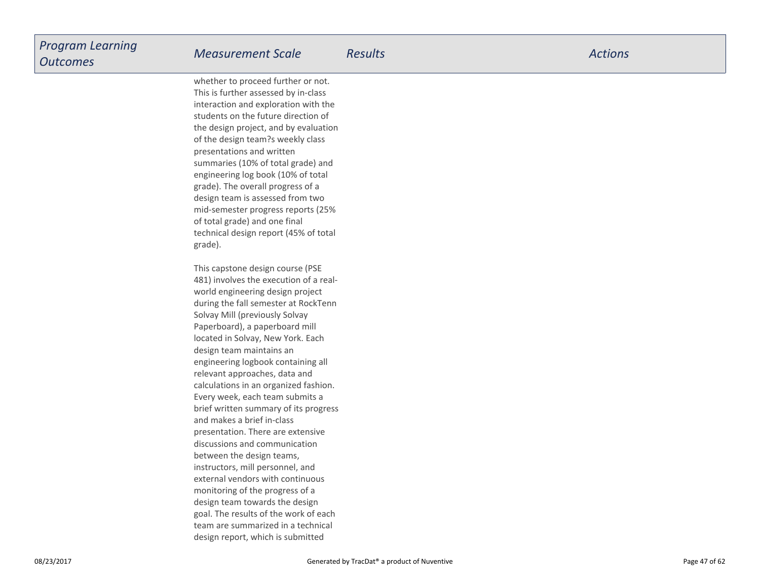| Program Learning Outcomes | Measurement Scale | Results | Actions |
|---|---|---|---|
| | whether to proceed further or not. This is further assessed by in-class interaction and exploration with the students on the future direction of the design project, and by evaluation of the design team?s weekly class presentations and written summaries (10% of total grade) and engineering log book (10% of total grade). The overall progress of a design team is assessed from two mid-semester progress reports (25% of total grade) and one final technical design report (45% of total grade).<br><br>This capstone design course (PSE 481) involves the execution of a real-world engineering design project during the fall semester at RockTenn Solvay Mill (previously Solvay Paperboard), a paperboard mill located in Solvay, New York. Each design team maintains an engineering logbook containing all relevant approaches, data and calculations in an organized fashion. Every week, each team submits a brief written summary of its progress and makes a brief in-class presentation. There are extensive discussions and communication between the design teams, instructors, mill personnel, and external vendors with continuous monitoring of the progress of a design team towards the design goal. The results of the work of each team are summarized in a technical design report, which is submitted | | |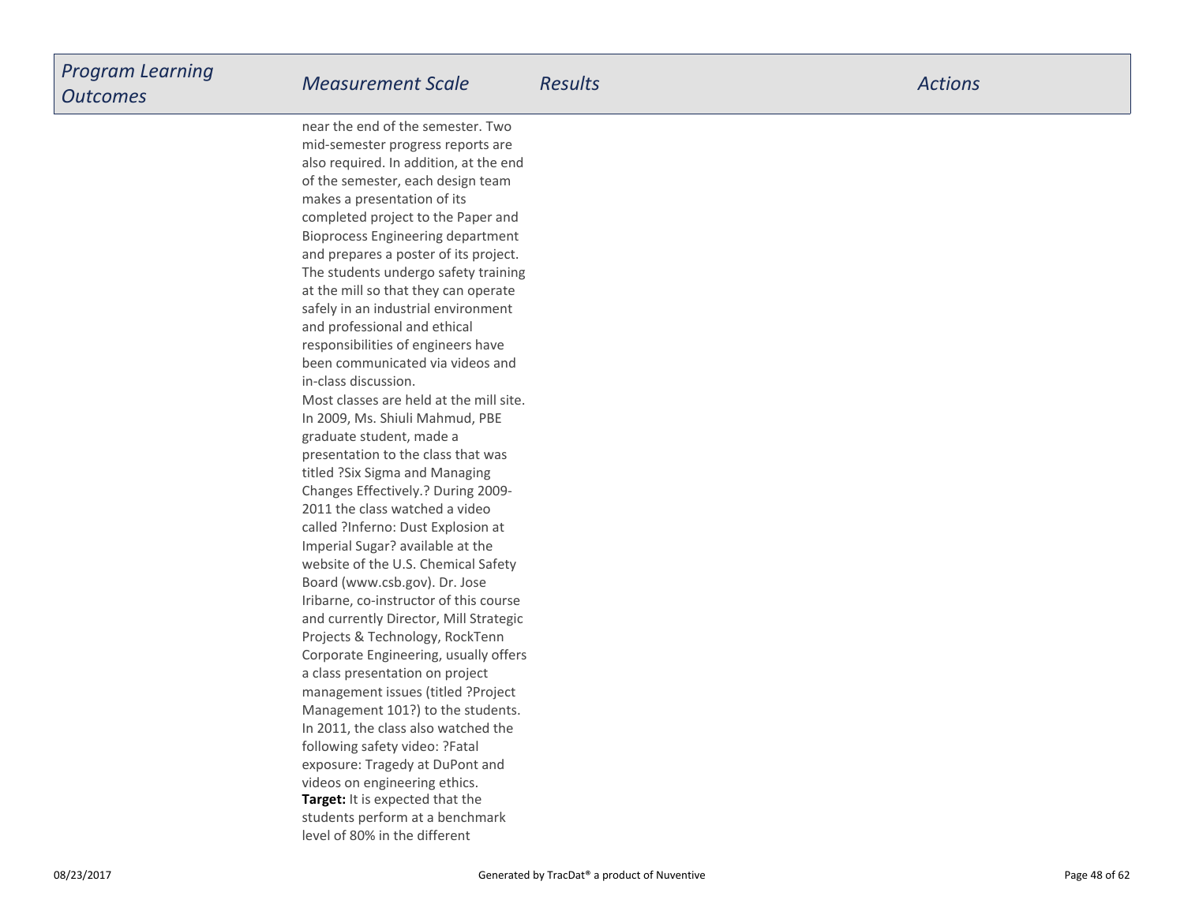| Program Learning Outcomes | Measurement Scale | Results | Actions |
| --- | --- | --- | --- |
| | near the end of the semester. Two mid-semester progress reports are also required. In addition, at the end of the semester, each design team makes a presentation of its completed project to the Paper and Bioprocess Engineering department and prepares a poster of its project. The students undergo safety training at the mill so that they can operate safely in an industrial environment and professional and ethical responsibilities of engineers have been communicated via videos and in-class discussion.<br>Most classes are held at the mill site. In 2009, Ms. Shiuli Mahmud, PBE graduate student, made a presentation to the class that was titled ?Six Sigma and Managing Changes Effectively.? During 2009-2011 the class watched a video called ?Inferno: Dust Explosion at Imperial Sugar? available at the website of the U.S. Chemical Safety Board (www.csb.gov). Dr. Jose Iribarne, co-instructor of this course and currently Director, Mill Strategic Projects & Technology, RockTenn Corporate Engineering, usually offers a class presentation on project management issues (titled ?Project Management 101?) to the students. In 2011, the class also watched the following safety video: ?Fatal exposure: Tragedy at DuPont and videos on engineering ethics.<br>**Target:** It is expected that the students perform at a benchmark level of 80% in the different | | |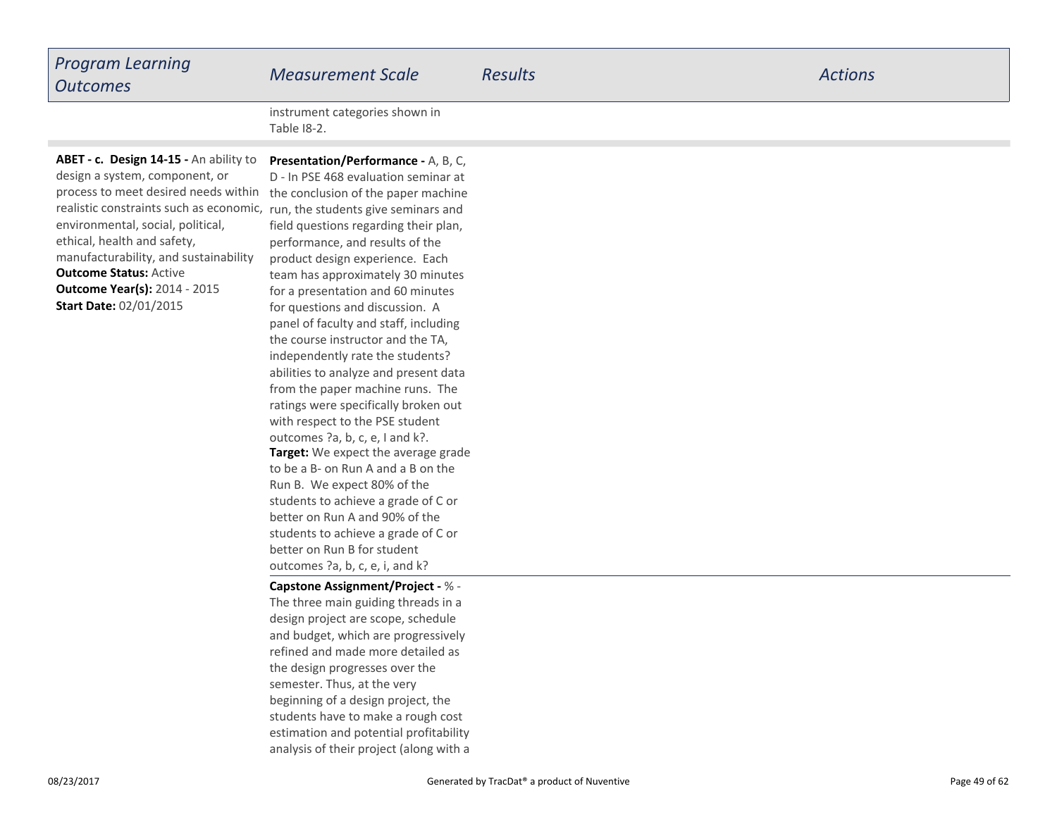| *Program Learning Outcomes* | *Measurement Scale* | *Results* | *Actions* |
|---|---|---|---|
| | instrument categories shown in Table I8-2. | | |
| **ABET - c. Design 14-15 -** An ability to design a system, component, or process to meet desired needs within realistic constraints such as economic, environmental, social, political, ethical, health and safety, manufacturability, and sustainability<br>**Outcome Status:** Active<br>**Outcome Year(s):** 2014 - 2015<br>**Start Date:** 02/01/2015 | **Presentation/Performance -** A, B, C, D - In PSE 468 evaluation seminar at the conclusion of the paper machine run, the students give seminars and field questions regarding their plan, performance, and results of the product design experience. Each team has approximately 30 minutes for a presentation and 60 minutes for questions and discussion. A panel of faculty and staff, including the course instructor and the TA, independently rate the students? abilities to analyze and present data from the paper machine runs. The ratings were specifically broken out with respect to the PSE student outcomes ?a, b, c, e, I and k?.<br>**Target:** We expect the average grade to be a B- on Run A and a B on the Run B. We expect 80% of the students to achieve a grade of C or better on Run A and 90% of the students to achieve a grade of C or better on Run B for student outcomes ?a, b, c, e, i, and k? | | |
| | **Capstone Assignment/Project -** % - The three main guiding threads in a design project are scope, schedule and budget, which are progressively refined and made more detailed as the design progresses over the semester. Thus, at the very beginning of a design project, the students have to make a rough cost estimation and potential profitability analysis of their project (along with a | | |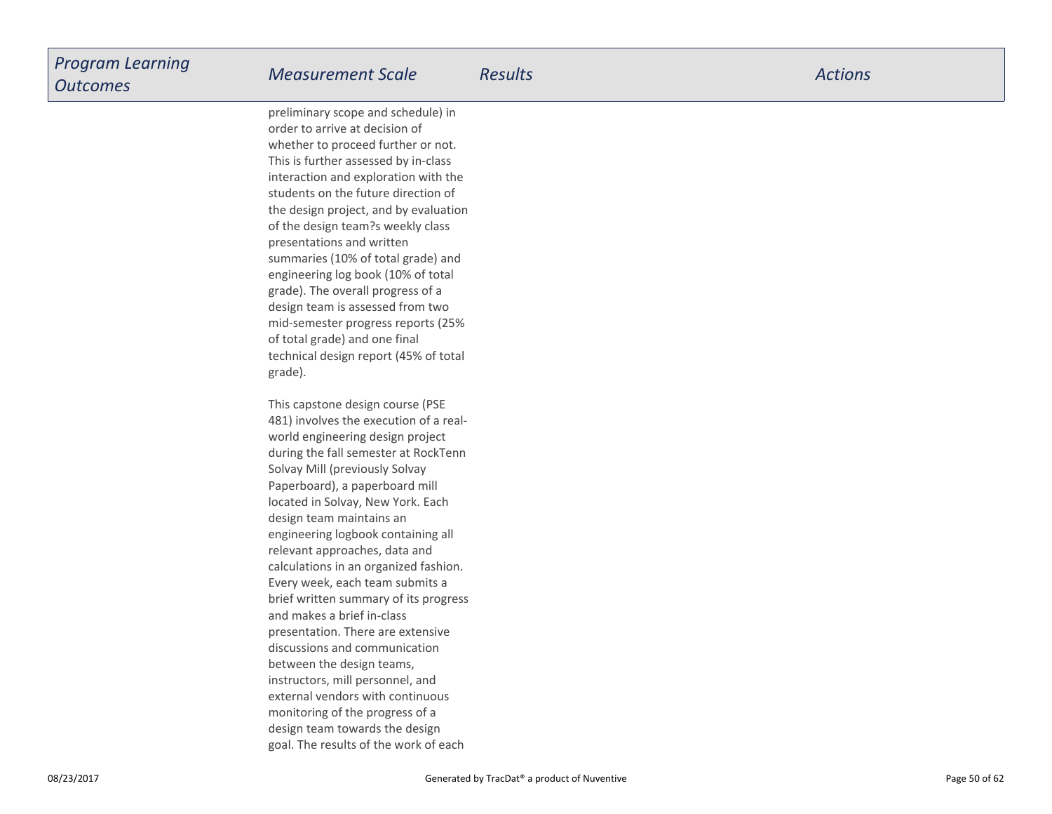| Program Learning Outcomes | Measurement Scale | Results | Actions |
|---|---|---|---|
| | preliminary scope and schedule) in order to arrive at decision of whether to proceed further or not. This is further assessed by in-class interaction and exploration with the students on the future direction of the design project, and by evaluation of the design team?s weekly class presentations and written summaries (10% of total grade) and engineering log book (10% of total grade). The overall progress of a design team is assessed from two mid-semester progress reports (25% of total grade) and one final technical design report (45% of total grade).<br><br>This capstone design course (PSE 481) involves the execution of a real-world engineering design project during the fall semester at RockTenn Solvay Mill (previously Solvay Paperboard), a paperboard mill located in Solvay, New York. Each design team maintains an engineering logbook containing all relevant approaches, data and calculations in an organized fashion. Every week, each team submits a brief written summary of its progress and makes a brief in-class presentation. There are extensive discussions and communication between the design teams, instructors, mill personnel, and external vendors with continuous monitoring of the progress of a design team towards the design goal. The results of the work of each | | |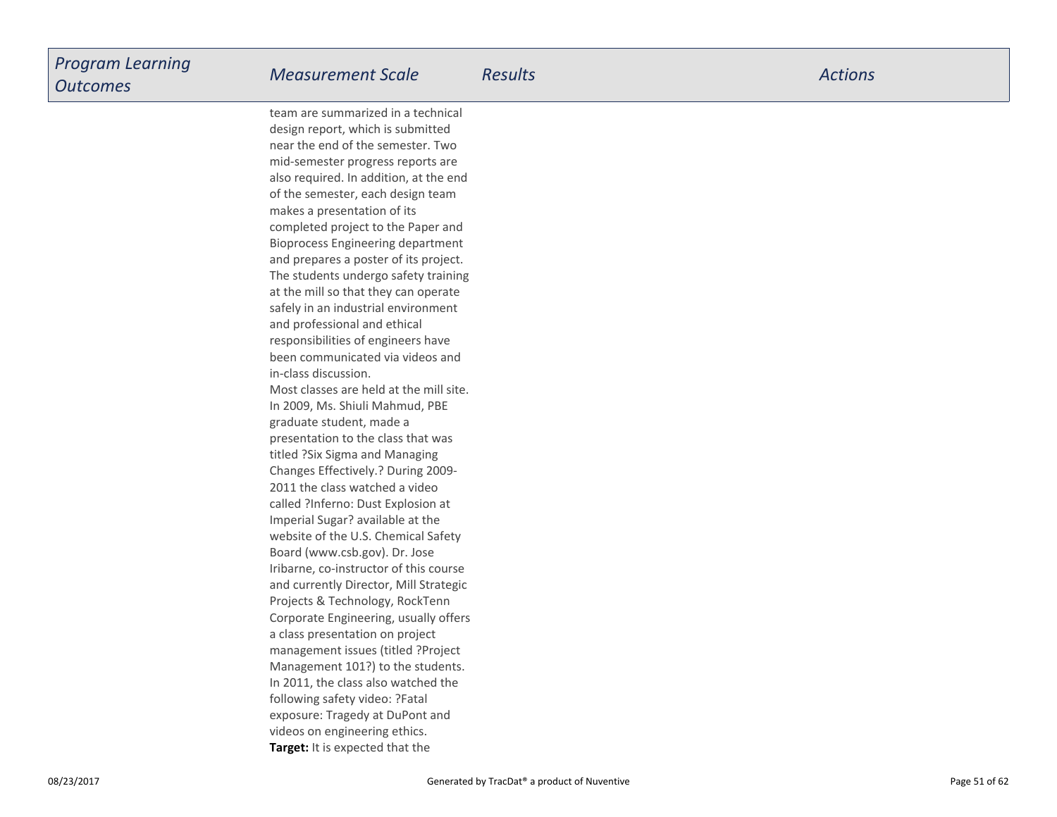| Program Learning Outcomes | Measurement Scale | Results | Actions |
|---|---|---|---|
| | team are summarized in a technical design report, which is submitted near the end of the semester. Two mid-semester progress reports are also required. In addition, at the end of the semester, each design team makes a presentation of its completed project to the Paper and Bioprocess Engineering department and prepares a poster of its project. The students undergo safety training at the mill so that they can operate safely in an industrial environment and professional and ethical responsibilities of engineers have been communicated via videos and in-class discussion.<br>Most classes are held at the mill site. In 2009, Ms. Shiuli Mahmud, PBE graduate student, made a presentation to the class that was titled ?Six Sigma and Managing Changes Effectively.? During 2009-2011 the class watched a video called ?Inferno: Dust Explosion at Imperial Sugar? available at the website of the U.S. Chemical Safety Board (www.csb.gov). Dr. Jose Iribarne, co-instructor of this course and currently Director, Mill Strategic Projects & Technology, RockTenn Corporate Engineering, usually offers a class presentation on project management issues (titled ?Project Management 101?) to the students. In 2011, the class also watched the following safety video: ?Fatal exposure: Tragedy at DuPont and videos on engineering ethics.<br>**Target:** It is expected that the | | |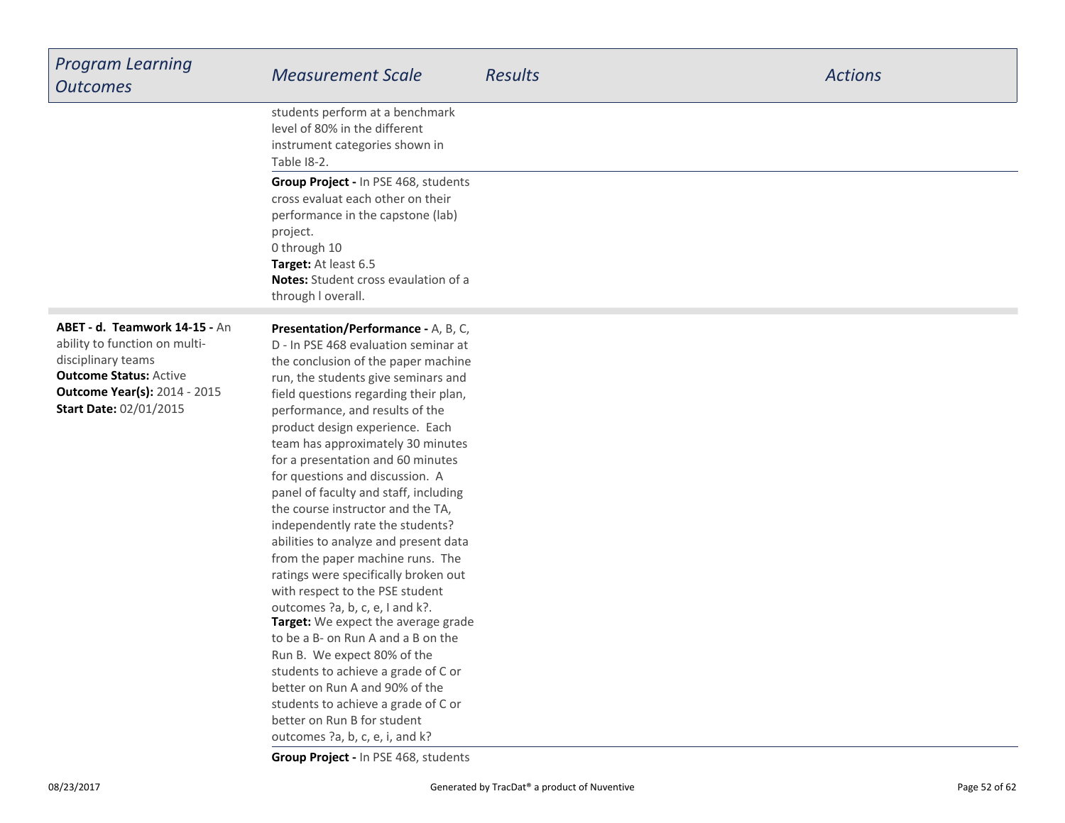| Program Learning Outcomes | Measurement Scale | Results | Actions |
| --- | --- | --- | --- |
| | students perform at a benchmark level of 80% in the different instrument categories shown in Table I8-2. | | |
| | **Group Project -** In PSE 468, students cross evaluat each other on their performance in the capstone (lab) project.<br>0 through 10<br>**Target:** At least 6.5<br>**Notes:** Student cross evaulation of a through l overall. | | |
| **ABET - d. Teamwork 14-15 -** An ability to function on multi-disciplinary teams<br>**Outcome Status:** Active<br>**Outcome Year(s):** 2014 - 2015<br>**Start Date:** 02/01/2015 | **Presentation/Performance -** A, B, C, D - In PSE 468 evaluation seminar at the conclusion of the paper machine run, the students give seminars and field questions regarding their plan, performance, and results of the product design experience. Each team has approximately 30 minutes for a presentation and 60 minutes for questions and discussion. A panel of faculty and staff, including the course instructor and the TA, independently rate the students? abilities to analyze and present data from the paper machine runs. The ratings were specifically broken out with respect to the PSE student outcomes ?a, b, c, e, I and k?.<br>**Target:** We expect the average grade to be a B- on Run A and a B on the Run B. We expect 80% of the students to achieve a grade of C or better on Run A and 90% of the students to achieve a grade of C or better on Run B for student outcomes ?a, b, c, e, i, and k? | | |
| | **Group Project -** In PSE 468, students | | |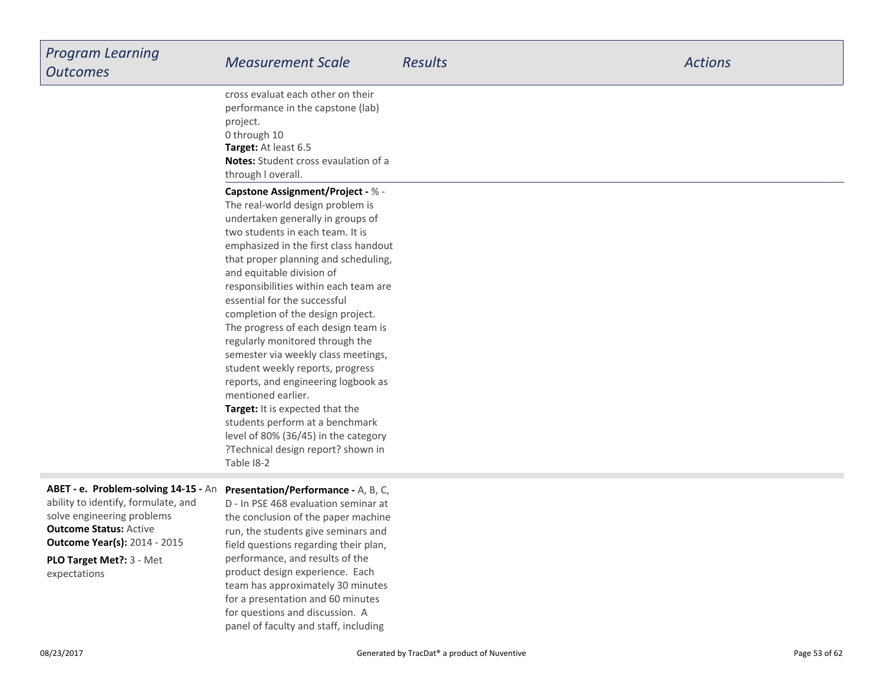| *Program Learning Outcomes* | *Measurement Scale* | *Results* | *Actions* |
|---|---|---|---|
| | cross evaluat each other on their performance in the capstone (lab) project.<br>0 through 10<br>**Target:** At least 6.5<br>**Notes:** Student cross evaulation of a through l overall. | | |
| | **Capstone Assignment/Project -** % - The real-world design problem is undertaken generally in groups of two students in each team. It is emphasized in the first class handout that proper planning and scheduling, and equitable division of responsibilities within each team are essential for the successful completion of the design project. The progress of each design team is regularly monitored through the semester via weekly class meetings, student weekly reports, progress reports, and engineering logbook as mentioned earlier.<br>**Target:** It is expected that the students perform at a benchmark level of 80% (36/45) in the category ?Technical design report? shown in Table I8-2 | | |
| **ABET - e. Problem-solving 14-15 -** An ability to identify, formulate, and solve engineering problems<br>**Outcome Status:** Active<br>**Outcome Year(s):** 2014 - 2015<br>**PLO Target Met?:** 3 - Met expectations | **Presentation/Performance -** A, B, C, D - In PSE 468 evaluation seminar at the conclusion of the paper machine run, the students give seminars and field questions regarding their plan, performance, and results of the product design experience. Each team has approximately 30 minutes for a presentation and 60 minutes for questions and discussion. A panel of faculty and staff, including | | |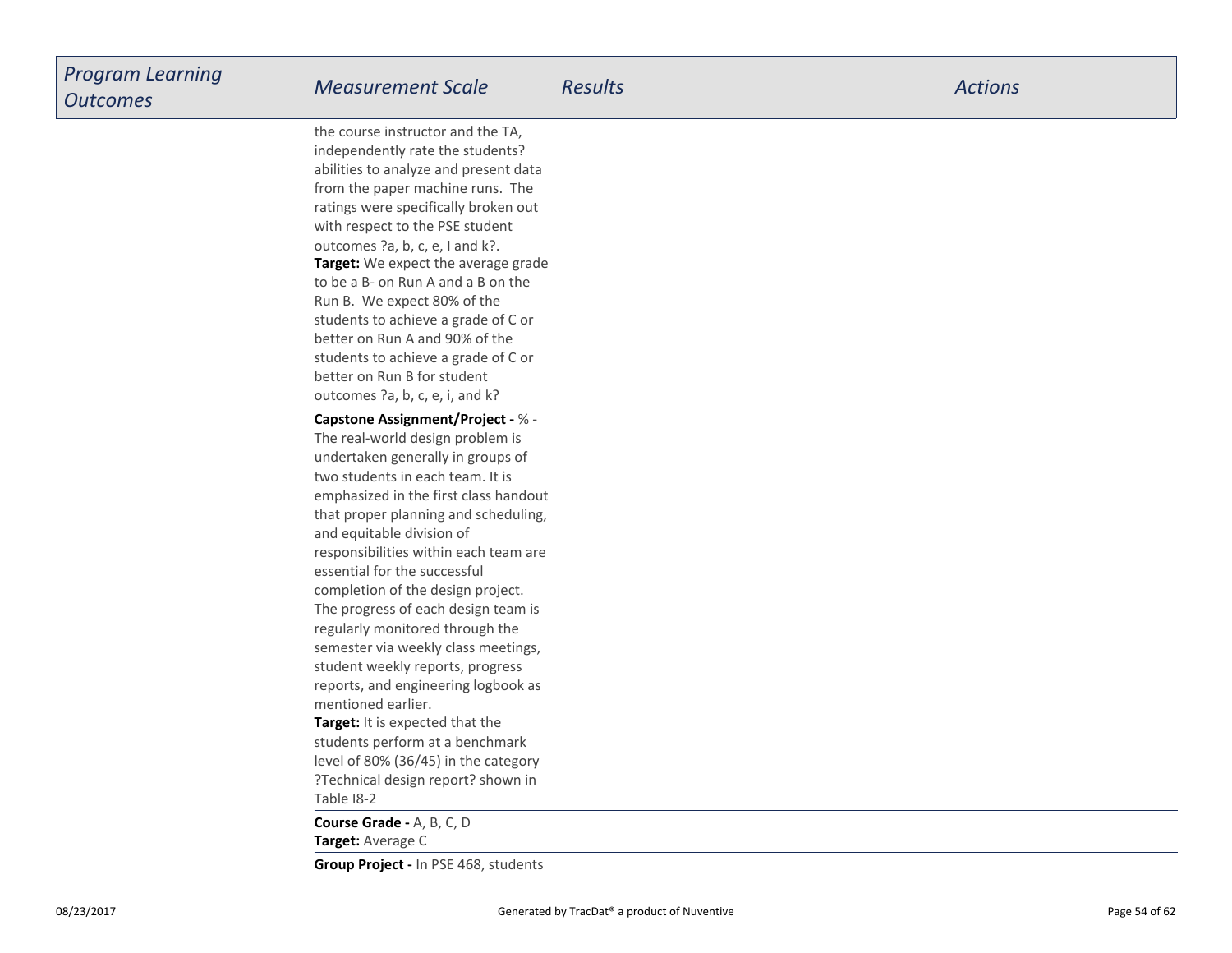| *Program Learning Outcomes* | *Measurement Scale* | *Results* | *Actions* |
|---|---|---|---|
| | the course instructor and the TA, independently rate the students? abilities to analyze and present data from the paper machine runs. The ratings were specifically broken out with respect to the PSE student outcomes ?a, b, c, e, I and k?.<br>**Target:** We expect the average grade to be a B- on Run A and a B on the Run B. We expect 80% of the students to achieve a grade of C or better on Run A and 90% of the students to achieve a grade of C or better on Run B for student outcomes ?a, b, c, e, i, and k? | | |
| | **Capstone Assignment/Project -** % - The real-world design problem is undertaken generally in groups of two students in each team. It is emphasized in the first class handout that proper planning and scheduling, and equitable division of responsibilities within each team are essential for the successful completion of the design project. The progress of each design team is regularly monitored through the semester via weekly class meetings, student weekly reports, progress reports, and engineering logbook as mentioned earlier.<br>**Target:** It is expected that the students perform at a benchmark level of 80% (36/45) in the category ?Technical design report? shown in Table I8-2 | | |
| | **Course Grade -** A, B, C, D<br>**Target:** Average C | | |
| | **Group Project -** In PSE 468, students | | |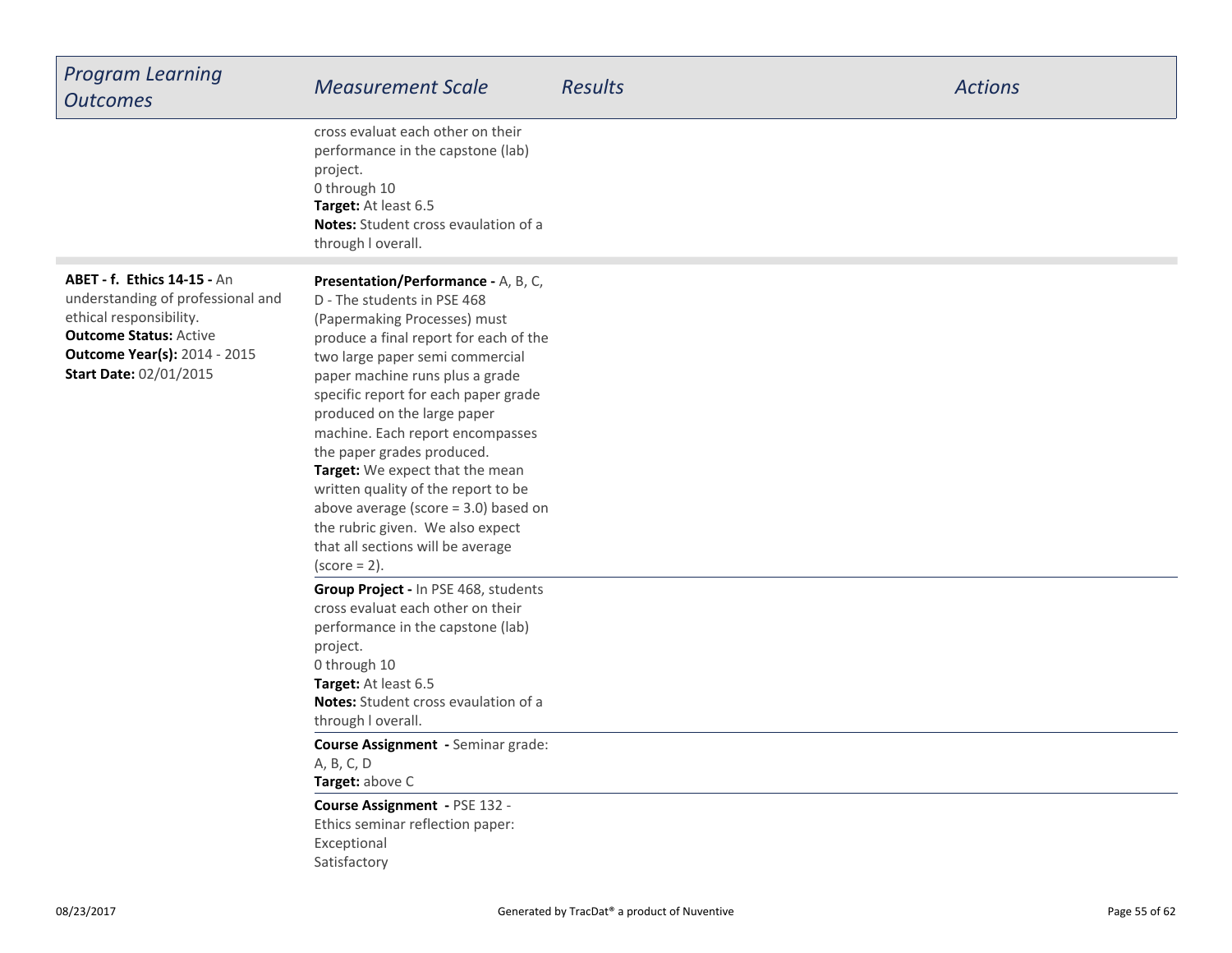| *Program Learning Outcomes* | *Measurement Scale* | *Results* | *Actions* |
|---|---|---|---|
| | cross evaluat each other on their performance in the capstone (lab) project.<br>0 through 10<br>**Target:** At least 6.5<br>**Notes:** Student cross evaulation of a through l overall. | | |
| **ABET - f. Ethics 14-15 -** An understanding of professional and ethical responsibility.<br>**Outcome Status:** Active<br>**Outcome Year(s):** 2014 - 2015<br>**Start Date:** 02/01/2015 | **Presentation/Performance -** A, B, C, D - The students in PSE 468 (Papermaking Processes) must produce a final report for each of the two large paper semi commercial paper machine runs plus a grade specific report for each paper grade produced on the large paper machine. Each report encompasses the paper grades produced.<br>**Target:** We expect that the mean written quality of the report to be above average (score = 3.0) based on the rubric given. We also expect that all sections will be average (score = 2). | | |
| | **Group Project -** In PSE 468, students cross evaluat each other on their performance in the capstone (lab) project.<br>0 through 10<br>**Target:** At least 6.5<br>**Notes:** Student cross evaulation of a through l overall. | | |
| | **Course Assignment -** Seminar grade: A, B, C, D<br>**Target:** above C | | |
| | **Course Assignment -** PSE 132 - Ethics seminar reflection paper:<br>Exceptional<br>Satisfactory | | |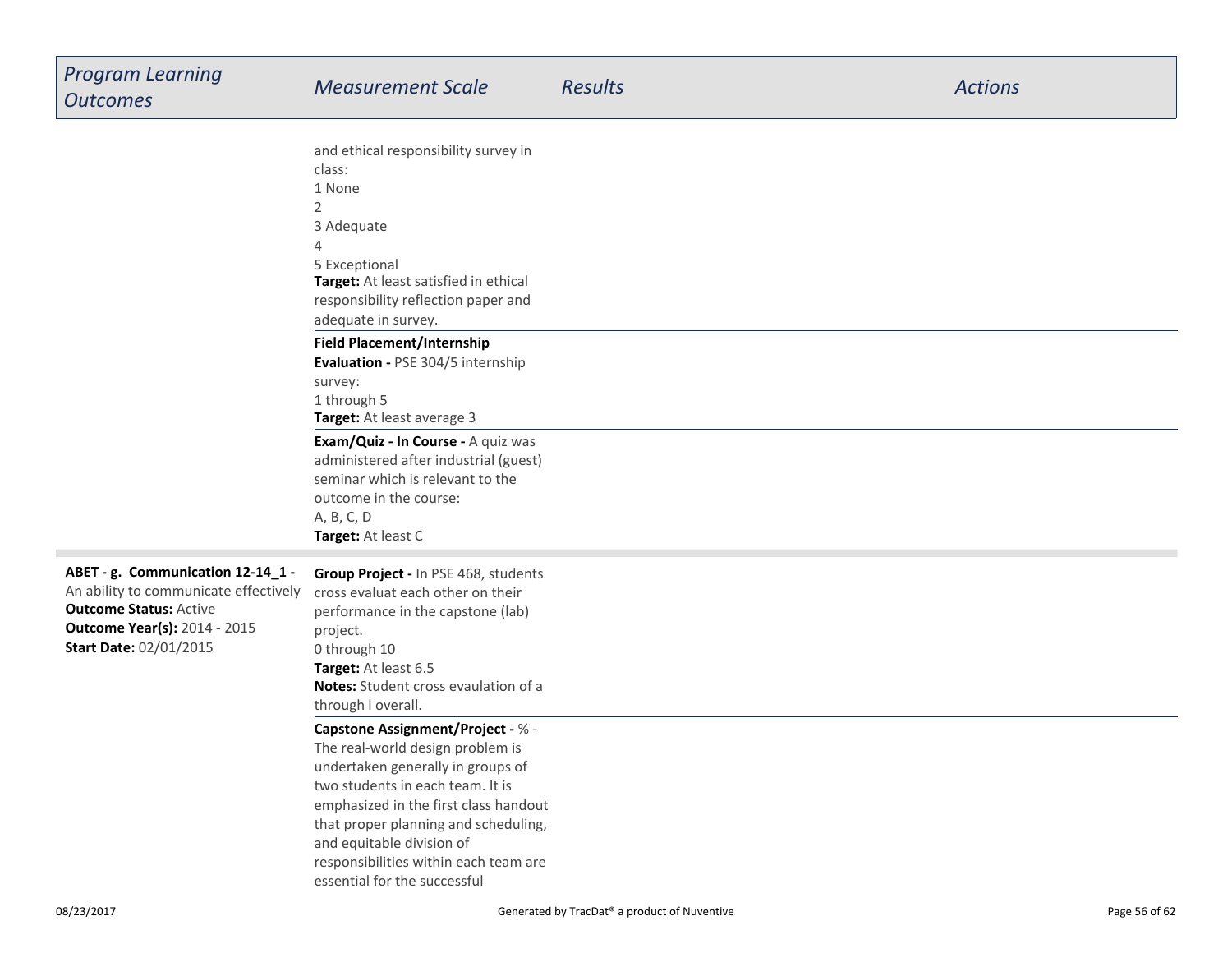| *Program Learning Outcomes* | *Measurement Scale* | *Results* | *Actions* |
|---|---|---|---|
| | and ethical responsibility survey in class:<br>1 None<br>2<br>3 Adequate<br>4<br>5 Exceptional<br>**Target:** At least satisfied in ethical responsibility reflection paper and adequate in survey. | | |
| | **Field Placement/Internship Evaluation -** PSE 304/5 internship survey:<br>1 through 5<br>**Target:** At least average 3 | | |
| | **Exam/Quiz - In Course -** A quiz was administered after industrial (guest) seminar which is relevant to the outcome in the course:<br>A, B, C, D<br>**Target:** At least C | | |
| **ABET - g. Communication 12-14_1 -** An ability to communicate effectively<br>**Outcome Status:** Active<br>**Outcome Year(s):** 2014 - 2015<br>**Start Date:** 02/01/2015 | **Group Project -** In PSE 468, students cross evaluat each other on their performance in the capstone (lab) project.<br>0 through 10<br>**Target:** At least 6.5<br>**Notes:** Student cross evaulation of a through l overall. | | |
| | **Capstone Assignment/Project -** % - The real-world design problem is undertaken generally in groups of two students in each team. It is emphasized in the first class handout that proper planning and scheduling, and equitable division of responsibilities within each team are essential for the successful | | |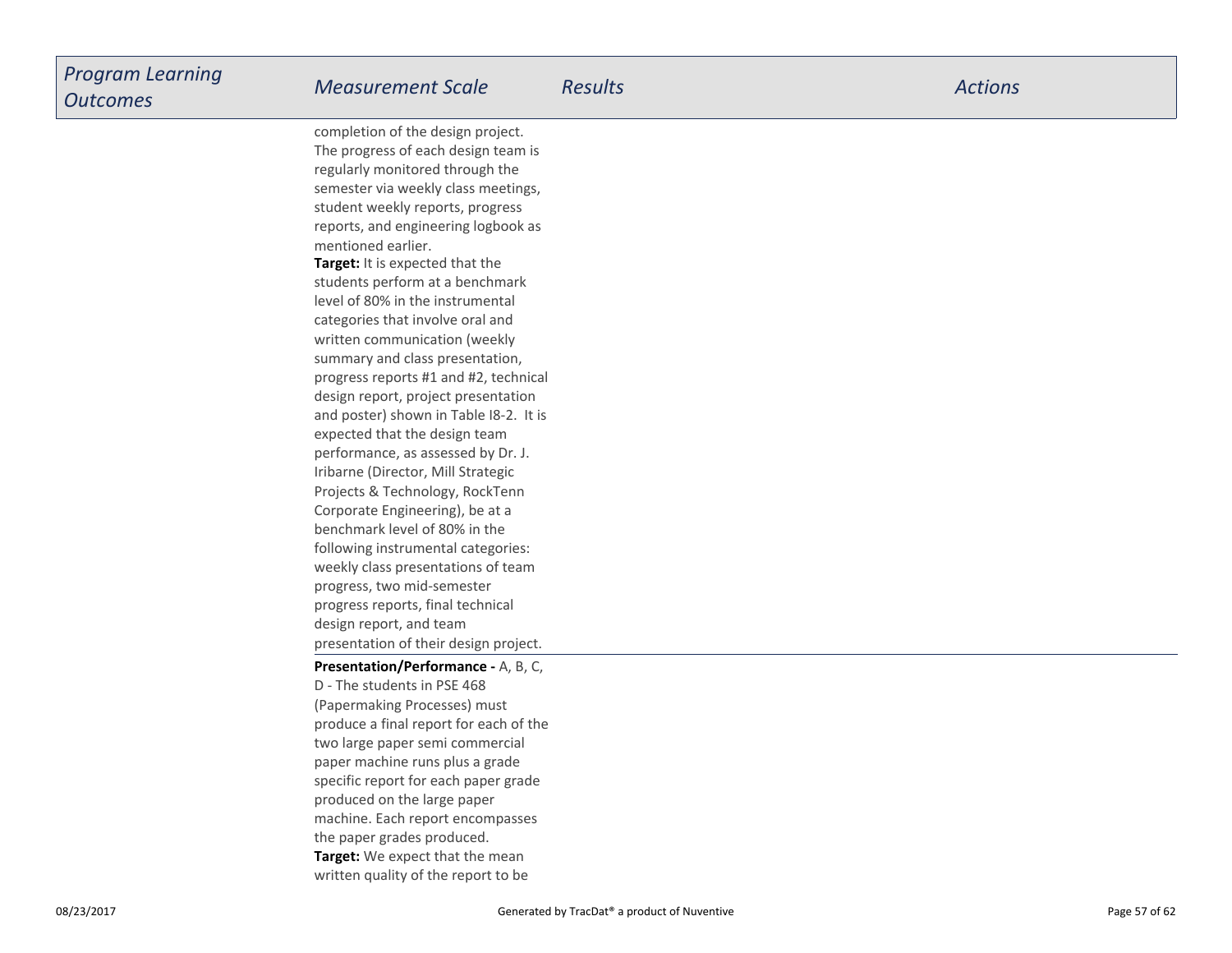| *Program Learning Outcomes* | *Measurement Scale* | *Results* | *Actions* |
| --- | --- | --- | --- |
| | completion of the design project. The progress of each design team is regularly monitored through the semester via weekly class meetings, student weekly reports, progress reports, and engineering logbook as mentioned earlier.<br>**Target:** It is expected that the students perform at a benchmark level of 80% in the instrumental categories that involve oral and written communication (weekly summary and class presentation, progress reports #1 and #2, technical design report, project presentation and poster) shown in Table I8-2. It is expected that the design team performance, as assessed by Dr. J. Iribarne (Director, Mill Strategic Projects & Technology, RockTenn Corporate Engineering), be at a benchmark level of 80% in the following instrumental categories: weekly class presentations of team progress, two mid-semester progress reports, final technical design report, and team presentation of their design project. | | |
| | **Presentation/Performance -** A, B, C, D - The students in PSE 468 (Papermaking Processes) must produce a final report for each of the two large paper semi commercial paper machine runs plus a grade specific report for each paper grade produced on the large paper machine. Each report encompasses the paper grades produced.<br>**Target:** We expect that the mean written quality of the report to be | | |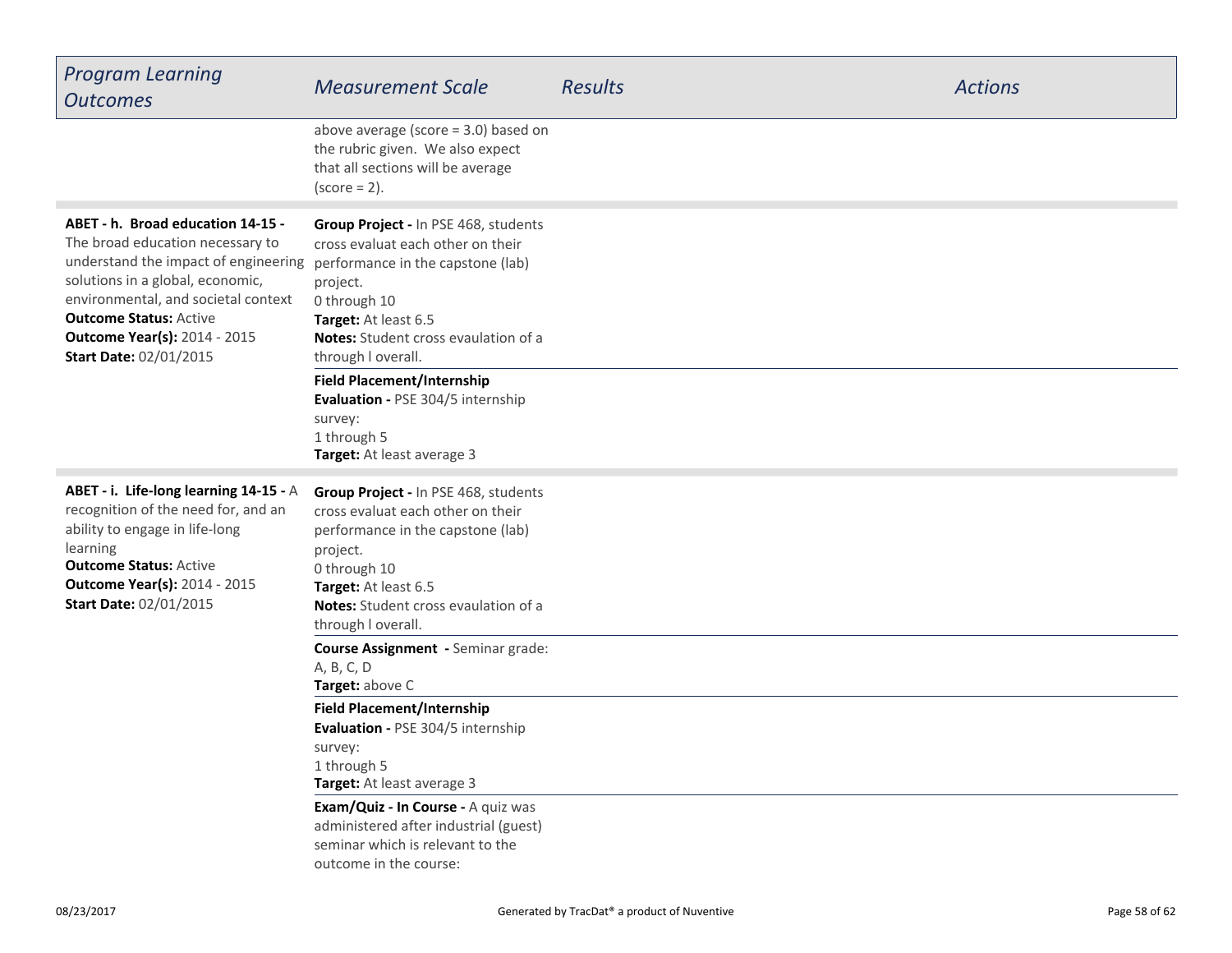| *Program Learning Outcomes* | *Measurement Scale* | *Results* | *Actions* |
| --- | --- | --- | --- |
| | above average (score = 3.0) based on the rubric given. We also expect that all sections will be average (score = 2). | | |
| **ABET - h. Broad education 14-15 -** The broad education necessary to understand the impact of engineering solutions in a global, economic, environmental, and societal context<br>**Outcome Status:** Active<br>**Outcome Year(s):** 2014 - 2015<br>**Start Date:** 02/01/2015 | **Group Project -** In PSE 468, students cross evaluat each other on their performance in the capstone (lab) project.<br>0 through 10<br>**Target:** At least 6.5<br>**Notes:** Student cross evaulation of a through l overall. | | |
| | **Field Placement/Internship Evaluation -** PSE 304/5 internship survey:<br>1 through 5<br>**Target:** At least average 3 | | |
| **ABET - i. Life-long learning 14-15 -** A recognition of the need for, and an ability to engage in life-long learning<br>**Outcome Status:** Active<br>**Outcome Year(s):** 2014 - 2015<br>**Start Date:** 02/01/2015 | **Group Project -** In PSE 468, students cross evaluat each other on their performance in the capstone (lab) project.<br>0 through 10<br>**Target:** At least 6.5<br>**Notes:** Student cross evaulation of a through l overall. | | |
| | **Course Assignment -** Seminar grade:<br>A, B, C, D<br>**Target:** above C | | |
| | **Field Placement/Internship Evaluation -** PSE 304/5 internship survey:<br>1 through 5<br>**Target:** At least average 3 | | |
| | **Exam/Quiz - In Course -** A quiz was administered after industrial (guest) seminar which is relevant to the outcome in the course: | | |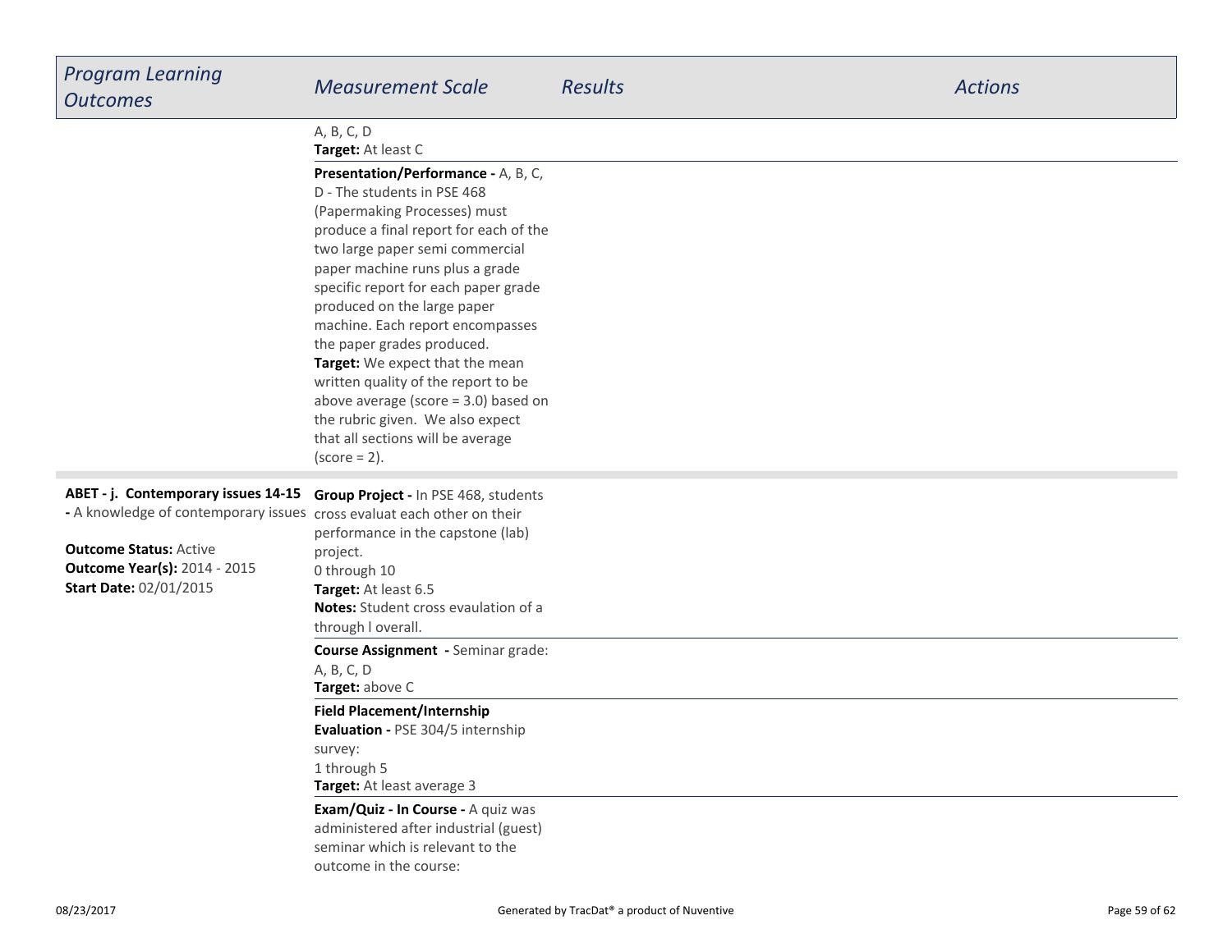| Program Learning Outcomes | Measurement Scale | Results | Actions |
| --- | --- | --- | --- |
| | A, B, C, D<br>**Target:** At least C | | |
| | **Presentation/Performance -** A, B, C, D - The students in PSE 468 (Papermaking Processes) must produce a final report for each of the two large paper semi commercial paper machine runs plus a grade specific report for each paper grade produced on the large paper machine. Each report encompasses the paper grades produced.<br>**Target:** We expect that the mean written quality of the report to be above average (score = 3.0) based on the rubric given. We also expect that all sections will be average (score = 2). | | |
| **ABET - j. Contemporary issues 14-15 -** A knowledge of contemporary issues<br><br>**Outcome Status:** Active<br>**Outcome Year(s):** 2014 - 2015<br>**Start Date:** 02/01/2015 | **Group Project -** In PSE 468, students cross evaluat each other on their performance in the capstone (lab) project.<br>0 through 10<br>**Target:** At least 6.5<br>**Notes:** Student cross evaulation of a through l overall. | | |
| | **Course Assignment -** Seminar grade: A, B, C, D<br>**Target:** above C | | |
| | **Field Placement/Internship Evaluation -** PSE 304/5 internship survey:<br>1 through 5<br>**Target:** At least average 3 | | |
| | **Exam/Quiz - In Course -** A quiz was administered after industrial (guest) seminar which is relevant to the outcome in the course: | | |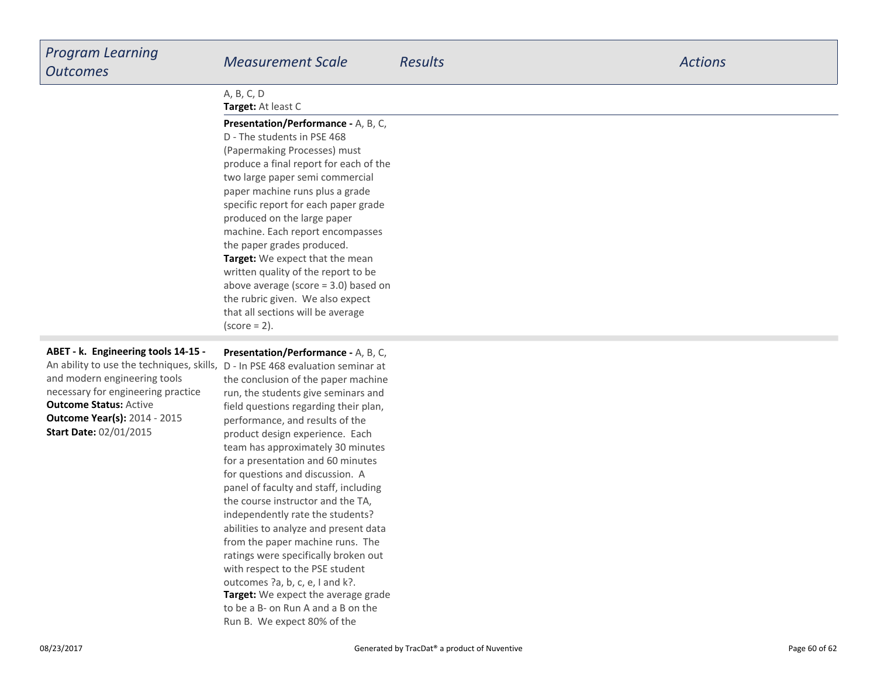| Program Learning Outcomes | Measurement Scale | Results | Actions |
| --- | --- | --- | --- |
| | A, B, C, D<br>**Target:** At least C | | |
| | **Presentation/Performance -** A, B, C, D - The students in PSE 468 (Papermaking Processes) must produce a final report for each of the two large paper semi commercial paper machine runs plus a grade specific report for each paper grade produced on the large paper machine. Each report encompasses the paper grades produced.<br>**Target:** We expect that the mean written quality of the report to be above average (score = 3.0) based on the rubric given. We also expect that all sections will be average (score = 2). | | |
| **ABET - k. Engineering tools 14-15 -** An ability to use the techniques, skills, and modern engineering tools necessary for engineering practice<br>**Outcome Status:** Active<br>**Outcome Year(s):** 2014 - 2015<br>**Start Date:** 02/01/2015 | **Presentation/Performance -** A, B, C, D - In PSE 468 evaluation seminar at the conclusion of the paper machine run, the students give seminars and field questions regarding their plan, performance, and results of the product design experience. Each team has approximately 30 minutes for a presentation and 60 minutes for questions and discussion. A panel of faculty and staff, including the course instructor and the TA, independently rate the students? abilities to analyze and present data from the paper machine runs. The ratings were specifically broken out with respect to the PSE student outcomes ?a, b, c, e, I and k?.<br>**Target:** We expect the average grade to be a B- on Run A and a B on the Run B. We expect 80% of the | | |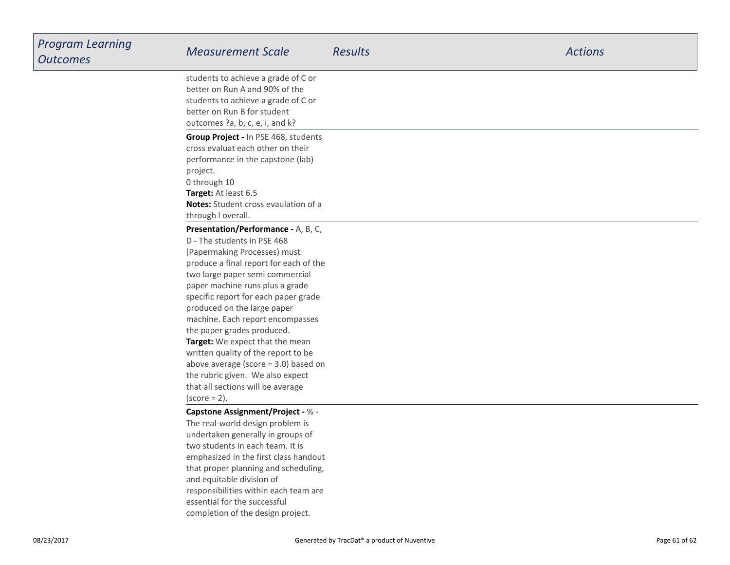| Program Learning Outcomes | Measurement Scale | Results | Actions |
|---|---|---|---|
| | students to achieve a grade of C or better on Run A and 90% of the students to achieve a grade of C or better on Run B for student outcomes ?a, b, c, e, i, and k? | | |
| | **Group Project -** In PSE 468, students cross evaluat each other on their performance in the capstone (lab) project.<br>0 through 10<br>**Target:** At least 6.5<br>**Notes:** Student cross evaulation of a through l overall. | | |
| | **Presentation/Performance -** A, B, C, D - The students in PSE 468 (Papermaking Processes) must produce a final report for each of the two large paper semi commercial paper machine runs plus a grade specific report for each paper grade produced on the large paper machine. Each report encompasses the paper grades produced.<br>**Target:** We expect that the mean written quality of the report to be above average (score = 3.0) based on the rubric given. We also expect that all sections will be average (score = 2). | | |
| | **Capstone Assignment/Project -** % - The real-world design problem is undertaken generally in groups of two students in each team. It is emphasized in the first class handout that proper planning and scheduling, and equitable division of responsibilities within each team are essential for the successful completion of the design project. | | |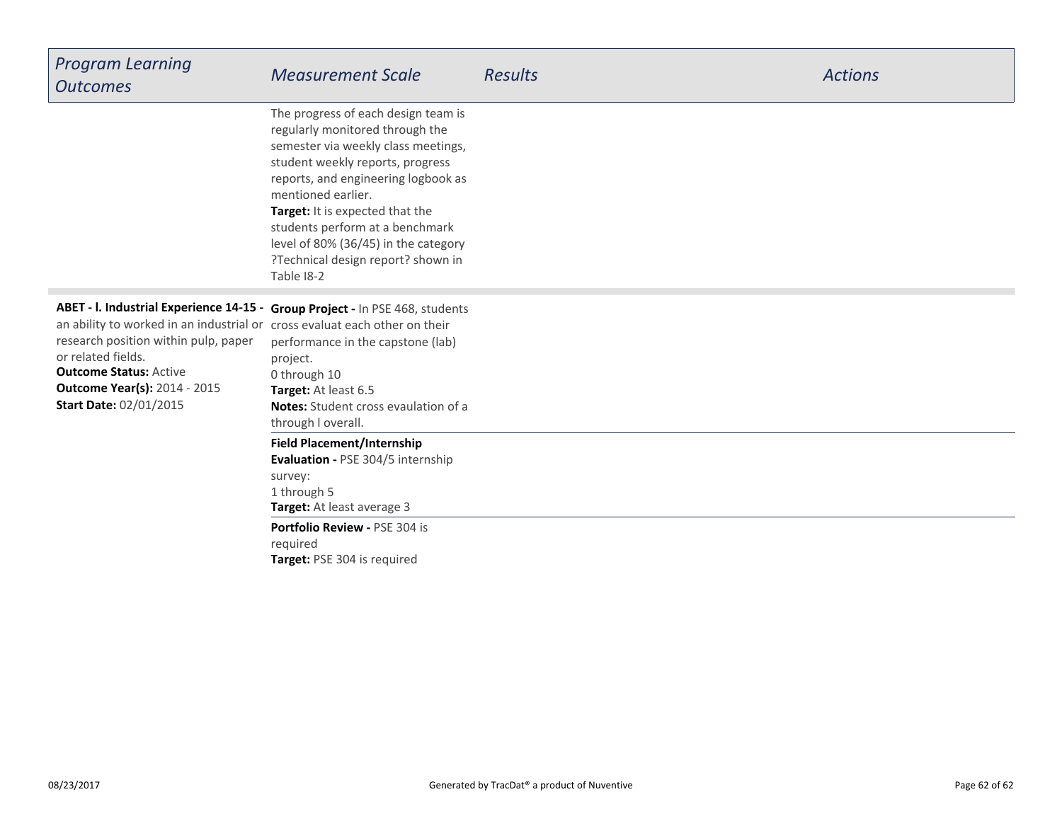| Program Learning Outcomes | Measurement Scale | Results | Actions |
|---|---|---|---|
| | The progress of each design team is regularly monitored through the semester via weekly class meetings, student weekly reports, progress reports, and engineering logbook as mentioned earlier.<br>**Target:** It is expected that the students perform at a benchmark level of 80% (36/45) in the category ?Technical design report? shown in Table I8-2 | | |
| **ABET - l. Industrial Experience 14-15 -** an ability to worked in an industrial or research position within pulp, paper or related fields.<br>**Outcome Status:** Active<br>**Outcome Year(s):** 2014 - 2015<br>**Start Date:** 02/01/2015 | **Group Project -** In PSE 468, students cross evaluat each other on their performance in the capstone (lab) project.<br>0 through 10<br>**Target:** At least 6.5<br>**Notes:** Student cross evaulation of a through l overall. | | |
| | **Field Placement/Internship Evaluation -** PSE 304/5 internship survey:<br>1 through 5<br>**Target:** At least average 3 | | |
| | **Portfolio Review -** PSE 304 is required<br>**Target:** PSE 304 is required | | |